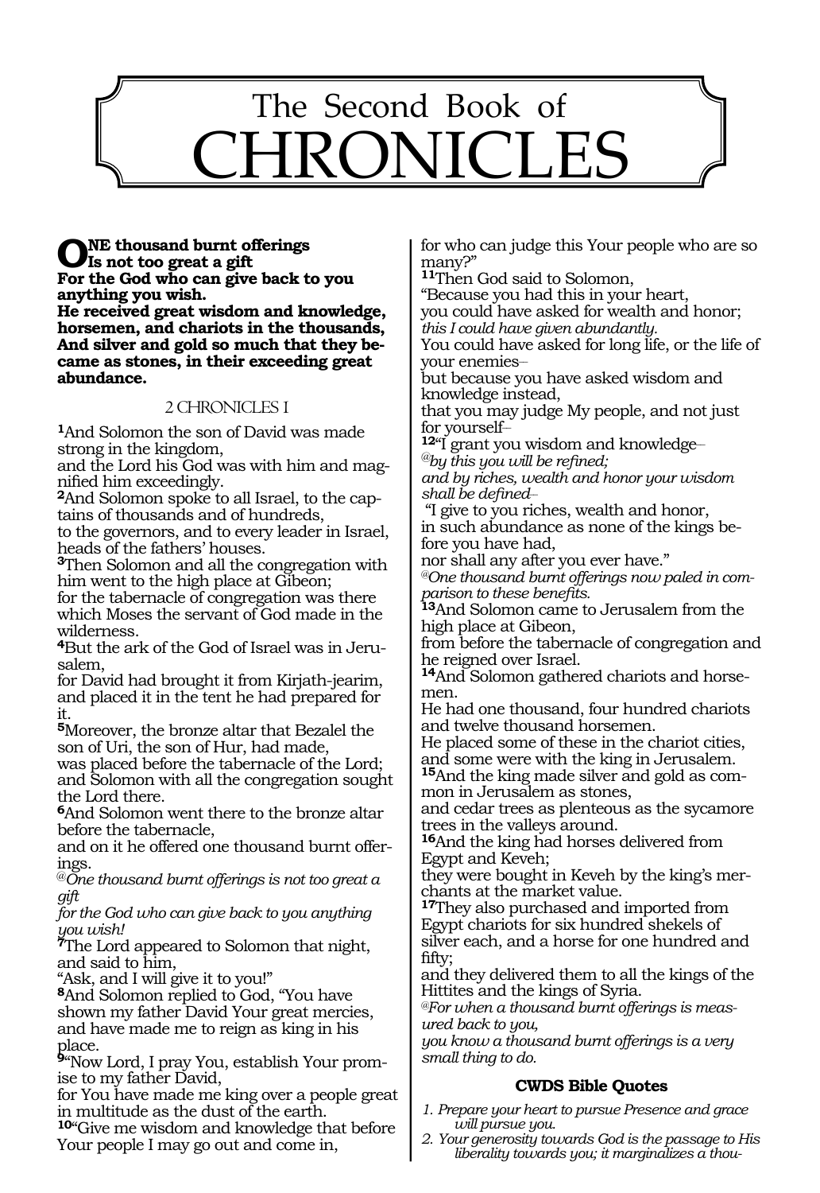# The Second Book of CHRONICLES

**ONE thousand burnt offerings**
**Is not too great a gift**
**For the God who can give back to you anything you wish.**
**He received great wisdom and knowledge, horsemen, and chariots in the thousands,**
**And silver and gold so much that they became as stones, in their exceeding great abundance.**

## 2 CHRONICLES 1

**1**And Solomon the son of David was made strong in the kingdom,
and the Lord his God was with him and magnified him exceedingly.
**2**And Solomon spoke to all Israel, to the captains of thousands and of hundreds,
to the governors, and to every leader in Israel, heads of the fathers' houses.
**3**Then Solomon and all the congregation with him went to the high place at Gibeon;
for the tabernacle of congregation was there which Moses the servant of God made in the wilderness.
**4**But the ark of the God of Israel was in Jerusalem,
for David had brought it from Kirjath-jearim, and placed it in the tent he had prepared for it.
**5**Moreover, the bronze altar that Bezalel the son of Uri, the son of Hur, had made,
was placed before the tabernacle of the Lord;
and Solomon with all the congregation sought the Lord there.
**6**And Solomon went there to the bronze altar before the tabernacle,
and on it he offered one thousand burnt offerings.
*@One thousand burnt offerings is not too great a gift*
*for the God who can give back to you anything you wish!*
**7**The Lord appeared to Solomon that night, and said to him,
"Ask, and I will give it to you!"
**8**And Solomon replied to God, "You have shown my father David Your great mercies,
and have made me to reign as king in his place.
**9**"Now Lord, I pray You, establish Your promise to my father David,
for You have made me king over a people great in multitude as the dust of the earth.
**10**"Give me wisdom and knowledge that before Your people I may go out and come in,
for who can judge this Your people who are so many?"
**11**Then God said to Solomon,
"Because you had this in your heart,
you could have asked for wealth and honor;
*this I could have given abundantly.*
You could have asked for long life, or the life of your enemies–
but because you have asked wisdom and knowledge instead,
that you may judge My people, and not just for yourself–
**12**"I grant you wisdom and knowledge–
*@by this you will be refined;*
*and by riches, wealth and honor your wisdom shall be defined–*
"I give to you riches, wealth and honor,
in such abundance as none of the kings before you have had,
nor shall any after you ever have."
*@One thousand burnt offerings now paled in comparison to these benefits.*
**13**And Solomon came to Jerusalem from the high place at Gibeon,
from before the tabernacle of congregation and he reigned over Israel.
**14**And Solomon gathered chariots and horsemen.
He had one thousand, four hundred chariots and twelve thousand horsemen.
He placed some of these in the chariot cities, and some were with the king in Jerusalem.
**15**And the king made silver and gold as common in Jerusalem as stones,
and cedar trees as plenteous as the sycamore trees in the valleys around.
**16**And the king had horses delivered from Egypt and Keveh;
they were bought in Keveh by the king's merchants at the market value.
**17**They also purchased and imported from Egypt chariots for six hundred shekels of silver each, and a horse for one hundred and fifty;
and they delivered them to all the kings of the Hittites and the kings of Syria.
*@For when a thousand burnt offerings is measured back to you,*
*you know a thousand burnt offerings is a very small thing to do.*

### CWDS Bible Quotes

1. *Prepare your heart to pursue Presence and grace will pursue you.*
2. *Your generosity towards God is the passage to His liberality towards you; it marginalizes a thou-*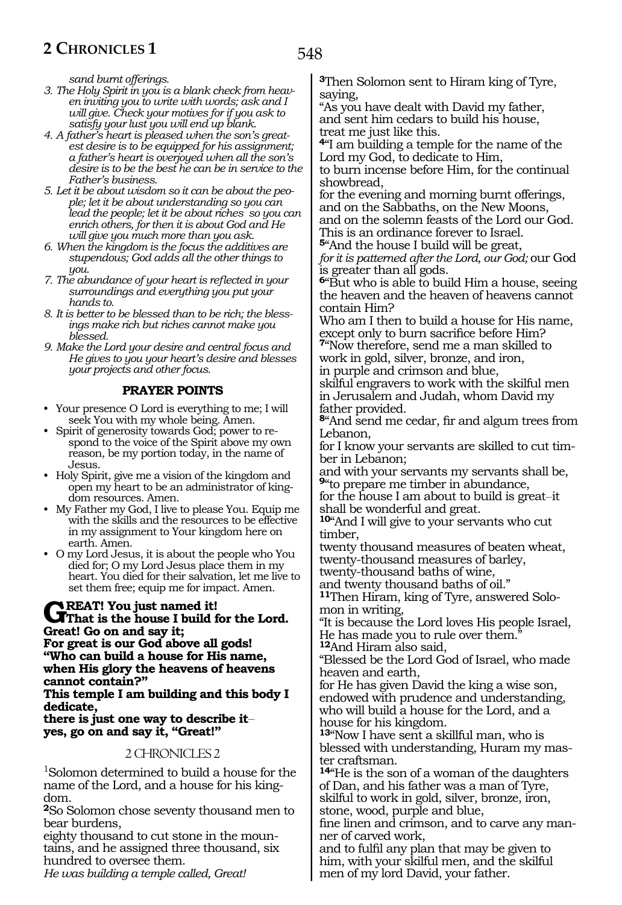*sand burnt offerings.*

3. *The Holy Spirit in you is a blank check from heaven inviting you to write with words; ask and I will give. Check your motives for if you ask to satisfy your lust you will end up blank.*
4. *A father's heart is pleased when the son's greatest desire is to be equipped for his assignment; a father's heart is overjoyed when all the son's desire is to be the best he can be in service to the Father's business.*
5. *Let it be about wisdom so it can be about the people; let it be about understanding so you can lead the people; let it be about riches so you can enrich others, for then it is about God and He will give you much more than you ask.*
6. *When the kingdom is the focus the additives are stupendous; God adds all the other things to you.*
7. *The abundance of your heart is reflected in your surroundings and everything you put your hands to.*
8. *It is better to be blessed than to be rich; the blessings make rich but riches cannot make you blessed.*
9. *Make the Lord your desire and central focus and He gives to you your heart's desire and blesses your projects and other focus.*

**PRAYER POINTS**

- Your presence O Lord is everything to me; I will seek You with my whole being. Amen.
- Spirit of generosity towards God; power to respond to the voice of the Spirit above my own reason, be my portion today, in the name of Jesus.
- Holy Spirit, give me a vision of the kingdom and open my heart to be an administrator of kingdom resources. Amen.
- My Father my God, I live to please You. Equip me with the skills and the resources to be effective in my assignment to Your kingdom here on earth. Amen.
- O my Lord Jesus, it is about the people who You died for; O my Lord Jesus place them in my heart. You died for their salvation, let me live to set them free; equip me for impact. Amen.

**GREAT! You just named it!**
**That is the house I build for the Lord.**
**Great! Go on and say it;**
**For great is our God above all gods!**
**"Who can build a house for His name,**
**when His glory the heavens of heavens cannot contain?"**
**This temple I am building and this body I dedicate,**
**there is just one way to describe it–**
**yes, go on and say it, "Great!"**

## 2 CHRONICLES 2

[1]Solomon determined to build a house for the name of the Lord, and a house for his kingdom.

[2]So Solomon chose seventy thousand men to bear burdens,
eighty thousand to cut stone in the mountains, and he assigned three thousand, six hundred to oversee them.
*He was building a temple called, Great!*

[3]Then Solomon sent to Hiram king of Tyre, saying,
"As you have dealt with David my father, and sent him cedars to build his house, treat me just like this.

[4]"I am building a temple for the name of the Lord my God, to dedicate to Him,
to burn incense before Him, for the continual showbread,
for the evening and morning burnt offerings,
and on the Sabbaths, on the New Moons,
and on the solemn feasts of the Lord our God.
This is an ordinance forever to Israel.

[5]"And the house I build will be great,
*for it is patterned after the Lord, our God;* our God is greater than all gods.

[6]"But who is able to build Him a house, seeing the heaven and the heaven of heavens cannot contain Him?
Who am I then to build a house for His name, except only to burn sacrifice before Him?

[7]"Now therefore, send me a man skilled to work in gold, silver, bronze, and iron,
in purple and crimson and blue,
skilful engravers to work with the skilful men in Jerusalem and Judah, whom David my father provided.

[8]"And send me cedar, fir and algum trees from Lebanon,
for I know your servants are skilled to cut timber in Lebanon;
and with your servants my servants shall be,

[9]"to prepare me timber in abundance,
for the house I am about to build is great–it shall be wonderful and great.

[10]"And I will give to your servants who cut timber,
twenty thousand measures of beaten wheat,
twenty-thousand measures of barley,
twenty-thousand baths of wine,
and twenty thousand baths of oil."

[11]Then Hiram, king of Tyre, answered Solomon in writing,
"It is because the Lord loves His people Israel, He has made you to rule over them."

[12]And Hiram also said,
"Blessed be the Lord God of Israel, who made heaven and earth,
for He has given David the king a wise son, endowed with prudence and understanding, who will build a house for the Lord, and a house for his kingdom.

[13]"Now I have sent a skillful man, who is blessed with understanding, Huram my master craftsman.

[14]"He is the son of a woman of the daughters of Dan, and his father was a man of Tyre, skilful to work in gold, silver, bronze, iron, stone, wood, purple and blue,
fine linen and crimson, and to carve any manner of carved work,
and to fulfil any plan that may be given to him, with your skilful men, and the skilful men of my lord David, your father.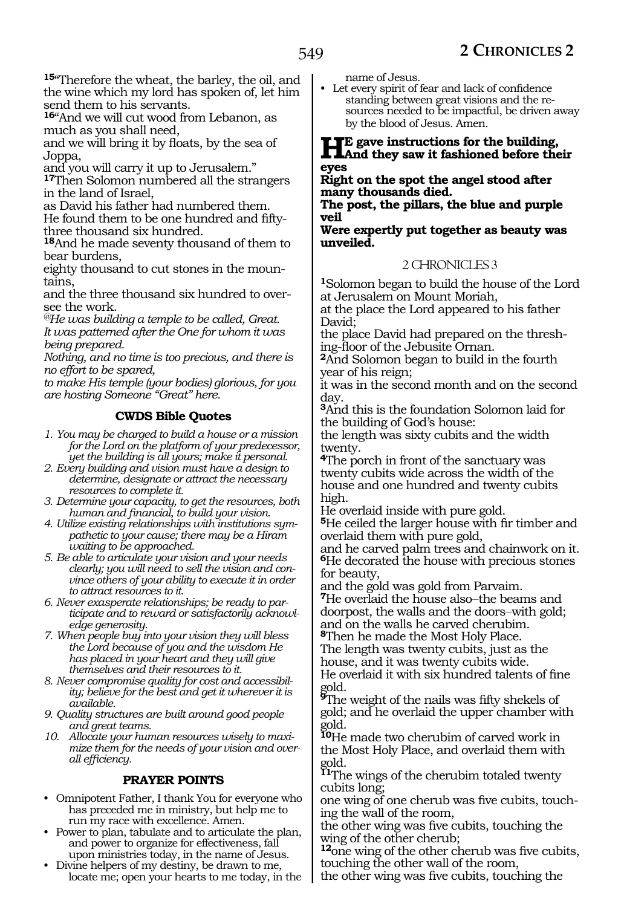**15**"Therefore the wheat, the barley, the oil, and the wine which my lord has spoken of, let him send them to his servants.
**16**"And we will cut wood from Lebanon, as much as you shall need,
and we will bring it by floats, by the sea of Joppa,
and you will carry it up to Jerusalem."
**17**Then Solomon numbered all the strangers in the land of Israel,
as David his father had numbered them.
He found them to be one hundred and fifty-three thousand six hundred.
**18**And he made seventy thousand of them to bear burdens,
eighty thousand to cut stones in the mountains,
and the three thousand six hundred to oversee the work.

*@He was building a temple to be called, Great.*
*It was patterned after the One for whom it was being prepared.*
*Nothing, and no time is too precious, and there is no effort to be spared,*
*to make His temple (your bodies) glorious, for you are hosting Someone "Great" here.*

### CWDS Bible Quotes

1. *You may be charged to build a house or a mission for the Lord on the platform of your predecessor, yet the building is all yours; make it personal.*
2. *Every building and vision must have a design to determine, designate or attract the necessary resources to complete it.*
3. *Determine your capacity, to get the resources, both human and financial, to build your vision.*
4. *Utilize existing relationships with institutions sympathetic to your cause; there may be a Hiram waiting to be approached.*
5. *Be able to articulate your vision and your needs clearly; you will need to sell the vision and convince others of your ability to execute it in order to attract resources to it.*
6. *Never exasperate relationships; be ready to participate and to reward or satisfactorily acknowledge generosity.*
7. *When people buy into your vision they will bless the Lord because of you and the wisdom He has placed in your heart and they will give themselves and their resources to it.*
8. *Never compromise quality for cost and accessibility; believe for the best and get it wherever it is available.*
9. *Quality structures are built around good people and great teams.*
10. *Allocate your human resources wisely to maximize them for the needs of your vision and overall efficiency.*

### PRAYER POINTS

- Omnipotent Father, I thank You for everyone who has preceded me in ministry, but help me to run my race with excellence. Amen.
- Power to plan, tabulate and to articulate the plan, and power to organize for effectiveness, fall upon ministries today, in the name of Jesus.
- Divine helpers of my destiny, be drawn to me, locate me; open your hearts to me today, in the name of Jesus.
- Let every spirit of fear and lack of confidence standing between great visions and the resources needed to be impactful, be driven away by the blood of Jesus. Amen.

**He gave instructions for the building,**
**And they saw it fashioned before their eyes**
**Right on the spot the angel stood after many thousands died.**
**The post, the pillars, the blue and purple veil**
**Were expertly put together as beauty was unveiled.**

## 2 CHRONICLES 3

**1**Solomon began to build the house of the Lord at Jerusalem on Mount Moriah,
at the place the Lord appeared to his father David;
the place David had prepared on the threshing-floor of the Jebusite Ornan.
**2**And Solomon began to build in the fourth year of his reign;
it was in the second month and on the second day.
**3**And this is the foundation Solomon laid for the building of God's house:
the length was sixty cubits and the width twenty.
**4**The porch in front of the sanctuary was twenty cubits wide across the width of the house and one hundred and twenty cubits high.
He overlaid inside with pure gold.
**5**He ceiled the larger house with fir timber and overlaid them with pure gold,
and he carved palm trees and chainwork on it.
**6**He decorated the house with precious stones for beauty,
and the gold was gold from Parvaim.
**7**He overlaid the house also–the beams and doorpost, the walls and the doors–with gold;
and on the walls he carved cherubim.
**8**Then he made the Most Holy Place.
The length was twenty cubits, just as the house, and it was twenty cubits wide.
He overlaid it with six hundred talents of fine gold.
**9**The weight of the nails was fifty shekels of gold; and he overlaid the upper chamber with gold.
**10**He made two cherubim of carved work in the Most Holy Place, and overlaid them with gold.
**11**The wings of the cherubim totaled twenty cubits long;
one wing of one cherub was five cubits, touching the wall of the room,
the other wing was five cubits, touching the wing of the other cherub;
**12**one wing of the other cherub was five cubits, touching the other wall of the room,
the other wing was five cubits, touching the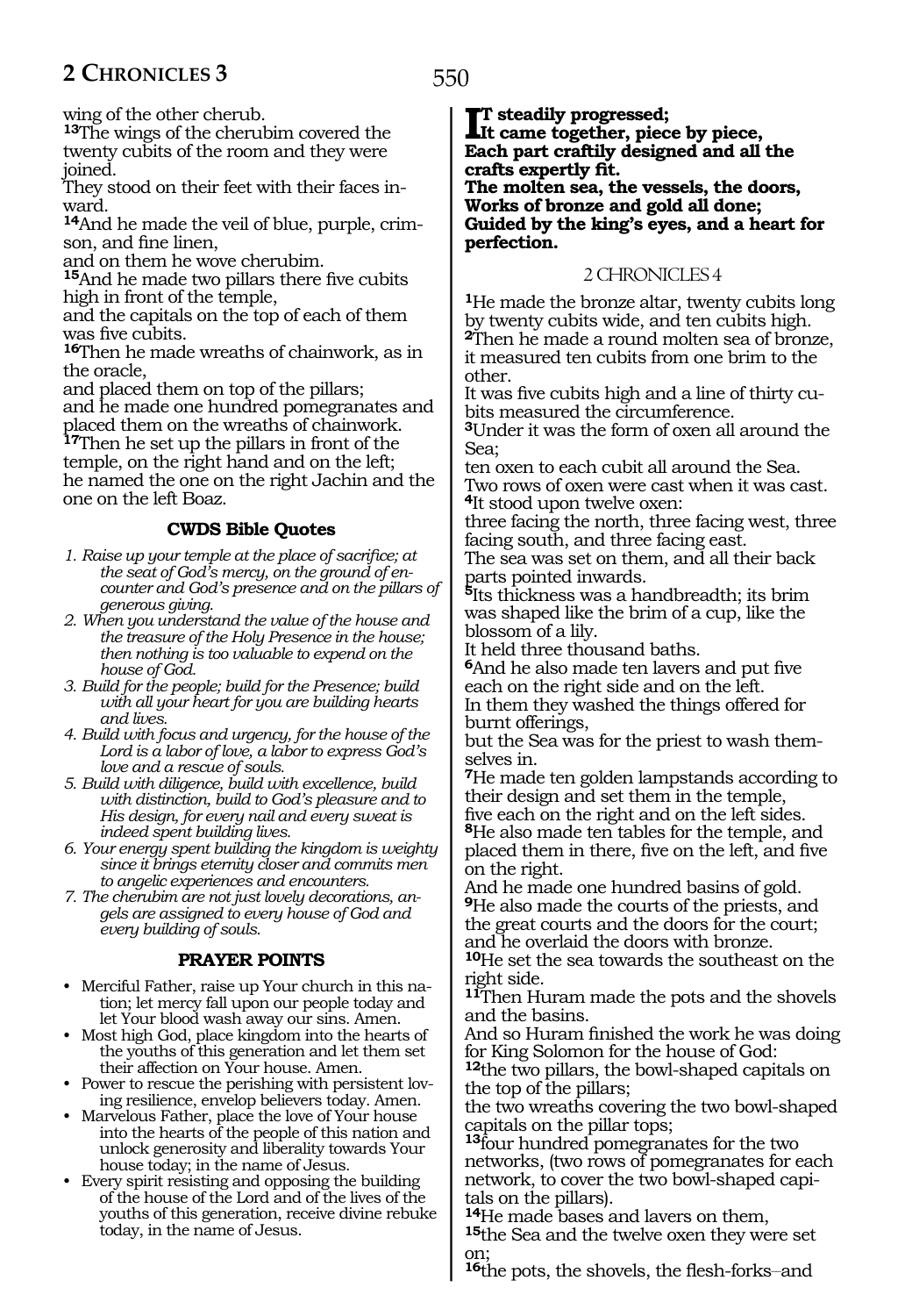wing of the other cherub.

**13**The wings of the cherubim covered the twenty cubits of the room and they were joined.
They stood on their feet with their faces inward.

**14**And he made the veil of blue, purple, crimson, and fine linen,
and on them he wove cherubim.

**15**And he made two pillars there five cubits high in front of the temple,
and the capitals on the top of each of them was five cubits.

**16**Then he made wreaths of chainwork, as in the oracle,
and placed them on top of the pillars;
and he made one hundred pomegranates and placed them on the wreaths of chainwork.

**17**Then he set up the pillars in front of the temple, on the right hand and on the left;
he named the one on the right Jachin and the one on the left Boaz.

### CWDS Bible Quotes

1. *Raise up your temple at the place of sacrifice; at the seat of God's mercy, on the ground of encounter and God's presence and on the pillars of generous giving.*
2. *When you understand the value of the house and the treasure of the Holy Presence in the house; then nothing is too valuable to expend on the house of God.*
3. *Build for the people; build for the Presence; build with all your heart for you are building hearts and lives.*
4. *Build with focus and urgency, for the house of the Lord is a labor of love, a labor to express God's love and a rescue of souls.*
5. *Build with diligence, build with excellence, build with distinction, build to God's pleasure and to His design, for every nail and every sweat is indeed spent building lives.*
6. *Your energy spent building the kingdom is weighty since it brings eternity closer and commits men to angelic experiences and encounters.*
7. *The cherubim are not just lovely decorations, angels are assigned to every house of God and every building of souls.*

### PRAYER POINTS

- Merciful Father, raise up Your church in this nation; let mercy fall upon our people today and let Your blood wash away our sins. Amen.
- Most high God, place kingdom into the hearts of the youths of this generation and let them set their affection on Your house. Amen.
- Power to rescue the perishing with persistent loving resilience, envelop believers today. Amen.
- Marvelous Father, place the love of Your house into the hearts of the people of this nation and unlock generosity and liberality towards Your house today; in the name of Jesus.
- Every spirit resisting and opposing the building of the house of the Lord and of the lives of the youths of this generation, receive divine rebuke today, in the name of Jesus.

**IT steadily progressed;**
**It came together, piece by piece,**
**Each part craftily designed and all the crafts expertly fit.**
**The molten sea, the vessels, the doors,**
**Works of bronze and gold all done;**
**Guided by the king's eyes, and a heart for perfection.**

## 2 CHRONICLES 4

**1**He made the bronze altar, twenty cubits long by twenty cubits wide, and ten cubits high.

**2**Then he made a round molten sea of bronze, it measured ten cubits from one brim to the other.
It was five cubits high and a line of thirty cubits measured the circumference.

**3**Under it was the form of oxen all around the Sea;
ten oxen to each cubit all around the Sea.
Two rows of oxen were cast when it was cast.

**4**It stood upon twelve oxen:
three facing the north, three facing west, three facing south, and three facing east.
The sea was set on them, and all their back parts pointed inwards.

**5**Its thickness was a handbreadth; its brim was shaped like the brim of a cup, like the blossom of a lily.
It held three thousand baths.

**6**And he also made ten lavers and put five each on the right side and on the left.
In them they washed the things offered for burnt offerings,
but the Sea was for the priest to wash themselves in.

**7**He made ten golden lampstands according to their design and set them in the temple,
five each on the right and on the left sides.

**8**He also made ten tables for the temple, and placed them in there, five on the left, and five on the right.
And he made one hundred basins of gold.

**9**He also made the courts of the priests, and the great courts and the doors for the court;
and he overlaid the doors with bronze.

**10**He set the sea towards the southeast on the right side.

**11**Then Huram made the pots and the shovels and the basins.
And so Huram finished the work he was doing for King Solomon for the house of God:

**12**the two pillars, the bowl-shaped capitals on the top of the pillars;
the two wreaths covering the two bowl-shaped capitals on the pillar tops;

**13**four hundred pomegranates for the two networks, (two rows of pomegranates for each network, to cover the two bowl-shaped capitals on the pillars).

**14**He made bases and lavers on them,

**15**the Sea and the twelve oxen they were set on;

**16**the pots, the shovels, the flesh-forks–and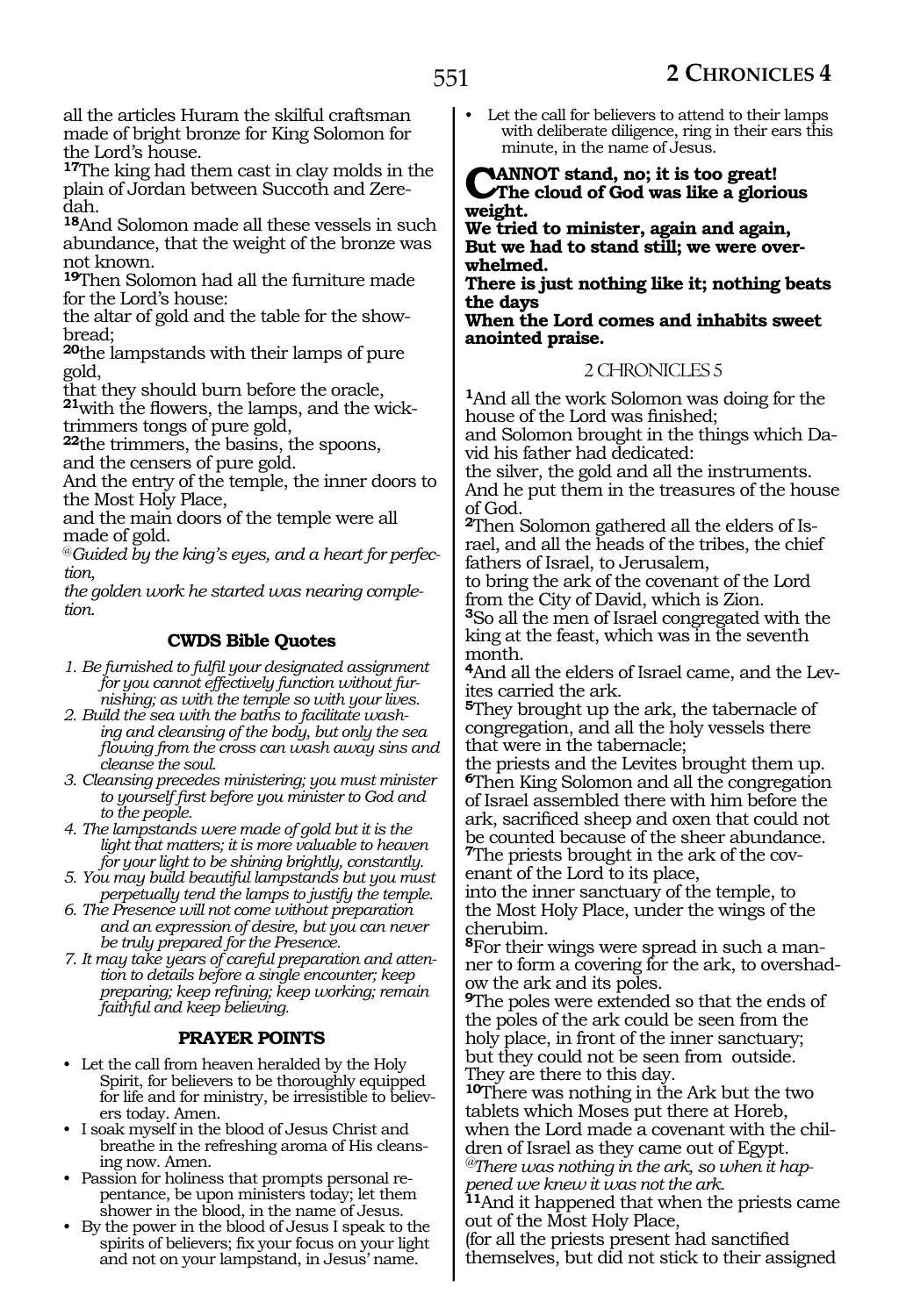all the articles Huram the skilful craftsman made of bright bronze for King Solomon for the Lord's house.

**17**The king had them cast in clay molds in the plain of Jordan between Succoth and Zeredah.

**18**And Solomon made all these vessels in such abundance, that the weight of the bronze was not known.

**19**Then Solomon had all the furniture made for the Lord's house:
the altar of gold and the table for the showbread;

**20**the lampstands with their lamps of pure gold,
that they should burn before the oracle,

**21**with the flowers, the lamps, and the wick-trimmers tongs of pure gold,

**22**the trimmers, the basins, the spoons, and the censers of pure gold.
And the entry of the temple, the inner doors to the Most Holy Place,
and the main doors of the temple were all made of gold.

*@Guided by the king's eyes, and a heart for perfection,*
*the golden work he started was nearing completion.*

### CWDS Bible Quotes

1. *Be furnished to fulfil your designated assignment for you cannot effectively function without furnishing; as with the temple so with your lives.*
2. *Build the sea with the baths to facilitate washing and cleansing of the body, but only the sea flowing from the cross can wash away sins and cleanse the soul.*
3. *Cleansing precedes ministering; you must minister to yourself first before you minister to God and to the people.*
4. *The lampstands were made of gold but it is the light that matters; it is more valuable to heaven for your light to be shining brightly, constantly.*
5. *You may build beautiful lampstands but you must perpetually tend the lamps to justify the temple.*
6. *The Presence will not come without preparation and an expression of desire, but you can never be truly prepared for the Presence.*
7. *It may take years of careful preparation and attention to details before a single encounter; keep preparing; keep refining; keep working; remain faithful and keep believing.*

### PRAYER POINTS

- Let the call from heaven heralded by the Holy Spirit, for believers to be thoroughly equipped for life and for ministry, be irresistible to believers today. Amen.
- I soak myself in the blood of Jesus Christ and breathe in the refreshing aroma of His cleansing now. Amen.
- Passion for holiness that prompts personal repentance, be upon ministers today; let them shower in the blood, in the name of Jesus.
- By the power in the blood of Jesus I speak to the spirits of believers; fix your focus on your light and not on your lampstand, in Jesus' name.
- Let the call for believers to attend to their lamps with deliberate diligence, ring in their ears this minute, in the name of Jesus.

**CANNOT stand, no; it is too great!**
**The cloud of God was like a glorious weight.**
**We tried to minister, again and again,**
**But we had to stand still; we were overwhelmed.**
**There is just nothing like it; nothing beats the days**
**When the Lord comes and inhabits sweet anointed praise.**

## 2 CHRONICLES 5

**1**And all the work Solomon was doing for the house of the Lord was finished;
and Solomon brought in the things which David his father had dedicated:
the silver, the gold and all the instruments.
And he put them in the treasures of the house of God.

**2**Then Solomon gathered all the elders of Israel, and all the heads of the tribes, the chief fathers of Israel, to Jerusalem,
to bring the ark of the covenant of the Lord from the City of David, which is Zion.

**3**So all the men of Israel congregated with the king at the feast, which was in the seventh month.

**4**And all the elders of Israel came, and the Levites carried the ark.

**5**They brought up the ark, the tabernacle of congregation, and all the holy vessels there that were in the tabernacle;
the priests and the Levites brought them up.

**6**Then King Solomon and all the congregation of Israel assembled there with him before the ark, sacrificed sheep and oxen that could not be counted because of the sheer abundance.

**7**The priests brought in the ark of the covenant of the Lord to its place,
into the inner sanctuary of the temple, to the Most Holy Place, under the wings of the cherubim.

**8**For their wings were spread in such a manner to form a covering for the ark, to overshadow the ark and its poles.

**9**The poles were extended so that the ends of the poles of the ark could be seen from the holy place, in front of the inner sanctuary;
but they could not be seen from outside.
They are there to this day.

**10**There was nothing in the Ark but the two tablets which Moses put there at Horeb,
when the Lord made a covenant with the children of Israel as they came out of Egypt.

*@There was nothing in the ark, so when it happened we knew it was not the ark.*

**11**And it happened that when the priests came out of the Most Holy Place,
(for all the priests present had sanctified themselves, but did not stick to their assigned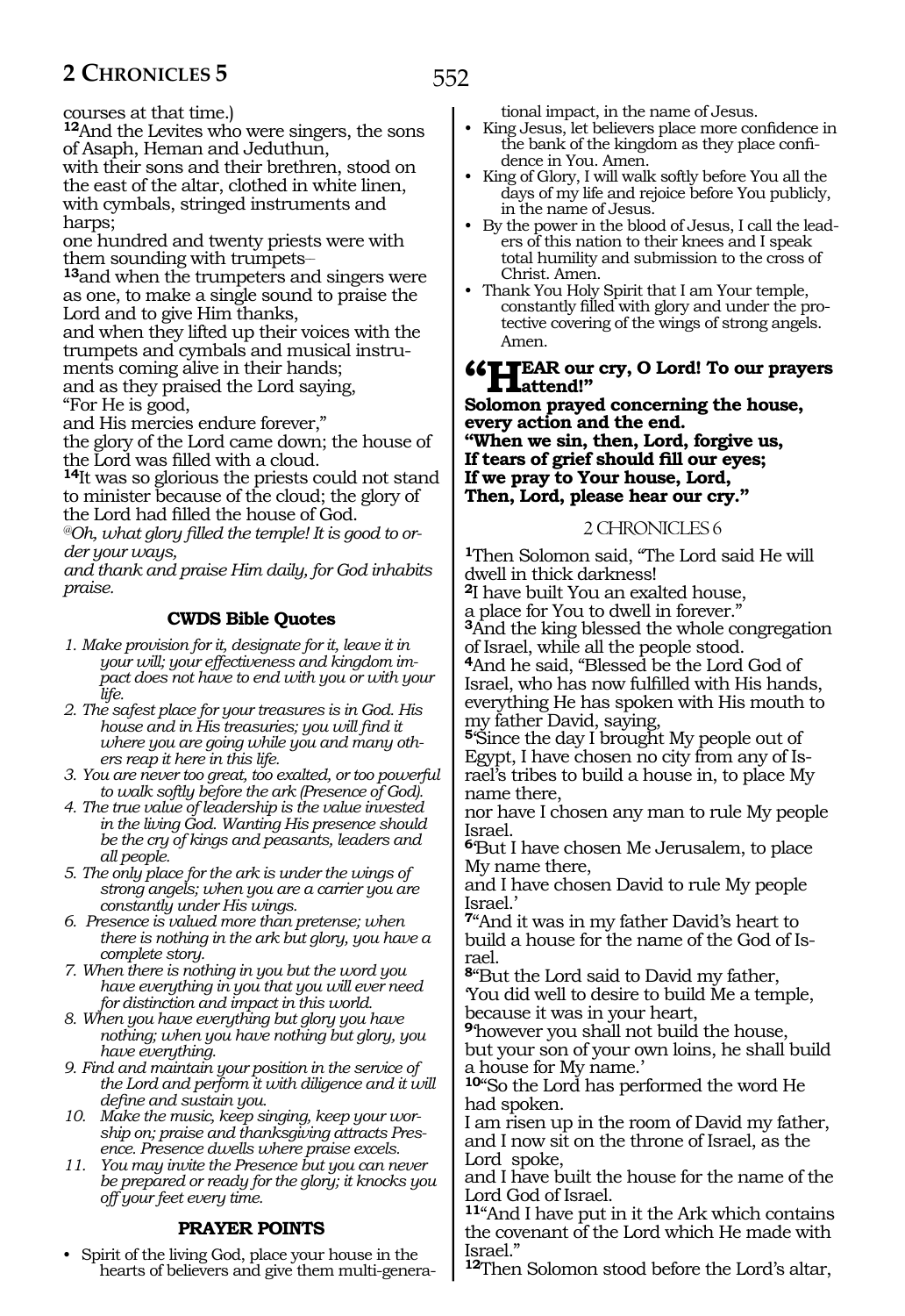courses at that time.)

**12**And the Levites who were singers, the sons of Asaph, Heman and Jeduthun,
with their sons and their brethren, stood on the east of the altar, clothed in white linen, with cymbals, stringed instruments and harps;
one hundred and twenty priests were with them sounding with trumpets–

**13**and when the trumpeters and singers were as one, to make a single sound to praise the Lord and to give Him thanks,
and when they lifted up their voices with the trumpets and cymbals and musical instruments coming alive in their hands;
and as they praised the Lord saying,
"For He is good,
and His mercies endure forever,"
the glory of the Lord came down; the house of the Lord was filled with a cloud.

**14**It was so glorious the priests could not stand to minister because of the cloud; the glory of the Lord had filled the house of God.

*@Oh, what glory filled the temple! It is good to order your ways,*
*and thank and praise Him daily, for God inhabits praise.*

### CWDS Bible Quotes

1. *Make provision for it, designate for it, leave it in your will; your effectiveness and kingdom impact does not have to end with you or with your life.*
2. *The safest place for your treasures is in God. His house and in His treasuries; you will find it where you are going while you and many others reap it here in this life.*
3. *You are never too great, too exalted, or too powerful to walk softly before the ark (Presence of God).*
4. *The true value of leadership is the value invested in the living God. Wanting His presence should be the cry of kings and peasants, leaders and all people.*
5. *The only place for the ark is under the wings of strong angels; when you are a carrier you are constantly under His wings.*
6. *Presence is valued more than pretense; when there is nothing in the ark but glory, you have a complete story.*
7. *When there is nothing in you but the word you have everything in you that you will ever need for distinction and impact in this world.*
8. *When you have everything but glory you have nothing; when you have nothing but glory, you have everything.*
9. *Find and maintain your position in the service of the Lord and perform it with diligence and it will define and sustain you.*
10. *Make the music, keep singing, keep your worship on; praise and thanksgiving attracts Presence. Presence dwells where praise excels.*
11. *You may invite the Presence but you can never be prepared or ready for the glory; it knocks you off your feet every time.*

### PRAYER POINTS

- Spirit of the living God, place your house in the hearts of believers and give them multi-generational impact, in the name of Jesus.
- King Jesus, let believers place more confidence in the bank of the kingdom as they place confidence in You. Amen.
- King of Glory, I will walk softly before You all the days of my life and rejoice before You publicly, in the name of Jesus.
- By the power in the blood of Jesus, I call the leaders of this nation to their knees and I speak total humility and submission to the cross of Christ. Amen.
- Thank You Holy Spirit that I am Your temple, constantly filled with glory and under the protective covering of the wings of strong angels. Amen.

**"HEAR our cry, O Lord! To our prayers attend!"**
**Solomon prayed concerning the house, every action and the end.**
**"When we sin, then, Lord, forgive us,**
**If tears of grief should fill our eyes;**
**If we pray to Your house, Lord,**
**Then, Lord, please hear our cry."**

## 2 CHRONICLES 6

**1**Then Solomon said, "The Lord said He will dwell in thick darkness!

**2**I have built You an exalted house,
a place for You to dwell in forever."

**3**And the king blessed the whole congregation of Israel, while all the people stood.

**4**And he said, "Blessed be the Lord God of Israel, who has now fulfilled with His hands, everything He has spoken with His mouth to my father David, saying,

**5**'Since the day I brought My people out of Egypt, I have chosen no city from any of Israel's tribes to build a house in, to place My name there,
nor have I chosen any man to rule My people Israel.

**6**'But I have chosen Me Jerusalem, to place My name there,
and I have chosen David to rule My people Israel.'

**7**"And it was in my father David's heart to build a house for the name of the God of Israel.

**8**"But the Lord said to David my father,
'You did well to desire to build Me a temple, because it was in your heart,

**9**'however you shall not build the house,
but your son of your own loins, he shall build a house for My name.'

**10**"So the Lord has performed the word He had spoken.
I am risen up in the room of David my father, and I now sit on the throne of Israel, as the Lord spoke,
and I have built the house for the name of the Lord God of Israel.

**11**"And I have put in it the Ark which contains the covenant of the Lord which He made with Israel."

**12**Then Solomon stood before the Lord's altar,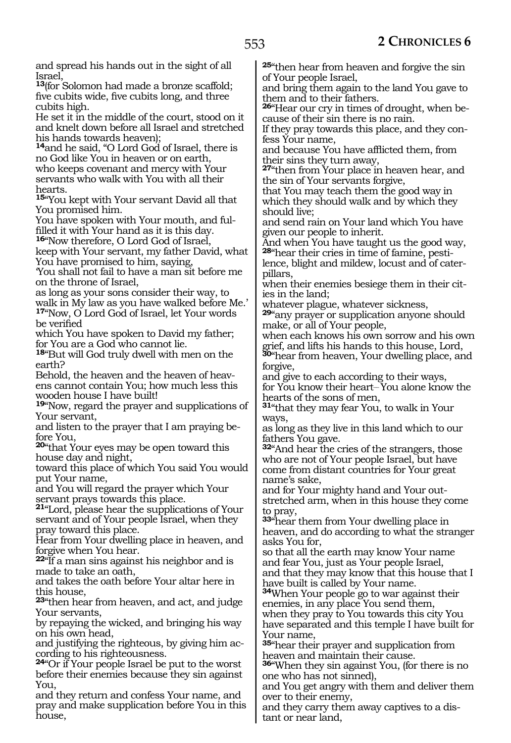and spread his hands out in the sight of all Israel,
[13](for Solomon had made a bronze scaffold; five cubits wide, five cubits long, and three cubits high.
He set it in the middle of the court, stood on it and knelt down before all Israel and stretched his hands towards heaven);
[14]and he said, "O Lord God of Israel, there is no God like You in heaven or on earth,
who keeps covenant and mercy with Your servants who walk with You with all their hearts.
[15]"You kept with Your servant David all that You promised him.
You have spoken with Your mouth, and fulfilled it with Your hand as it is this day.
[16]"Now therefore, O Lord God of Israel,
keep with Your servant, my father David, what You have promised to him, saying,
'You shall not fail to have a man sit before me on the throne of Israel,
as long as your sons consider their way, to walk in My law as you have walked before Me.'
[17]"Now, O Lord God of Israel, let Your words be verified
which You have spoken to David my father;
for You are a God who cannot lie.
[18]"But will God truly dwell with men on the earth?
Behold, the heaven and the heaven of heavens cannot contain You; how much less this wooden house I have built!
[19]"Now, regard the prayer and supplications of Your servant,
and listen to the prayer that I am praying before You,
[20]"that Your eyes may be open toward this house day and night,
toward this place of which You said You would put Your name,
and You will regard the prayer which Your servant prays towards this place.
[21]"Lord, please hear the supplications of Your servant and of Your people Israel, when they pray toward this place.
Hear from Your dwelling place in heaven, and forgive when You hear.
[22]"If a man sins against his neighbor and is made to take an oath,
and takes the oath before Your altar here in this house,
[23]"then hear from heaven, and act, and judge Your servants,
by repaying the wicked, and bringing his way on his own head,
and justifying the righteous, by giving him according to his righteousness.
[24]"Or if Your people Israel be put to the worst before their enemies because they sin against You,
and they return and confess Your name, and pray and make supplication before You in this house,
[25]"then hear from heaven and forgive the sin of Your people Israel,
and bring them again to the land You gave to them and to their fathers.
[26]"Hear our cry in times of drought, when because of their sin there is no rain.
If they pray towards this place, and they confess Your name,
and because You have afflicted them, from their sins they turn away,
[27]"then from Your place in heaven hear, and the sin of Your servants forgive,
that You may teach them the good way in which they should walk and by which they should live;
and send rain on Your land which You have given our people to inherit.
And when You have taught us the good way,
[28]"hear their cries in time of famine, pestilence, blight and mildew, locust and of caterpillars,
when their enemies besiege them in their cities in the land;
whatever plague, whatever sickness,
[29]"any prayer or supplication anyone should make, or all of Your people,
when each knows his own sorrow and his own grief, and lifts his hands to this house, Lord,
[30]"hear from heaven, Your dwelling place, and forgive,
and give to each according to their ways,
for You know their heart– You alone know the hearts of the sons of men,
[31]"that they may fear You, to walk in Your ways,
as long as they live in this land which to our fathers You gave.
[32]"And hear the cries of the strangers, those who are not of Your people Israel, but have come from distant countries for Your great name's sake,
and for Your mighty hand and Your outstretched arm, when in this house they come to pray,
[33]"hear them from Your dwelling place in heaven, and do according to what the stranger asks You for,
so that all the earth may know Your name and fear You, just as Your people Israel,
and that they may know that this house that I have built is called by Your name.
[34]When Your people go to war against their enemies, in any place You send them,
when they pray to You towards this city You have separated and this temple I have built for Your name,
[35]"hear their prayer and supplication from heaven and maintain their cause.
[36]"When they sin against You, (for there is no one who has not sinned),
and You get angry with them and deliver them over to their enemy,
and they carry them away captives to a distant or near land,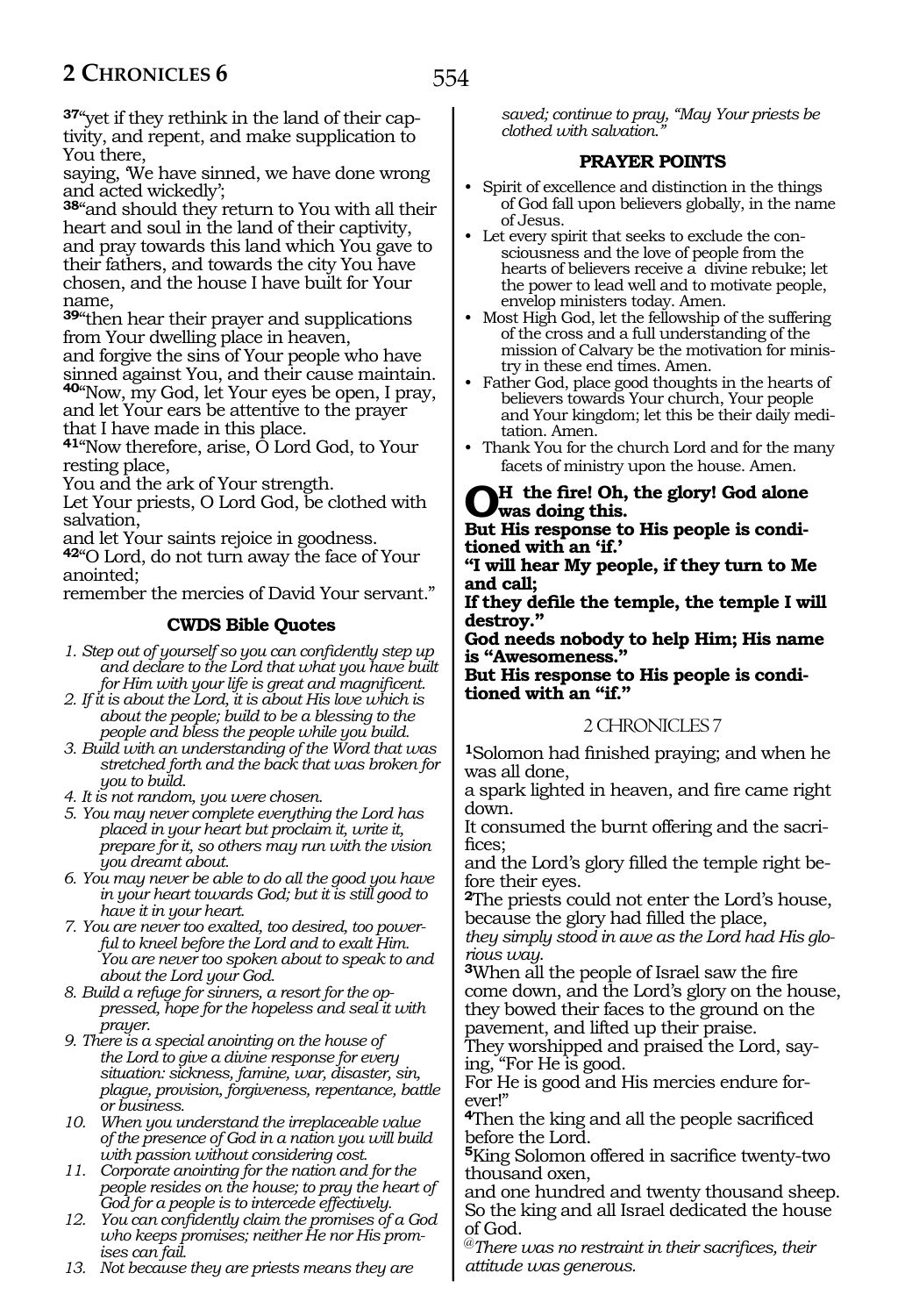[37]"yet if they rethink in the land of their captivity, and repent, and make supplication to You there,
saying, 'We have sinned, we have done wrong and acted wickedly';
[38]"and should they return to You with all their heart and soul in the land of their captivity, and pray towards this land which You gave to their fathers, and towards the city You have chosen, and the house I have built for Your name,
[39]"then hear their prayer and supplications from Your dwelling place in heaven,
and forgive the sins of Your people who have sinned against You, and their cause maintain.
[40]"Now, my God, let Your eyes be open, I pray, and let Your ears be attentive to the prayer that I have made in this place.
[41]"Now therefore, arise, O Lord God, to Your resting place,
You and the ark of Your strength.
Let Your priests, O Lord God, be clothed with salvation,
and let Your saints rejoice in goodness.
[42]"O Lord, do not turn away the face of Your anointed;
remember the mercies of David Your servant."

### CWDS Bible Quotes

1. *Step out of yourself so you can confidently step up and declare to the Lord that what you have built for Him with your life is great and magnificent.*
2. *If it is about the Lord, it is about His love which is about the people; build to be a blessing to the people and bless the people while you build.*
3. *Build with an understanding of the Word that was stretched forth and the back that was broken for you to build.*
4. *It is not random, you were chosen.*
5. *You may never complete everything the Lord has placed in your heart but proclaim it, write it, prepare for it, so others may run with the vision you dreamt about.*
6. *You may never be able to do all the good you have in your heart towards God; but it is still good to have it in your heart.*
7. *You are never too exalted, too desired, too powerful to kneel before the Lord and to exalt Him. You are never too spoken about to speak to and about the Lord your God.*
8. *Build a refuge for sinners, a resort for the oppressed, hope for the hopeless and seal it with prayer.*
9. *There is a special anointing on the house of the Lord to give a divine response for every situation: sickness, famine, war, disaster, sin, plague, provision, forgiveness, repentance, battle or business.*
10. *When you understand the irreplaceable value of the presence of God in a nation you will build with passion without considering cost.*
11. *Corporate anointing for the nation and for the people resides on the house; to pray the heart of God for a people is to intercede effectively.*
12. *You can confidently claim the promises of a God who keeps promises; neither He nor His promises can fail.*
13. *Not because they are priests means they are saved; continue to pray, "May Your priests be clothed with salvation."*

### PRAYER POINTS

- Spirit of excellence and distinction in the things of God fall upon believers globally, in the name of Jesus.
- Let every spirit that seeks to exclude the consciousness and the love of people from the hearts of believers receive a divine rebuke; let the power to lead well and to motivate people, envelop ministers today. Amen.
- Most High God, let the fellowship of the suffering of the cross and a full understanding of the mission of Calvary be the motivation for ministry in these end times. Amen.
- Father God, place good thoughts in the hearts of believers towards Your church, Your people and Your kingdom; let this be their daily meditation. Amen.
- Thank You for the church Lord and for the many facets of ministry upon the house. Amen.

**OH the fire! Oh, the glory! God alone was doing this.**
**But His response to His people is conditioned with an 'if.'**
**"I will hear My people, if they turn to Me and call;**
**If they defile the temple, the temple I will destroy."**
**God needs nobody to help Him; His name is "Awesomeness."**
**But His response to His people is conditioned with an "if."**

## 2 CHRONICLES 7

[1]Solomon had finished praying; and when he was all done,
a spark lighted in heaven, and fire came right down.
It consumed the burnt offering and the sacrifices;
and the Lord's glory filled the temple right before their eyes.
[2]The priests could not enter the Lord's house, because the glory had filled the place,
*they simply stood in awe as the Lord had His glorious way.*
[3]When all the people of Israel saw the fire come down, and the Lord's glory on the house, they bowed their faces to the ground on the pavement, and lifted up their praise.
They worshipped and praised the Lord, saying, "For He is good.
For He is good and His mercies endure forever!"
[4]Then the king and all the people sacrificed before the Lord.
[5]King Solomon offered in sacrifice twenty-two thousand oxen,
and one hundred and twenty thousand sheep.
So the king and all Israel dedicated the house of God.
*@There was no restraint in their sacrifices, their attitude was generous.*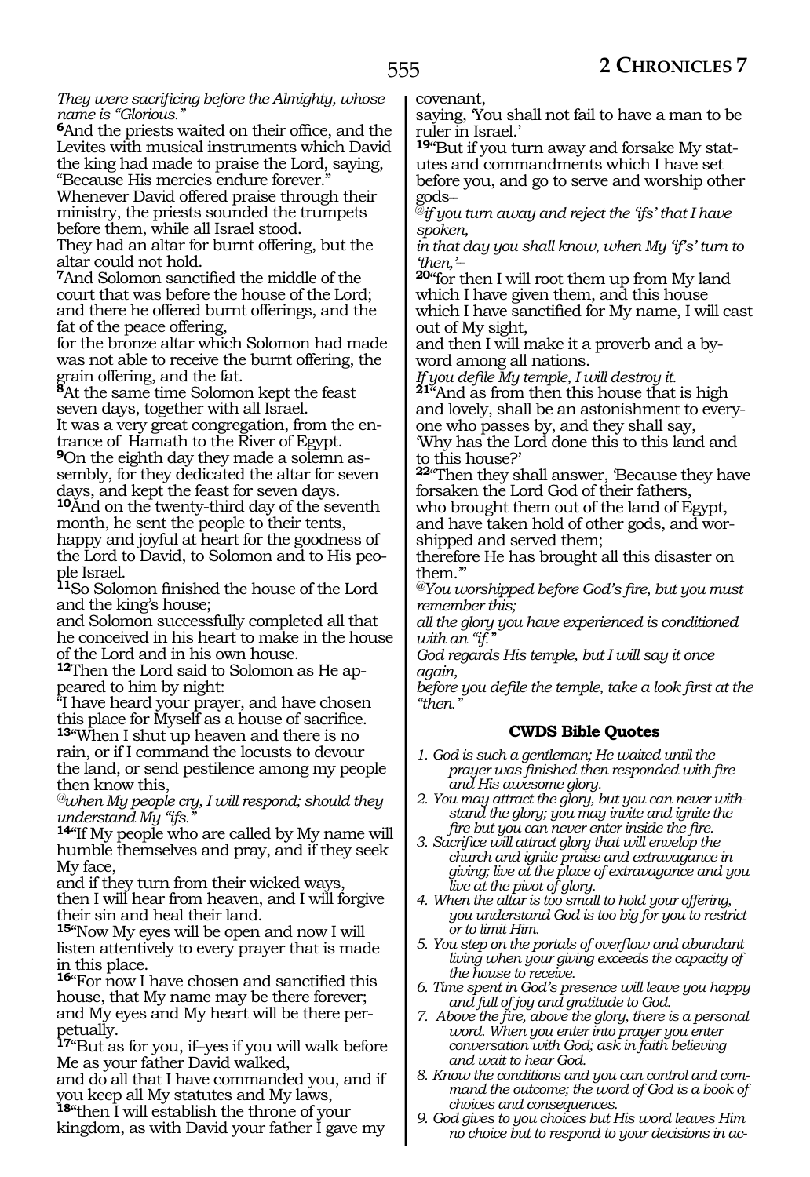*They were sacrificing before the Almighty, whose name is "Glorious."*

**6**And the priests waited on their office, and the Levites with musical instruments which David the king had made to praise the Lord, saying, "Because His mercies endure forever."
Whenever David offered praise through their ministry, the priests sounded the trumpets before them, while all Israel stood.
They had an altar for burnt offering, but the altar could not hold.

**7**And Solomon sanctified the middle of the court that was before the house of the Lord; and there he offered burnt offerings, and the fat of the peace offering,
for the bronze altar which Solomon had made was not able to receive the burnt offering, the grain offering, and the fat.

**8**At the same time Solomon kept the feast seven days, together with all Israel.
It was a very great congregation, from the entrance of Hamath to the River of Egypt.

**9**On the eighth day they made a solemn assembly, for they dedicated the altar for seven days, and kept the feast for seven days.

**10**And on the twenty-third day of the seventh month, he sent the people to their tents, happy and joyful at heart for the goodness of the Lord to David, to Solomon and to His people Israel.

**11**So Solomon finished the house of the Lord and the king's house;
and Solomon successfully completed all that he conceived in his heart to make in the house of the Lord and in his own house.

**12**Then the Lord said to Solomon as He appeared to him by night:
"I have heard your prayer, and have chosen this place for Myself as a house of sacrifice.

**13**"When I shut up heaven and there is no rain, or if I command the locusts to devour the land, or send pestilence among my people then know this,
*@when My people cry, I will respond; should they understand My "ifs."*

**14**"If My people who are called by My name will humble themselves and pray, and if they seek My face,
and if they turn from their wicked ways, then I will hear from heaven, and I will forgive their sin and heal their land.

**15**"Now My eyes will be open and now I will listen attentively to every prayer that is made in this place.

**16**"For now I have chosen and sanctified this house, that My name may be there forever; and My eyes and My heart will be there perpetually.

**17**"But as for you, if–yes if you will walk before Me as your father David walked,
and do all that I have commanded you, and if you keep all My statutes and My laws,

**18**"then I will establish the throne of your kingdom, as with David your father I gave my covenant,
saying, 'You shall not fail to have a man to be ruler in Israel.'

**19**"But if you turn away and forsake My statutes and commandments which I have set before you, and go to serve and worship other gods–
*@if you turn away and reject the 'ifs' that I have spoken,*
*in that day you shall know, when My 'if's' turn to 'then,'–*

**20**"for then I will root them up from My land which I have given them, and this house which I have sanctified for My name, I will cast out of My sight,
and then I will make it a proverb and a byword among all nations.
*If you defile My temple, I will destroy it.*

**21**"And as from then this house that is high and lovely, shall be an astonishment to everyone who passes by, and they shall say,
'Why has the Lord done this to this land and to this house?'

**22**"Then they shall answer, 'Because they have forsaken the Lord God of their fathers,
who brought them out of the land of Egypt, and have taken hold of other gods, and worshipped and served them;
therefore He has brought all this disaster on them.'"

*@You worshipped before God's fire, but you must remember this;*
*all the glory you have experienced is conditioned with an "if."*
*God regards His temple, but I will say it once again,*
*before you defile the temple, take a look first at the "then."*

## CWDS Bible Quotes

1. *God is such a gentleman; He waited until the prayer was finished then responded with fire and His awesome glory.*
2. *You may attract the glory, but you can never withstand the glory; you may invite and ignite the fire but you can never enter inside the fire.*
3. *Sacrifice will attract glory that will envelop the church and ignite praise and extravagance in giving; live at the place of extravagance and you live at the pivot of glory.*
4. *When the altar is too small to hold your offering, you understand God is too big for you to restrict or to limit Him.*
5. *You step on the portals of overflow and abundant living when your giving exceeds the capacity of the house to receive.*
6. *Time spent in God's presence will leave you happy and full of joy and gratitude to God.*
7. *Above the fire, above the glory, there is a personal word. When you enter into prayer you enter conversation with God; ask in faith believing and wait to hear God.*
8. *Know the conditions and you can control and command the outcome; the word of God is a book of choices and consequences.*
9. *God gives to you choices but His word leaves Him no choice but to respond to your decisions in ac-*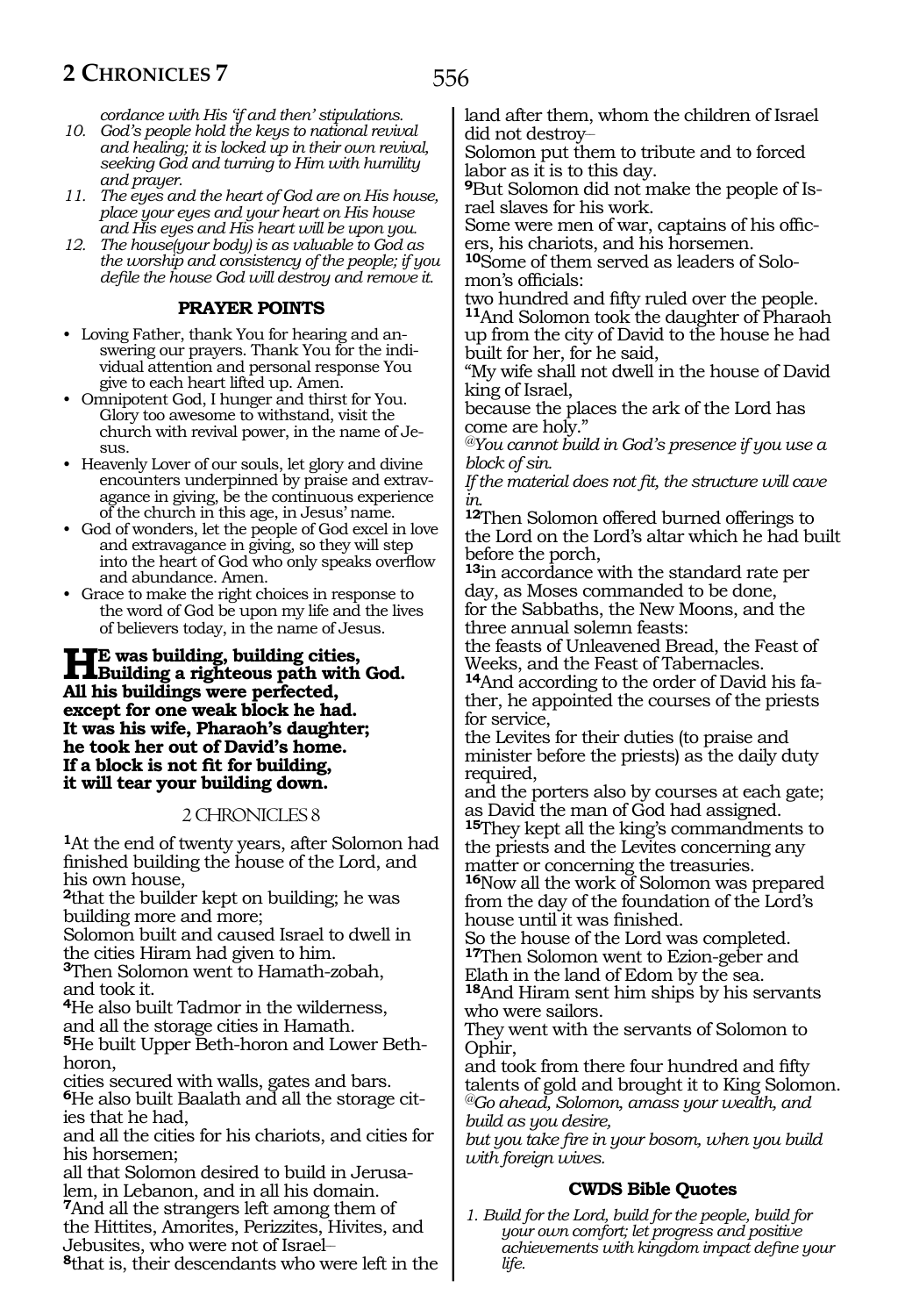*cordance with His 'if and then' stipulations.*

10. *God's people hold the keys to national revival and healing; it is locked up in their own revival, seeking God and turning to Him with humility and prayer.*
11. *The eyes and the heart of God are on His house, place your eyes and your heart on His house and His eyes and His heart will be upon you.*
12. *The house(your body) is as valuable to God as the worship and consistency of the people; if you defile the house God will destroy and remove it.*

### PRAYER POINTS

- Loving Father, thank You for hearing and answering our prayers. Thank You for the individual attention and personal response You give to each heart lifted up. Amen.
- Omnipotent God, I hunger and thirst for You. Glory too awesome to withstand, visit the church with revival power, in the name of Jesus.
- Heavenly Lover of our souls, let glory and divine encounters underpinned by praise and extravagance in giving, be the continuous experience of the church in this age, in Jesus' name.
- God of wonders, let the people of God excel in love and extravagance in giving, so they will step into the heart of God who only speaks overflow and abundance. Amen.
- Grace to make the right choices in response to the word of God be upon my life and the lives of believers today, in the name of Jesus.

**HE was building, building cities,**
**Building a righteous path with God.**
**All his buildings were perfected,**
**except for one weak block he had.**
**It was his wife, Pharaoh's daughter;**
**he took her out of David's home.**
**If a block is not fit for building,**
**it will tear your building down.**

## 2 CHRONICLES 8

**1**At the end of twenty years, after Solomon had finished building the house of the Lord, and his own house,
**2**that the builder kept on building; he was building more and more;
Solomon built and caused Israel to dwell in the cities Hiram had given to him.
**3**Then Solomon went to Hamath-zobah, and took it.
**4**He also built Tadmor in the wilderness, and all the storage cities in Hamath.
**5**He built Upper Beth-horon and Lower Beth-horon,
cities secured with walls, gates and bars.
**6**He also built Baalath and all the storage cities that he had,
and all the cities for his chariots, and cities for his horsemen;
all that Solomon desired to build in Jerusalem, in Lebanon, and in all his domain.
**7**And all the strangers left among them of the Hittites, Amorites, Perizzites, Hivites, and Jebusites, who were not of Israel–
**8**that is, their descendants who were left in the land after them, whom the children of Israel did not destroy–
Solomon put them to tribute and to forced labor as it is to this day.
**9**But Solomon did not make the people of Israel slaves for his work.
Some were men of war, captains of his officers, his chariots, and his horsemen.
**10**Some of them served as leaders of Solomon's officials:
two hundred and fifty ruled over the people.
**11**And Solomon took the daughter of Pharaoh up from the city of David to the house he had built for her, for he said,
"My wife shall not dwell in the house of David king of Israel,
because the places the ark of the Lord has come are holy."
*@You cannot build in God's presence if you use a block of sin.*
*If the material does not fit, the structure will cave in.*
**12**Then Solomon offered burned offerings to the Lord on the Lord's altar which he had built before the porch,
**13**in accordance with the standard rate per day, as Moses commanded to be done,
for the Sabbaths, the New Moons, and the three annual solemn feasts:
the feasts of Unleavened Bread, the Feast of Weeks, and the Feast of Tabernacles.
**14**And according to the order of David his father, he appointed the courses of the priests for service,
the Levites for their duties (to praise and minister before the priests) as the daily duty required,
and the porters also by courses at each gate; as David the man of God had assigned.
**15**They kept all the king's commandments to the priests and the Levites concerning any matter or concerning the treasuries.
**16**Now all the work of Solomon was prepared from the day of the foundation of the Lord's house until it was finished.
So the house of the Lord was completed.
**17**Then Solomon went to Ezion-geber and Elath in the land of Edom by the sea.
**18**And Hiram sent him ships by his servants who were sailors.
They went with the servants of Solomon to Ophir,
and took from there four hundred and fifty talents of gold and brought it to King Solomon.
*@Go ahead, Solomon, amass your wealth, and build as you desire,*
*but you take fire in your bosom, when you build with foreign wives.*

### CWDS Bible Quotes

1. *Build for the Lord, build for the people, build for your own comfort; let progress and positive achievements with kingdom impact define your life.*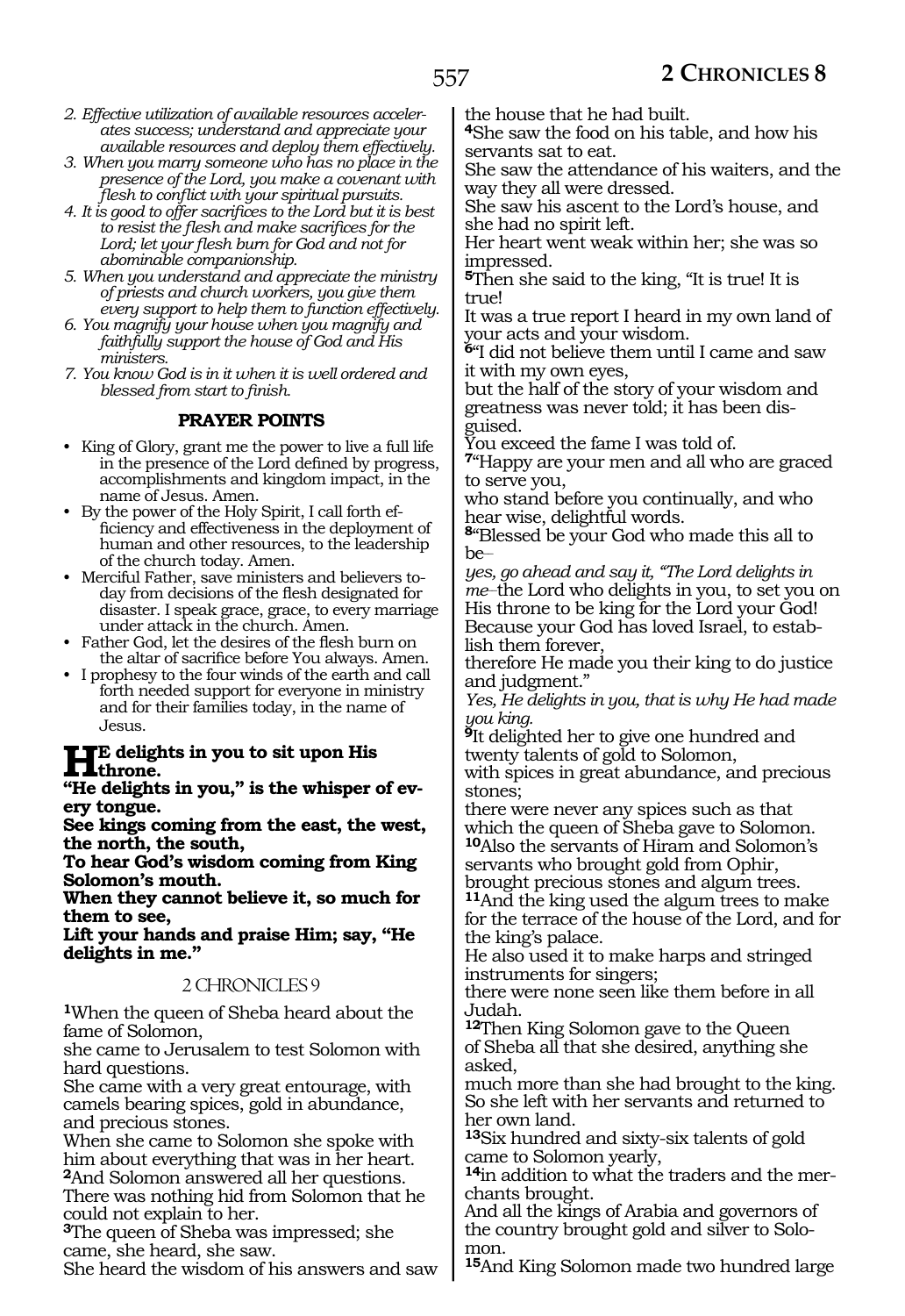2. *Effective utilization of available resources accelerates success; understand and appreciate your available resources and deploy them effectively.*
3. *When you marry someone who has no place in the presence of the Lord, you make a covenant with flesh to conflict with your spiritual pursuits.*
4. *It is good to offer sacrifices to the Lord but it is best to resist the flesh and make sacrifices for the Lord; let your flesh burn for God and not for abominable companionship.*
5. *When you understand and appreciate the ministry of priests and church workers, you give them every support to help them to function effectively.*
6. *You magnify your house when you magnify and faithfully support the house of God and His ministers.*
7. *You know God is in it when it is well ordered and blessed from start to finish.*

**PRAYER POINTS**

- King of Glory, grant me the power to live a full life in the presence of the Lord defined by progress, accomplishments and kingdom impact, in the name of Jesus. Amen.
- By the power of the Holy Spirit, I call forth efficiency and effectiveness in the deployment of human and other resources, to the leadership of the church today. Amen.
- Merciful Father, save ministers and believers today from decisions of the flesh designated for disaster. I speak grace, grace, to every marriage under attack in the church. Amen.
- Father God, let the desires of the flesh burn on the altar of sacrifice before You always. Amen.
- I prophesy to the four winds of the earth and call forth needed support for everyone in ministry and for their families today, in the name of Jesus.

**HE delights in you to sit upon His throne.**
**"He delights in you," is the whisper of every tongue.**
**See kings coming from the east, the west, the north, the south,**
**To hear God's wisdom coming from King Solomon's mouth.**
**When they cannot believe it, so much for them to see,**
**Lift your hands and praise Him; say, "He delights in me."**

2 CHRONICLES 9

**1**When the queen of Sheba heard about the fame of Solomon,
she came to Jerusalem to test Solomon with hard questions.
She came with a very great entourage, with camels bearing spices, gold in abundance, and precious stones.
When she came to Solomon she spoke with him about everything that was in her heart.
**2**And Solomon answered all her questions.
There was nothing hid from Solomon that he could not explain to her.
**3**The queen of Sheba was impressed; she came, she heard, she saw.
She heard the wisdom of his answers and saw the house that he had built.
**4**She saw the food on his table, and how his servants sat to eat.
She saw the attendance of his waiters, and the way they all were dressed.
She saw his ascent to the Lord's house, and she had no spirit left.
Her heart went weak within her; she was so impressed.
**5**Then she said to the king, "It is true! It is true!
It was a true report I heard in my own land of your acts and your wisdom.
**6**"I did not believe them until I came and saw it with my own eyes,
but the half of the story of your wisdom and greatness was never told; it has been disguised.
You exceed the fame I was told of.
**7**"Happy are your men and all who are graced to serve you,
who stand before you continually, and who hear wise, delightful words.
**8**"Blessed be your God who made this all to be–
*yes, go ahead and say it, "The Lord delights in me*–the Lord who delights in you, to set you on His throne to be king for the Lord your God!
Because your God has loved Israel, to establish them forever,
therefore He made you their king to do justice and judgment."
*Yes, He delights in you, that is why He had made you king.*
**9**It delighted her to give one hundred and twenty talents of gold to Solomon,
with spices in great abundance, and precious stones;
there were never any spices such as that which the queen of Sheba gave to Solomon.
**10**Also the servants of Hiram and Solomon's servants who brought gold from Ophir, brought precious stones and algum trees.
**11**And the king used the algum trees to make for the terrace of the house of the Lord, and for the king's palace.
He also used it to make harps and stringed instruments for singers;
there were none seen like them before in all Judah.
**12**Then King Solomon gave to the Queen of Sheba all that she desired, anything she asked,
much more than she had brought to the king.
So she left with her servants and returned to her own land.
**13**Six hundred and sixty-six talents of gold came to Solomon yearly,
**14**in addition to what the traders and the merchants brought.
And all the kings of Arabia and governors of the country brought gold and silver to Solomon.
**15**And King Solomon made two hundred large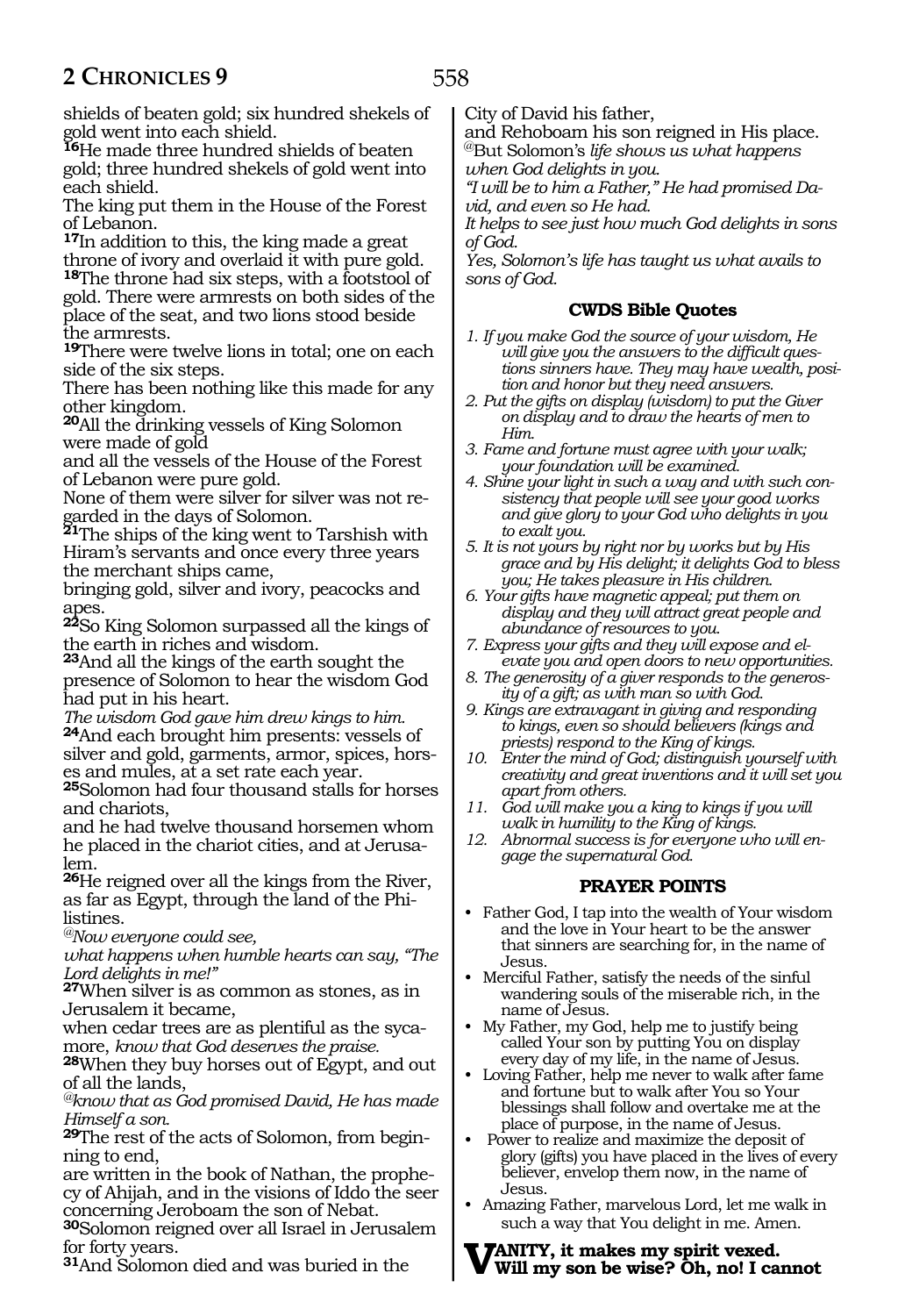shields of beaten gold; six hundred shekels of gold went into each shield.

**16**He made three hundred shields of beaten gold; three hundred shekels of gold went into each shield.

The king put them in the House of the Forest of Lebanon.

**17**In addition to this, the king made a great throne of ivory and overlaid it with pure gold.

**18**The throne had six steps, with a footstool of gold. There were armrests on both sides of the place of the seat, and two lions stood beside the armrests.

**19**There were twelve lions in total; one on each side of the six steps.

There has been nothing like this made for any other kingdom.

**20**All the drinking vessels of King Solomon were made of gold

and all the vessels of the House of the Forest of Lebanon were pure gold.

None of them were silver for silver was not regarded in the days of Solomon.

**21**The ships of the king went to Tarshish with Hiram's servants and once every three years the merchant ships came,

bringing gold, silver and ivory, peacocks and apes.

**22**So King Solomon surpassed all the kings of the earth in riches and wisdom.

**23**And all the kings of the earth sought the presence of Solomon to hear the wisdom God had put in his heart.

*The wisdom God gave him drew kings to him.*

**24**And each brought him presents: vessels of silver and gold, garments, armor, spices, horses and mules, at a set rate each year.

**25**Solomon had four thousand stalls for horses and chariots,

and he had twelve thousand horsemen whom he placed in the chariot cities, and at Jerusalem.

**26**He reigned over all the kings from the River, as far as Egypt, through the land of the Philistines.

@*Now everyone could see,*

*what happens when humble hearts can say, "The Lord delights in me!"*

**27**When silver is as common as stones, as in Jerusalem it became,

when cedar trees are as plentiful as the sycamore, *know that God deserves the praise.*

**28**When they buy horses out of Egypt, and out of all the lands,

@*know that as God promised David, He has made Himself a son.*

**29**The rest of the acts of Solomon, from beginning to end,

are written in the book of Nathan, the prophecy of Ahijah, and in the visions of Iddo the seer concerning Jeroboam the son of Nebat.

**30**Solomon reigned over all Israel in Jerusalem for forty years.

**31**And Solomon died and was buried in the City of David his father,

and Rehoboam his son reigned in His place.

@But Solomon's *life shows us what happens when God delights in you.*

*"I will be to him a Father," He had promised David, and even so He had.*

*It helps to see just how much God delights in sons of God.*

*Yes, Solomon's life has taught us what avails to sons of God.*

### CWDS Bible Quotes

1. *If you make God the source of your wisdom, He will give you the answers to the difficult questions sinners have. They may have wealth, position and honor but they need answers.*
2. *Put the gifts on display (wisdom) to put the Giver on display and to draw the hearts of men to Him.*
3. *Fame and fortune must agree with your walk; your foundation will be examined.*
4. *Shine your light in such a way and with such consistency that people will see your good works and give glory to your God who delights in you to exalt you.*
5. *It is not yours by right nor by works but by His grace and by His delight; it delights God to bless you; He takes pleasure in His children.*
6. *Your gifts have magnetic appeal; put them on display and they will attract great people and abundance of resources to you.*
7. *Express your gifts and they will expose and elevate you and open doors to new opportunities.*
8. *The generosity of a giver responds to the generosity of a gift; as with man so with God.*
9. *Kings are extravagant in giving and responding to kings, even so should believers (kings and priests) respond to the King of kings.*
10. *Enter the mind of God; distinguish yourself with creativity and great inventions and it will set you apart from others.*
11. *God will make you a king to kings if you will walk in humility to the King of kings.*
12. *Abnormal success is for everyone who will engage the supernatural God.*

### PRAYER POINTS

- Father God, I tap into the wealth of Your wisdom and the love in Your heart to be the answer that sinners are searching for, in the name of Jesus.
- Merciful Father, satisfy the needs of the sinful wandering souls of the miserable rich, in the name of Jesus.
- My Father, my God, help me to justify being called Your son by putting You on display every day of my life, in the name of Jesus.
- Loving Father, help me never to walk after fame and fortune but to walk after You so Your blessings shall follow and overtake me at the place of purpose, in the name of Jesus.
- Power to realize and maximize the deposit of glory (gifts) you have placed in the lives of every believer, envelop them now, in the name of Jesus.
- Amazing Father, marvelous Lord, let me walk in such a way that You delight in me. Amen.

**VANITY, it makes my spirit vexed. Will my son be wise? Oh, no! I cannot**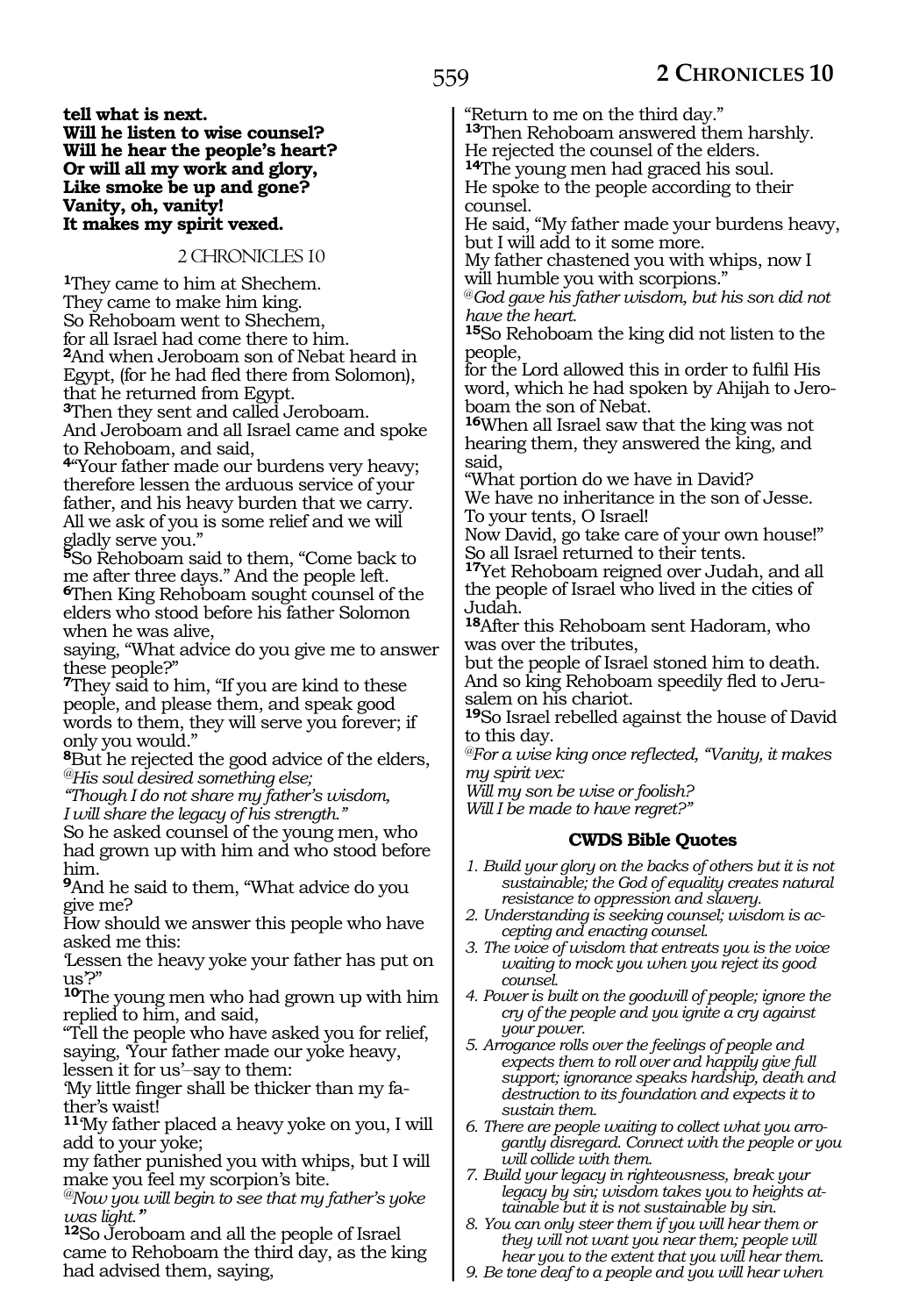**tell what is next.**
**Will he listen to wise counsel?**
**Will he hear the people's heart?**
**Or will all my work and glory,**
**Like smoke be up and gone?**
**Vanity, oh, vanity!**
**It makes my spirit vexed.**

## 2 CHRONICLES 10

**1**They came to him at Shechem.
They came to make him king.
So Rehoboam went to Shechem,
for all Israel had come there to him.
**2**And when Jeroboam son of Nebat heard in Egypt, (for he had fled there from Solomon), that he returned from Egypt.
**3**Then they sent and called Jeroboam.
And Jeroboam and all Israel came and spoke to Rehoboam, and said,
**4**"Your father made our burdens very heavy; therefore lessen the arduous service of your father, and his heavy burden that we carry. All we ask of you is some relief and we will gladly serve you."
**5**So Rehoboam said to them, "Come back to me after three days." And the people left.
**6**Then King Rehoboam sought counsel of the elders who stood before his father Solomon when he was alive,
saying, "What advice do you give me to answer these people?"
**7**They said to him, "If you are kind to these people, and please them, and speak good words to them, they will serve you forever; if only you would."
**8**But he rejected the good advice of the elders,
*@His soul desired something else;*
*"Though I do not share my father's wisdom,*
*I will share the legacy of his strength."*
So he asked counsel of the young men, who had grown up with him and who stood before him.
**9**And he said to them, "What advice do you give me?
How should we answer this people who have asked me this:
'Lessen the heavy yoke your father has put on us'?"
**10**The young men who had grown up with him replied to him, and said,
"Tell the people who have asked you for relief, saying, 'Your father made our yoke heavy, lessen it for us'–say to them:
'My little finger shall be thicker than my father's waist!
**11**'My father placed a heavy yoke on you, I will add to your yoke;
my father punished you with whips, but I will make you feel my scorpion's bite.
*@Now you will begin to see that my father's yoke was light."*
**12**So Jeroboam and all the people of Israel came to Rehoboam the third day, as the king had advised them, saying,
"Return to me on the third day."
**13**Then Rehoboam answered them harshly.
He rejected the counsel of the elders.
**14**The young men had graced his soul.
He spoke to the people according to their counsel.
He said, "My father made your burdens heavy, but I will add to it some more.
My father chastened you with whips, now I will humble you with scorpions."
*@God gave his father wisdom, but his son did not have the heart.*
**15**So Rehoboam the king did not listen to the people,
for the Lord allowed this in order to fulfil His word, which he had spoken by Ahijah to Jeroboam the son of Nebat.
**16**When all Israel saw that the king was not hearing them, they answered the king, and said,
"What portion do we have in David?
We have no inheritance in the son of Jesse.
To your tents, O Israel!
Now David, go take care of your own house!"
So all Israel returned to their tents.
**17**Yet Rehoboam reigned over Judah, and all the people of Israel who lived in the cities of Judah.
**18**After this Rehoboam sent Hadoram, who was over the tributes,
but the people of Israel stoned him to death.
And so king Rehoboam speedily fled to Jerusalem on his chariot.
**19**So Israel rebelled against the house of David to this day.
*@For a wise king once reflected, "Vanity, it makes my spirit vex:*
*Will my son be wise or foolish?*
*Will I be made to have regret?"*

### CWDS Bible Quotes

1. *Build your glory on the backs of others but it is not sustainable; the God of equality creates natural resistance to oppression and slavery.*
2. *Understanding is seeking counsel; wisdom is accepting and enacting counsel.*
3. *The voice of wisdom that entreats you is the voice waiting to mock you when you reject its good counsel.*
4. *Power is built on the goodwill of people; ignore the cry of the people and you ignite a cry against your power.*
5. *Arrogance rolls over the feelings of people and expects them to roll over and happily give full support; ignorance speaks hardship, death and destruction to its foundation and expects it to sustain them.*
6. *There are people waiting to collect what you arrogantly disregard. Connect with the people or you will collide with them.*
7. *Build your legacy in righteousness, break your legacy by sin; wisdom takes you to heights attainable but it is not sustainable by sin.*
8. *You can only steer them if you will hear them or they will not want you near them; people will hear you to the extent that you will hear them.*
9. *Be tone deaf to a people and you will hear when*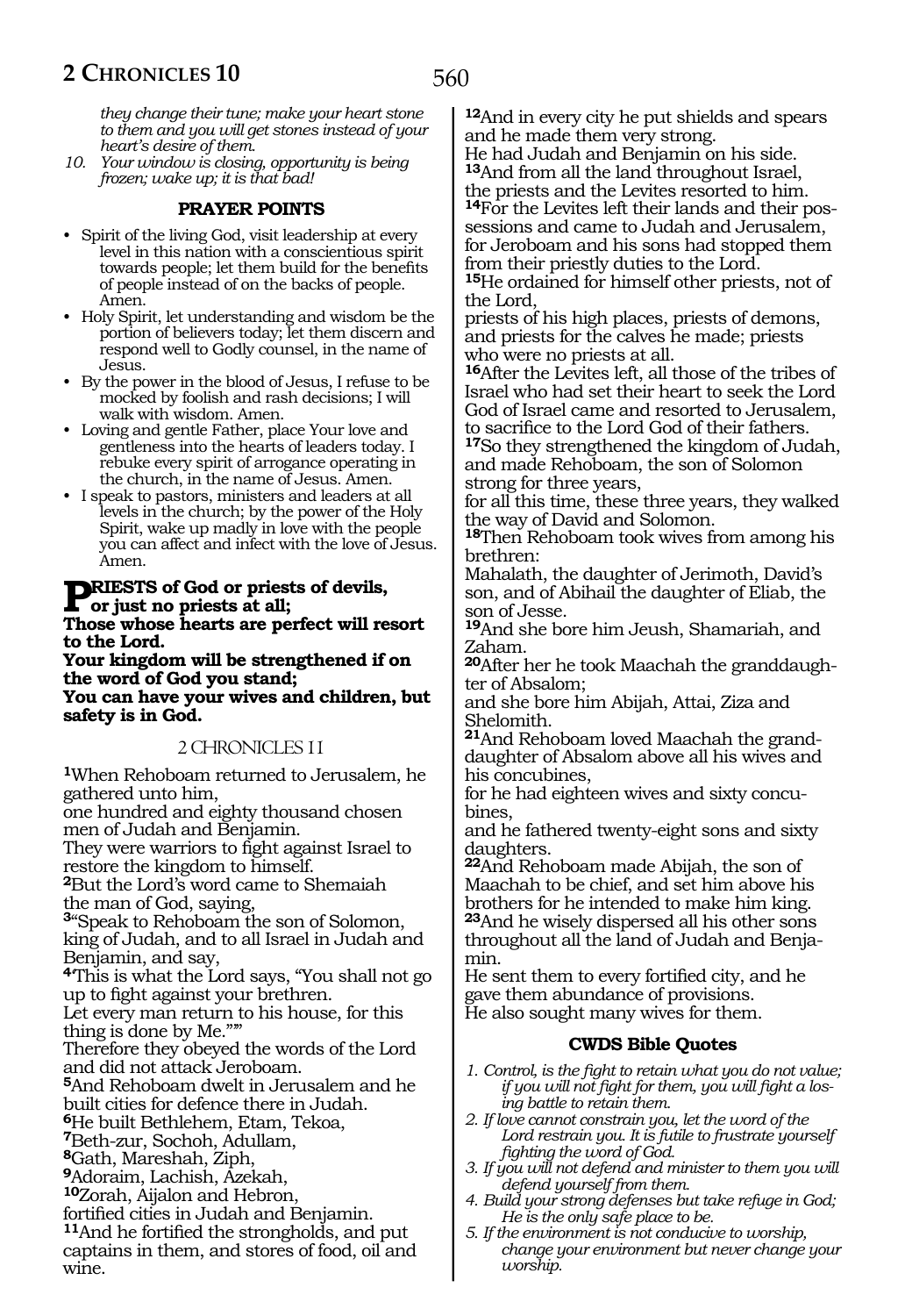*they change their tune; make your heart stone to them and you will get stones instead of your heart's desire of them.*

10. *Your window is closing, opportunity is being frozen; wake up; it is that bad!*

### PRAYER POINTS

- Spirit of the living God, visit leadership at every level in this nation with a conscientious spirit towards people; let them build for the benefits of people instead of on the backs of people. Amen.
- Holy Spirit, let understanding and wisdom be the portion of believers today; let them discern and respond well to Godly counsel, in the name of Jesus.
- By the power in the blood of Jesus, I refuse to be mocked by foolish and rash decisions; I will walk with wisdom. Amen.
- Loving and gentle Father, place Your love and gentleness into the hearts of leaders today. I rebuke every spirit of arrogance operating in the church, in the name of Jesus. Amen.
- I speak to pastors, ministers and leaders at all levels in the church; by the power of the Holy Spirit, wake up madly in love with the people you can affect and infect with the love of Jesus. Amen.

**PRIESTS of God or priests of devils, or just no priests at all;**
**Those whose hearts are perfect will resort to the Lord.**
**Your kingdom will be strengthened if on the word of God you stand;**
**You can have your wives and children, but safety is in God.**

## 2 CHRONICLES 11

**1**When Rehoboam returned to Jerusalem, he gathered unto him,
one hundred and eighty thousand chosen men of Judah and Benjamin.
They were warriors to fight against Israel to restore the kingdom to himself.
**2**But the Lord's word came to Shemaiah the man of God, saying,
**3**"Speak to Rehoboam the son of Solomon, king of Judah, and to all Israel in Judah and Benjamin, and say,
**4**This is what the Lord says, "You shall not go up to fight against your brethren.
Let every man return to his house, for this thing is done by Me.""
Therefore they obeyed the words of the Lord and did not attack Jeroboam.
**5**And Rehoboam dwelt in Jerusalem and he built cities for defence there in Judah.
**6**He built Bethlehem, Etam, Tekoa,
**7**Beth-zur, Sochoh, Adullam,
**8**Gath, Mareshah, Ziph,
**9**Adoraim, Lachish, Azekah,
**10**Zorah, Aijalon and Hebron,
fortified cities in Judah and Benjamin.
**11**And he fortified the strongholds, and put captains in them, and stores of food, oil and wine.
**12**And in every city he put shields and spears and he made them very strong.
He had Judah and Benjamin on his side.
**13**And from all the land throughout Israel, the priests and the Levites resorted to him.
**14**For the Levites left their lands and their possessions and came to Judah and Jerusalem, for Jeroboam and his sons had stopped them from their priestly duties to the Lord.
**15**He ordained for himself other priests, not of the Lord,
priests of his high places, priests of demons, and priests for the calves he made; priests who were no priests at all.
**16**After the Levites left, all those of the tribes of Israel who had set their heart to seek the Lord God of Israel came and resorted to Jerusalem, to sacrifice to the Lord God of their fathers.
**17**So they strengthened the kingdom of Judah, and made Rehoboam, the son of Solomon strong for three years,
for all this time, these three years, they walked the way of David and Solomon.
**18**Then Rehoboam took wives from among his brethren:
Mahalath, the daughter of Jerimoth, David's son, and of Abihail the daughter of Eliab, the son of Jesse.
**19**And she bore him Jeush, Shamariah, and Zaham.
**20**After her he took Maachah the granddaughter of Absalom;
and she bore him Abijah, Attai, Ziza and Shelomith.
**21**And Rehoboam loved Maachah the granddaughter of Absalom above all his wives and his concubines,
for he had eighteen wives and sixty concubines,
and he fathered twenty-eight sons and sixty daughters.
**22**And Rehoboam made Abijah, the son of Maachah to be chief, and set him above his brothers for he intended to make him king.
**23**And he wisely dispersed all his other sons throughout all the land of Judah and Benjamin.
He sent them to every fortified city, and he gave them abundance of provisions.
He also sought many wives for them.

### CWDS Bible Quotes

1. *Control, is the fight to retain what you do not value; if you will not fight for them, you will fight a losing battle to retain them.*
2. *If love cannot constrain you, let the word of the Lord restrain you. It is futile to frustrate yourself fighting the word of God.*
3. *If you will not defend and minister to them you will defend yourself from them.*
4. *Build your strong defenses but take refuge in God; He is the only safe place to be.*
5. *If the environment is not conducive to worship, change your environment but never change your worship.*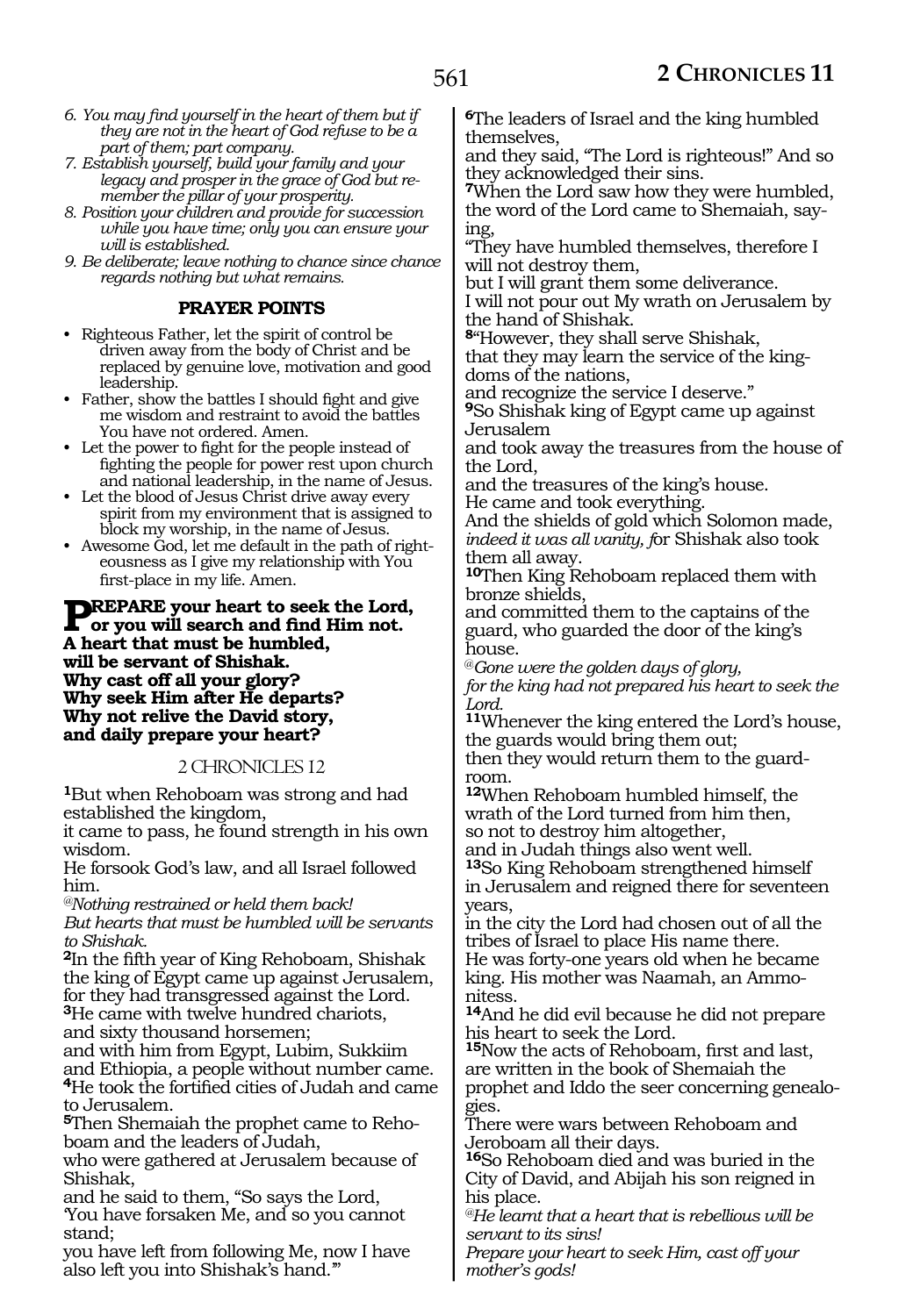6. *You may find yourself in the heart of them but if they are not in the heart of God refuse to be a part of them; part company.*
7. *Establish yourself, build your family and your legacy and prosper in the grace of God but remember the pillar of your prosperity.*
8. *Position your children and provide for succession while you have time; only you can ensure your will is established.*
9. *Be deliberate; leave nothing to chance since chance regards nothing but what remains.*

### PRAYER POINTS

- Righteous Father, let the spirit of control be driven away from the body of Christ and be replaced by genuine love, motivation and good leadership.
- Father, show the battles I should fight and give me wisdom and restraint to avoid the battles You have not ordered. Amen.
- Let the power to fight for the people instead of fighting the people for power rest upon church and national leadership, in the name of Jesus.
- Let the blood of Jesus Christ drive away every spirit from my environment that is assigned to block my worship, in the name of Jesus.
- Awesome God, let me default in the path of righteousness as I give my relationship with You first-place in my life. Amen.

**PREPARE your heart to seek the Lord,**
**or you will search and find Him not.**
**A heart that must be humbled,**
**will be servant of Shishak.**
**Why cast off all your glory?**
**Why seek Him after He departs?**
**Why not relive the David story,**
**and daily prepare your heart?**

2 CHRONICLES 12

**1**But when Rehoboam was strong and had established the kingdom,
it came to pass, he found strength in his own wisdom.
He forsook God's law, and all Israel followed him.
*@Nothing restrained or held them back!*
*But hearts that must be humbled will be servants to Shishak.*
**2**In the fifth year of King Rehoboam, Shishak the king of Egypt came up against Jerusalem, for they had transgressed against the Lord.
**3**He came with twelve hundred chariots,
and sixty thousand horsemen;
and with him from Egypt, Lubim, Sukkiim and Ethiopia, a people without number came.
**4**He took the fortified cities of Judah and came to Jerusalem.
**5**Then Shemaiah the prophet came to Rehoboam and the leaders of Judah,
who were gathered at Jerusalem because of Shishak,
and he said to them, "So says the Lord,
'You have forsaken Me, and so you cannot stand;
you have left from following Me, now I have also left you into Shishak's hand.'"
**6**The leaders of Israel and the king humbled themselves,
and they said, "The Lord is righteous!" And so they acknowledged their sins.
**7**When the Lord saw how they were humbled,
the word of the Lord came to Shemaiah, saying,
"They have humbled themselves, therefore I will not destroy them,
but I will grant them some deliverance.
I will not pour out My wrath on Jerusalem by the hand of Shishak.
**8**"However, they shall serve Shishak,
that they may learn the service of the kingdoms of the nations,
and recognize the service I deserve."
**9**So Shishak king of Egypt came up against Jerusalem
and took away the treasures from the house of the Lord,
and the treasures of the king's house.
He came and took everything.
And the shields of gold which Solomon made,
*indeed it was all vanity, f*or Shishak also took them all away.
**10**Then King Rehoboam replaced them with bronze shields,
and committed them to the captains of the guard, who guarded the door of the king's house.
*@Gone were the golden days of glory,*
*for the king had not prepared his heart to seek the Lord.*
**11**Whenever the king entered the Lord's house,
the guards would bring them out;
then they would return them to the guardroom.
**12**When Rehoboam humbled himself, the wrath of the Lord turned from him then,
so not to destroy him altogether,
and in Judah things also went well.
**13**So King Rehoboam strengthened himself
in Jerusalem and reigned there for seventeen years,
in the city the Lord had chosen out of all the tribes of Israel to place His name there.
He was forty-one years old when he became king. His mother was Naamah, an Ammonitess.
**14**And he did evil because he did not prepare his heart to seek the Lord.
**15**Now the acts of Rehoboam, first and last, are written in the book of Shemaiah the prophet and Iddo the seer concerning genealogies.
There were wars between Rehoboam and Jeroboam all their days.
**16**So Rehoboam died and was buried in the City of David, and Abijah his son reigned in his place.
*@He learnt that a heart that is rebellious will be servant to its sins!*
*Prepare your heart to seek Him, cast off your mother's gods!*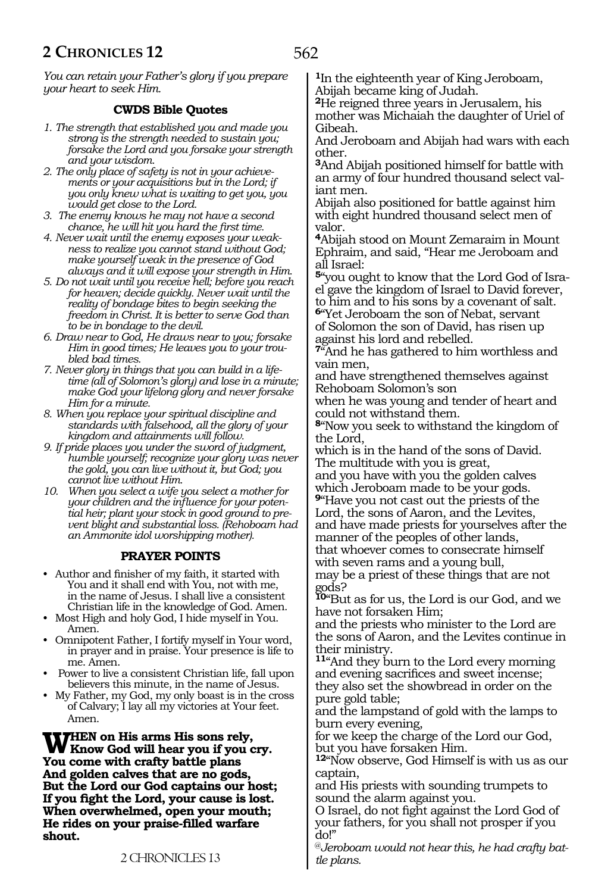*You can retain your Father's glory if you prepare your heart to seek Him.*

### CWDS Bible Quotes

1. *The strength that established you and made you strong is the strength needed to sustain you; forsake the Lord and you forsake your strength and your wisdom.*
2. *The only place of safety is not in your achievements or your acquisitions but in the Lord; if you only knew what is waiting to get you, you would get close to the Lord.*
3. *The enemy knows he may not have a second chance, he will hit you hard the first time.*
4. *Never wait until the enemy exposes your weakness to realize you cannot stand without God; make yourself weak in the presence of God always and it will expose your strength in Him.*
5. *Do not wait until you receive hell; before you reach for heaven; decide quickly. Never wait until the reality of bondage bites to begin seeking the freedom in Christ. It is better to serve God than to be in bondage to the devil.*
6. *Draw near to God, He draws near to you; forsake Him in good times; He leaves you to your troubled bad times.*
7. *Never glory in things that you can build in a lifetime (all of Solomon's glory) and lose in a minute; make God your lifelong glory and never forsake Him for a minute.*
8. *When you replace your spiritual discipline and standards with falsehood, all the glory of your kingdom and attainments will follow.*
9. *If pride places you under the sword of judgment, humble yourself; recognize your glory was never the gold, you can live without it, but God; you cannot live without Him.*
10. *When you select a wife you select a mother for your children and the influence for your potential heir; plant your stock in good ground to prevent blight and substantial loss. (Rehoboam had an Ammonite idol worshipping mother).*

### PRAYER POINTS

- Author and finisher of my faith, it started with You and it shall end with You, not with me, in the name of Jesus. I shall live a consistent Christian life in the knowledge of God. Amen.
- Most High and holy God, I hide myself in You. Amen.
- Omnipotent Father, I fortify myself in Your word, in prayer and in praise. Your presence is life to me. Amen.
- Power to live a consistent Christian life, fall upon believers this minute, in the name of Jesus.
- My Father, my God, my only boast is in the cross of Calvary; I lay all my victories at Your feet. Amen.

**WHEN on His arms His sons rely,
Know God will hear you if you cry.
You come with crafty battle plans
And golden calves that are no gods,
But the Lord our God captains our host;
If you fight the Lord, your cause is lost.
When overwhelmed, open your mouth;
He rides on your praise-filled warfare shout.**

2 CHRONICLES 13

[1]In the eighteenth year of King Jeroboam, Abijah became king of Judah.
[2]He reigned three years in Jerusalem, his mother was Michaiah the daughter of Uriel of Gibeah.
And Jeroboam and Abijah had wars with each other.
[3]And Abijah positioned himself for battle with an army of four hundred thousand select valiant men.
Abijah also positioned for battle against him with eight hundred thousand select men of valor.
[4]Abijah stood on Mount Zemaraim in Mount Ephraim, and said, "Hear me Jeroboam and all Israel:
[5]"you ought to know that the Lord God of Israel gave the kingdom of Israel to David forever, to him and to his sons by a covenant of salt.
[6]"Yet Jeroboam the son of Nebat, servant of Solomon the son of David, has risen up against his lord and rebelled.
[7]"And he has gathered to him worthless and vain men,
and have strengthened themselves against Rehoboam Solomon's son
when he was young and tender of heart and could not withstand them.
[8]"Now you seek to withstand the kingdom of the Lord,
which is in the hand of the sons of David.
The multitude with you is great,
and you have with you the golden calves which Jeroboam made to be your gods.
[9]"Have you not cast out the priests of the Lord, the sons of Aaron, and the Levites,
and have made priests for yourselves after the manner of the peoples of other lands,
that whoever comes to consecrate himself with seven rams and a young bull,
may be a priest of these things that are not gods?
[10]"But as for us, the Lord is our God, and we have not forsaken Him;
and the priests who minister to the Lord are the sons of Aaron, and the Levites continue in their ministry.
[11]"And they burn to the Lord every morning and evening sacrifices and sweet incense;
they also set the showbread in order on the pure gold table;
and the lampstand of gold with the lamps to burn every evening,
for we keep the charge of the Lord our God, but you have forsaken Him.
[12]"Now observe, God Himself is with us as our captain,
and His priests with sounding trumpets to sound the alarm against you.
O Israel, do not fight against the Lord God of your fathers, for you shall not prosper if you do!"

*@Jeroboam would not hear this, he had crafty battle plans.*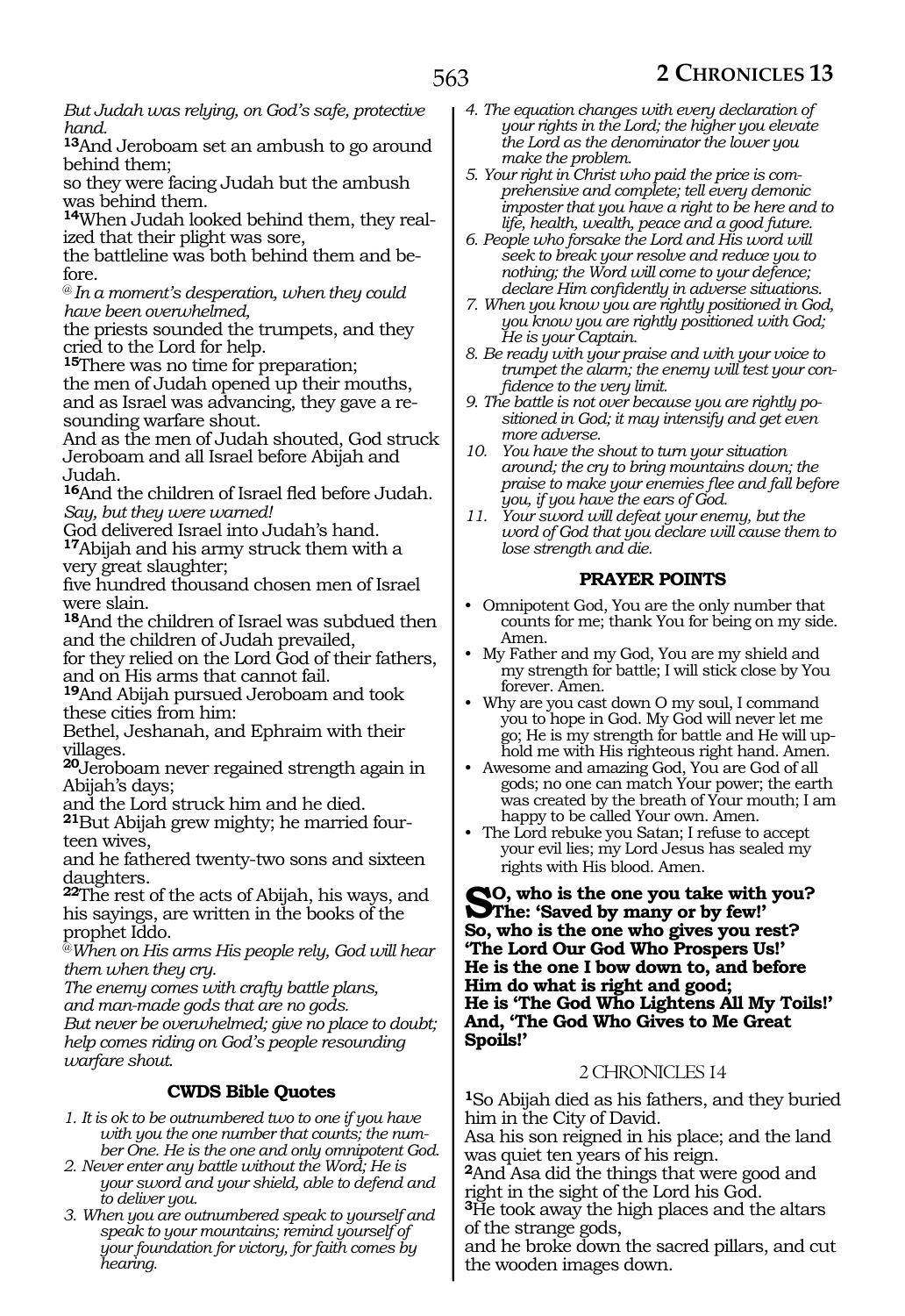*But Judah was relying, on God's safe, protective hand.*

**13**And Jeroboam set an ambush to go around behind them;
so they were facing Judah but the ambush was behind them.

**14**When Judah looked behind them, they realized that their plight was sore,
the battleline was both behind them and before.

*@ In a moment's desperation, when they could have been overwhelmed,*

the priests sounded the trumpets, and they cried to the Lord for help.

**15**There was no time for preparation;
the men of Judah opened up their mouths, and as Israel was advancing, they gave a resounding warfare shout.
And as the men of Judah shouted, God struck Jeroboam and all Israel before Abijah and Judah.

**16**And the children of Israel fled before Judah.
*Say, but they were warned!*
God delivered Israel into Judah's hand.

**17**Abijah and his army struck them with a very great slaughter;
five hundred thousand chosen men of Israel were slain.

**18**And the children of Israel was subdued then and the children of Judah prevailed,
for they relied on the Lord God of their fathers, and on His arms that cannot fail.

**19**And Abijah pursued Jeroboam and took these cities from him:
Bethel, Jeshanah, and Ephraim with their villages.

**20**Jeroboam never regained strength again in Abijah's days;
and the Lord struck him and he died.

**21**But Abijah grew mighty; he married fourteen wives,
and he fathered twenty-two sons and sixteen daughters.

**22**The rest of the acts of Abijah, his ways, and his sayings, are written in the books of the prophet Iddo.

*@When on His arms His people rely, God will hear them when they cry.*
*The enemy comes with crafty battle plans,*
*and man-made gods that are no gods.*
*But never be overwhelmed; give no place to doubt;*
*help comes riding on God's people resounding warfare shout.*

### CWDS Bible Quotes

1. *It is ok to be outnumbered two to one if you have with you the one number that counts; the number One. He is the one and only omnipotent God.*
2. *Never enter any battle without the Word; He is your sword and your shield, able to defend and to deliver you.*
3. *When you are outnumbered speak to yourself and speak to your mountains; remind yourself of your foundation for victory, for faith comes by hearing.*
4. *The equation changes with every declaration of your rights in the Lord; the higher you elevate the Lord as the denominator the lower you make the problem.*
5. *Your right in Christ who paid the price is comprehensive and complete; tell every demonic imposter that you have a right to be here and to life, health, wealth, peace and a good future.*
6. *People who forsake the Lord and His word will seek to break your resolve and reduce you to nothing; the Word will come to your defence; declare Him confidently in adverse situations.*
7. *When you know you are rightly positioned in God, you know you are rightly positioned with God; He is your Captain.*
8. *Be ready with your praise and with your voice to trumpet the alarm; the enemy will test your confidence to the very limit.*
9. *The battle is not over because you are rightly positioned in God; it may intensify and get even more adverse.*
10. *You have the shout to turn your situation around; the cry to bring mountains down; the praise to make your enemies flee and fall before you, if you have the ears of God.*
11. *Your sword will defeat your enemy, but the word of God that you declare will cause them to lose strength and die.*

### PRAYER POINTS

- Omnipotent God, You are the only number that counts for me; thank You for being on my side. Amen.
- My Father and my God, You are my shield and my strength for battle; I will stick close by You forever. Amen.
- Why are you cast down O my soul, I command you to hope in God. My God will never let me go; He is my strength for battle and He will uphold me with His righteous right hand. Amen.
- Awesome and amazing God, You are God of all gods; no one can match Your power; the earth was created by the breath of Your mouth; I am happy to be called Your own. Amen.
- The Lord rebuke you Satan; I refuse to accept your evil lies; my Lord Jesus has sealed my rights with His blood. Amen.

**So, who is the one you take with you? The: 'Saved by many or by few!'**
**So, who is the one who gives you rest? 'The Lord Our God Who Prospers Us!'**
**He is the one I bow down to, and before Him do what is right and good;**
**He is 'The God Who Lightens All My Toils!'**
**And, 'The God Who Gives to Me Great Spoils!'**

## 2 CHRONICLES 14

**1**So Abijah died as his fathers, and they buried him in the City of David.
Asa his son reigned in his place; and the land was quiet ten years of his reign.

**2**And Asa did the things that were good and right in the sight of the Lord his God.

**3**He took away the high places and the altars of the strange gods,
and he broke down the sacred pillars, and cut the wooden images down.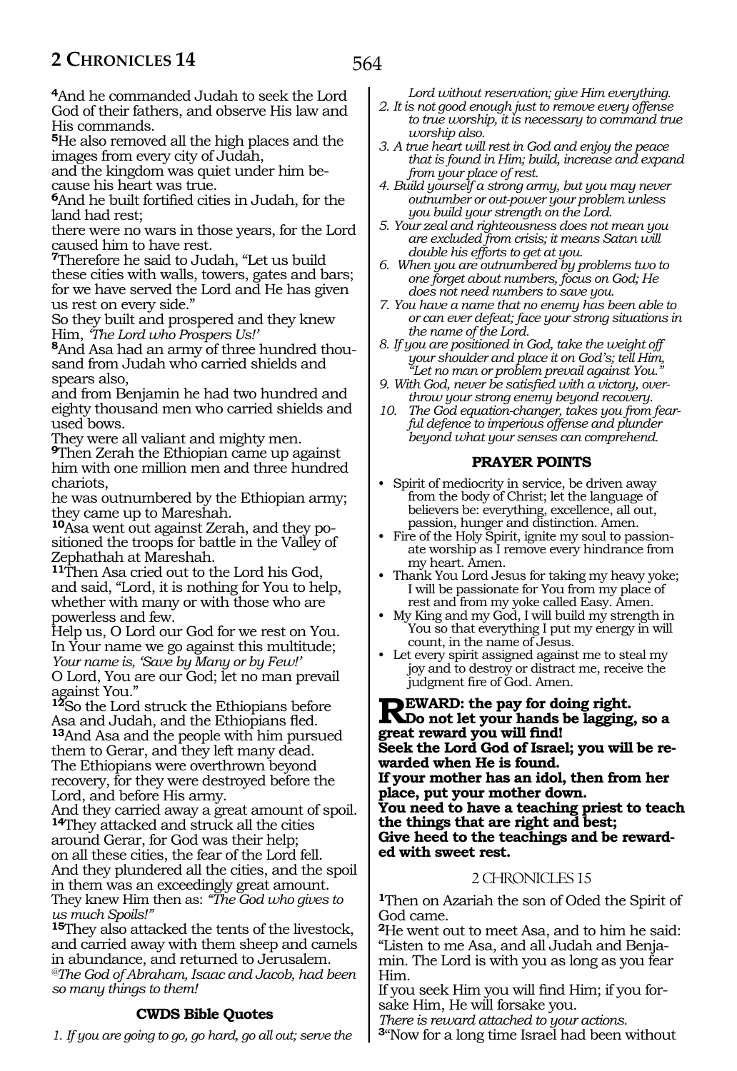[4]And he commanded Judah to seek the Lord God of their fathers, and observe His law and His commands.

[5]He also removed all the high places and the images from every city of Judah,
and the kingdom was quiet under him because his heart was true.

[6]And he built fortified cities in Judah, for the land had rest;
there were no wars in those years, for the Lord caused him to have rest.

[7]Therefore he said to Judah, "Let us build these cities with walls, towers, gates and bars; for we have served the Lord and He has given us rest on every side."
So they built and prospered and they knew Him, *'The Lord who Prospers Us!'*

[8]And Asa had an army of three hundred thousand from Judah who carried shields and spears also,
and from Benjamin he had two hundred and eighty thousand men who carried shields and used bows.
They were all valiant and mighty men.

[9]Then Zerah the Ethiopian came up against him with one million men and three hundred chariots,
he was outnumbered by the Ethiopian army; they came up to Mareshah.

[10]Asa went out against Zerah, and they positioned the troops for battle in the Valley of Zephathah at Mareshah.

[11]Then Asa cried out to the Lord his God, and said, "Lord, it is nothing for You to help, whether with many or with those who are powerless and few.
Help us, O Lord our God for we rest on You.
In Your name we go against this multitude;
*Your name is, 'Save by Many or by Few!'*
O Lord, You are our God; let no man prevail against You."

[12]So the Lord struck the Ethiopians before Asa and Judah, and the Ethiopians fled.

[13]And Asa and the people with him pursued them to Gerar, and they left many dead.
The Ethiopians were overthrown beyond recovery, for they were destroyed before the Lord, and before His army.
And they carried away a great amount of spoil.

[14]They attacked and struck all the cities around Gerar, for God was their help;
on all these cities, the fear of the Lord fell.
And they plundered all the cities, and the spoil in them was an exceedingly great amount.
They knew Him then as: *"The God who gives to us much Spoils!"*

[15]They also attacked the tents of the livestock, and carried away with them sheep and camels in abundance, and returned to Jerusalem.
*@The God of Abraham, Isaac and Jacob, had been so many things to them!*

### CWDS Bible Quotes

1. *If you are going to go, go hard, go all out; serve the Lord without reservation; give Him everything.*
2. *It is not good enough just to remove every offense to true worship, it is necessary to command true worship also.*
3. *A true heart will rest in God and enjoy the peace that is found in Him; build, increase and expand from your place of rest.*
4. *Build yourself a strong army, but you may never outnumber or out-power your problem unless you build your strength on the Lord.*
5. *Your zeal and righteousness does not mean you are excluded from crisis; it means Satan will double his efforts to get at you.*
6. *When you are outnumbered by problems two to one forget about numbers, focus on God; He does not need numbers to save you.*
7. *You have a name that no enemy has been able to or can ever defeat; face your strong situations in the name of the Lord.*
8. *If you are positioned in God, take the weight off your shoulder and place it on God's; tell Him, "Let no man or problem prevail against You."*
9. *With God, never be satisfied with a victory, overthrow your strong enemy beyond recovery.*
10. *The God equation-changer, takes you from fearful defence to imperious offense and plunder beyond what your senses can comprehend.*

### PRAYER POINTS

- Spirit of mediocrity in service, be driven away from the body of Christ; let the language of believers be: everything, excellence, all out, passion, hunger and distinction. Amen.
- Fire of the Holy Spirit, ignite my soul to passionate worship as I remove every hindrance from my heart. Amen.
- Thank You Lord Jesus for taking my heavy yoke; I will be passionate for You from my place of rest and from my yoke called Easy. Amen.
- My King and my God, I will build my strength in You so that everything I put my energy in will count, in the name of Jesus.
- Let every spirit assigned against me to steal my joy and to destroy or distract me, receive the judgment fire of God. Amen.

**REWARD: the pay for doing right.**
**Do not let your hands be lagging, so a great reward you will find!**
**Seek the Lord God of Israel; you will be rewarded when He is found.**
**If your mother has an idol, then from her place, put your mother down.**
**You need to have a teaching priest to teach the things that are right and best;**
**Give heed to the teachings and be rewarded with sweet rest.**

## 2 CHRONICLES 15

[1]Then on Azariah the son of Oded the Spirit of God came.

[2]He went out to meet Asa, and to him he said: "Listen to me Asa, and all Judah and Benjamin. The Lord is with you as long as you fear Him.
If you seek Him you will find Him; if you forsake Him, He will forsake you.
*There is reward attached to your actions.*

[3]"Now for a long time Israel had been without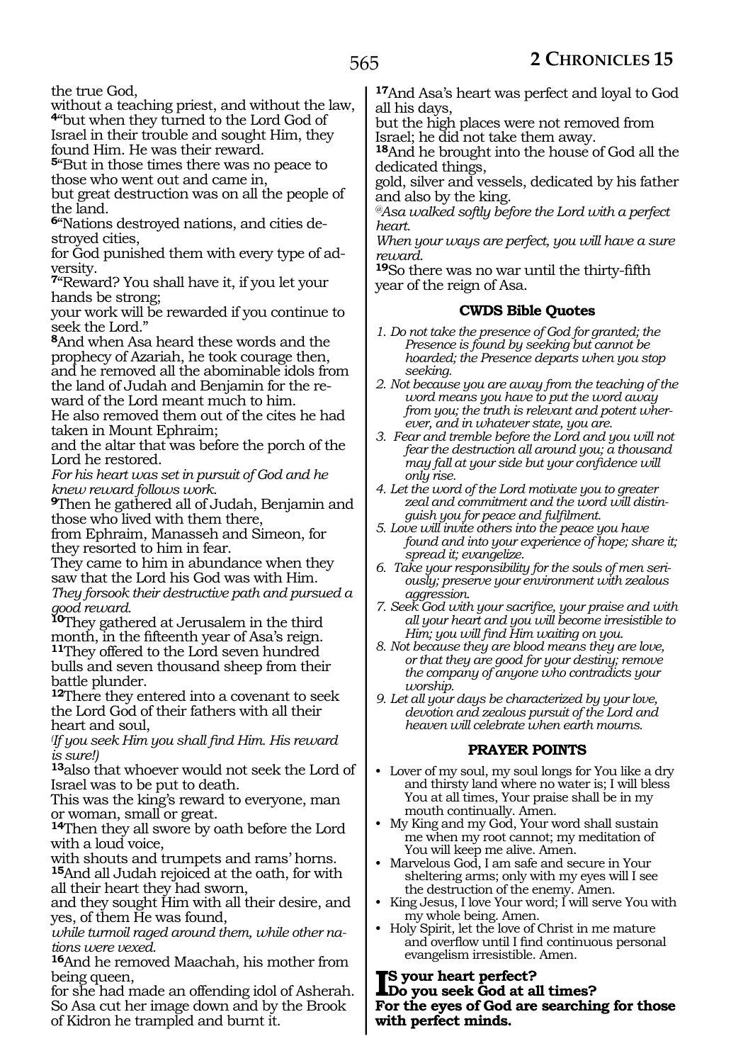the true God,
without a teaching priest, and without the law,
4"but when they turned to the Lord God of Israel in their trouble and sought Him, they found Him. He was their reward.
5"But in those times there was no peace to those who went out and came in,
but great destruction was on all the people of the land.
6"Nations destroyed nations, and cities destroyed cities,
for God punished them with every type of adversity.
7"Reward? You shall have it, if you let your hands be strong;
your work will be rewarded if you continue to seek the Lord."
8And when Asa heard these words and the prophecy of Azariah, he took courage then, and he removed all the abominable idols from the land of Judah and Benjamin for the reward of the Lord meant much to him.
He also removed them out of the cites he had taken in Mount Ephraim;
and the altar that was before the porch of the Lord he restored.
*For his heart was set in pursuit of God and he knew reward follows work.*
9Then he gathered all of Judah, Benjamin and those who lived with them there,
from Ephraim, Manasseh and Simeon, for they resorted to him in fear.
They came to him in abundance when they saw that the Lord his God was with Him.
*They forsook their destructive path and pursued a good reward.*
10They gathered at Jerusalem in the third month, in the fifteenth year of Asa's reign.
11They offered to the Lord seven hundred bulls and seven thousand sheep from their battle plunder.
12There they entered into a covenant to seek the Lord God of their fathers with all their heart and soul,
*(If you seek Him you shall find Him. His reward is sure!)*
13also that whoever would not seek the Lord of Israel was to be put to death.
This was the king's reward to everyone, man or woman, small or great.
14Then they all swore by oath before the Lord with a loud voice,
with shouts and trumpets and rams' horns.
15And all Judah rejoiced at the oath, for with all their heart they had sworn,
and they sought Him with all their desire, and yes, of them He was found,
*while turmoil raged around them, while other nations were vexed.*
16And he removed Maachah, his mother from being queen,
for she had made an offending idol of Asherah. So Asa cut her image down and by the Brook of Kidron he trampled and burnt it.
17And Asa's heart was perfect and loyal to God all his days,
but the high places were not removed from Israel; he did not take them away.
18And he brought into the house of God all the dedicated things,
gold, silver and vessels, dedicated by his father and also by the king.
*@Asa walked softly before the Lord with a perfect heart.*
*When your ways are perfect, you will have a sure reward.*
19So there was no war until the thirty-fifth year of the reign of Asa.

### CWDS Bible Quotes

1. *Do not take the presence of God for granted; the Presence is found by seeking but cannot be hoarded; the Presence departs when you stop seeking.*
2. *Not because you are away from the teaching of the word means you have to put the word away from you; the truth is relevant and potent wherever, and in whatever state, you are.*
3. *Fear and tremble before the Lord and you will not fear the destruction all around you; a thousand may fall at your side but your confidence will only rise.*
4. *Let the word of the Lord motivate you to greater zeal and commitment and the word will distinguish you for peace and fulfilment.*
5. *Love will invite others into the peace you have found and into your experience of hope; share it; spread it; evangelize.*
6. *Take your responsibility for the souls of men seriously; preserve your environment with zealous aggression.*
7. *Seek God with your sacrifice, your praise and with all your heart and you will become irresistible to Him; you will find Him waiting on you.*
8. *Not because they are blood means they are love, or that they are good for your destiny; remove the company of anyone who contradicts your worship.*
9. *Let all your days be characterized by your love, devotion and zealous pursuit of the Lord and heaven will celebrate when earth mourns.*

### PRAYER POINTS

- Lover of my soul, my soul longs for You like a dry and thirsty land where no water is; I will bless You at all times, Your praise shall be in my mouth continually. Amen.
- My King and my God, Your word shall sustain me when my root cannot; my meditation of You will keep me alive. Amen.
- Marvelous God, I am safe and secure in Your sheltering arms; only with my eyes will I see the destruction of the enemy. Amen.
- King Jesus, I love Your word; I will serve You with my whole being. Amen.
- Holy Spirit, let the love of Christ in me mature and overflow until I find continuous personal evangelism irresistible. Amen.

**Is your heart perfect?**
**Do you seek God at all times?**
**For the eyes of God are searching for those with perfect minds.**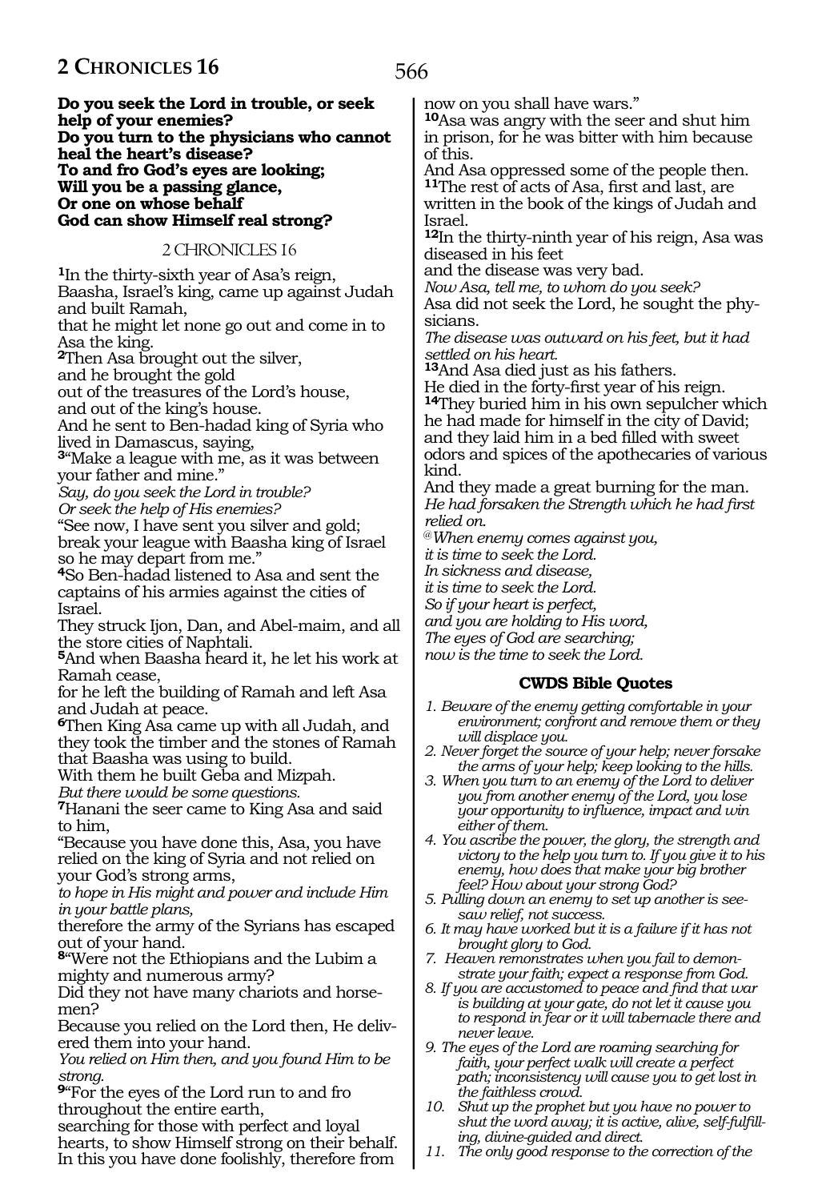**Do you seek the Lord in trouble, or seek help of your enemies?**
**Do you turn to the physicians who cannot heal the heart's disease?**
**To and fro God's eyes are looking;**
**Will you be a passing glance,**
**Or one on whose behalf**
**God can show Himself real strong?**

## 2 CHRONICLES 16

**1**In the thirty-sixth year of Asa's reign, Baasha, Israel's king, came up against Judah and built Ramah,
that he might let none go out and come in to Asa the king.
**2**Then Asa brought out the silver,
and he brought the gold
out of the treasures of the Lord's house,
and out of the king's house.
And he sent to Ben-hadad king of Syria who lived in Damascus, saying,
**3**"Make a league with me, as it was between your father and mine."
*Say, do you seek the Lord in trouble?*
*Or seek the help of His enemies?*
"See now, I have sent you silver and gold; break your league with Baasha king of Israel so he may depart from me."
**4**So Ben-hadad listened to Asa and sent the captains of his armies against the cities of Israel.
They struck Ijon, Dan, and Abel-maim, and all the store cities of Naphtali.
**5**And when Baasha heard it, he let his work at Ramah cease,
for he left the building of Ramah and left Asa and Judah at peace.
**6**Then King Asa came up with all Judah, and they took the timber and the stones of Ramah that Baasha was using to build.
With them he built Geba and Mizpah.
*But there would be some questions.*
**7**Hanani the seer came to King Asa and said to him,
"Because you have done this, Asa, you have relied on the king of Syria and not relied on your God's strong arms,
*to hope in His might and power and include Him in your battle plans,*
therefore the army of the Syrians has escaped out of your hand.
**8**"Were not the Ethiopians and the Lubim a mighty and numerous army?
Did they not have many chariots and horsemen?
Because you relied on the Lord then, He delivered them into your hand.
*You relied on Him then, and you found Him to be strong.*
**9**"For the eyes of the Lord run to and fro throughout the entire earth,
searching for those with perfect and loyal hearts, to show Himself strong on their behalf.
In this you have done foolishly, therefore from now on you shall have wars."
**10**Asa was angry with the seer and shut him in prison, for he was bitter with him because of this.
And Asa oppressed some of the people then.
**11**The rest of acts of Asa, first and last, are written in the book of the kings of Judah and Israel.
**12**In the thirty-ninth year of his reign, Asa was diseased in his feet
and the disease was very bad.
*Now Asa, tell me, to whom do you seek?*
Asa did not seek the Lord, he sought the physicians.
*The disease was outward on his feet, but it had settled on his heart.*
**13**And Asa died just as his fathers.
He died in the forty-first year of his reign.
**14**They buried him in his own sepulcher which he had made for himself in the city of David; and they laid him in a bed filled with sweet odors and spices of the apothecaries of various kind.
And they made a great burning for the man.
*He had forsaken the Strength which he had first relied on.*

*@When enemy comes against you,*
*it is time to seek the Lord.*
*In sickness and disease,*
*it is time to seek the Lord.*
*So if your heart is perfect,*
*and you are holding to His word,*
*The eyes of God are searching;*
*now is the time to seek the Lord.*

### CWDS Bible Quotes

1. *Beware of the enemy getting comfortable in your environment; confront and remove them or they will displace you.*
2. *Never forget the source of your help; never forsake the arms of your help; keep looking to the hills.*
3. *When you turn to an enemy of the Lord to deliver you from another enemy of the Lord, you lose your opportunity to influence, impact and win either of them.*
4. *You ascribe the power, the glory, the strength and victory to the help you turn to. If you give it to his enemy, how does that make your big brother feel? How about your strong God?*
5. *Pulling down an enemy to set up another is see-saw relief, not success.*
6. *It may have worked but it is a failure if it has not brought glory to God.*
7. *Heaven remonstrates when you fail to demonstrate your faith; expect a response from God.*
8. *If you are accustomed to peace and find that war is building at your gate, do not let it cause you to respond in fear or it will tabernacle there and never leave.*
9. *The eyes of the Lord are roaming searching for faith, your perfect walk will create a perfect path; inconsistency will cause you to get lost in the faithless crowd.*
10. *Shut up the prophet but you have no power to shut the word away; it is active, alive, self-fulfilling, divine-guided and direct.*
11. *The only good response to the correction of the*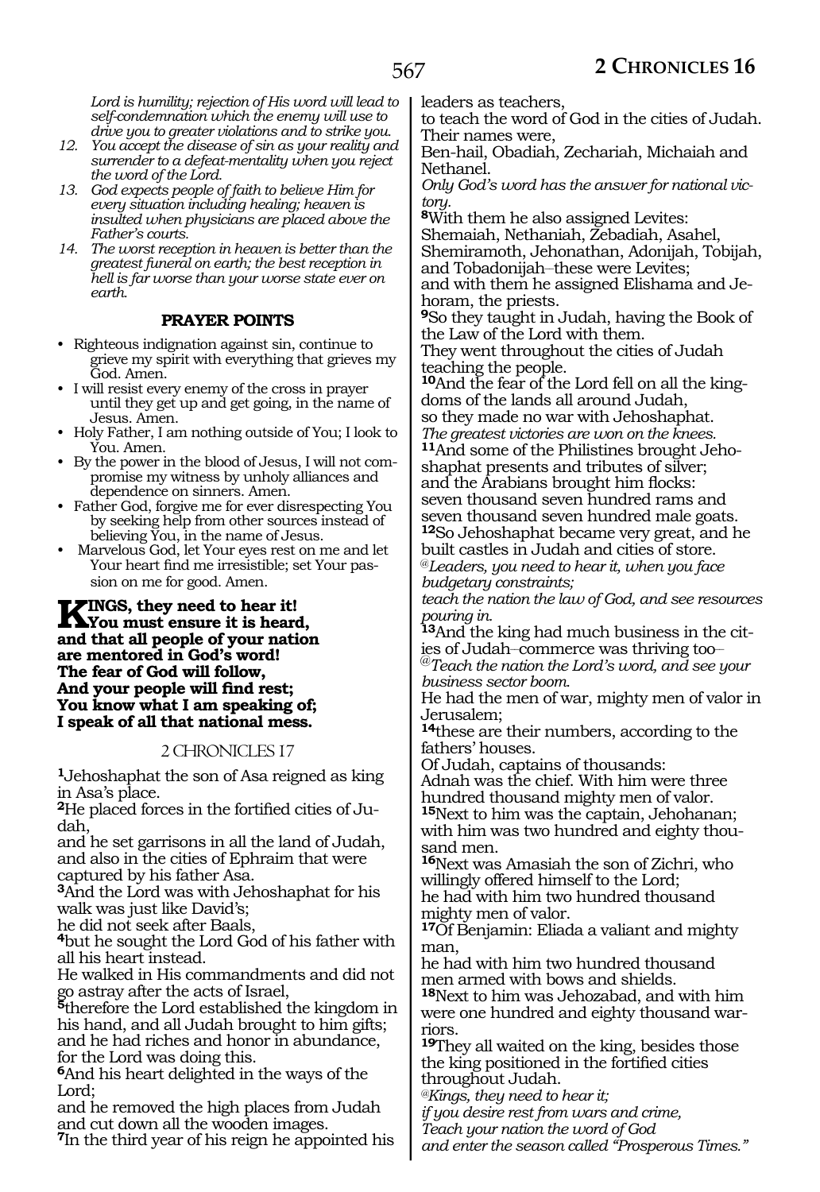*Lord is humility; rejection of His word will lead to self-condemnation which the enemy will use to drive you to greater violations and to strike you.*

12. *You accept the disease of sin as your reality and surrender to a defeat-mentality when you reject the word of the Lord.*
13. *God expects people of faith to believe Him for every situation including healing; heaven is insulted when physicians are placed above the Father's courts.*
14. *The worst reception in heaven is better than the greatest funeral on earth; the best reception in hell is far worse than your worse state ever on earth.*

### PRAYER POINTS

- Righteous indignation against sin, continue to grieve my spirit with everything that grieves my God. Amen.
- I will resist every enemy of the cross in prayer until they get up and get going, in the name of Jesus. Amen.
- Holy Father, I am nothing outside of You; I look to You. Amen.
- By the power in the blood of Jesus, I will not compromise my witness by unholy alliances and dependence on sinners. Amen.
- Father God, forgive me for ever disrespecting You by seeking help from other sources instead of believing You, in the name of Jesus.
- Marvelous God, let Your eyes rest on me and let Your heart find me irresistible; set Your passion on me for good. Amen.

**KINGS, they need to hear it!**
**You must ensure it is heard,**
**and that all people of your nation**
**are mentored in God's word!**
**The fear of God will follow,**
**And your people will find rest;**
**You know what I am speaking of;**
**I speak of all that national mess.**

## 2 CHRONICLES 17

**1**Jehoshaphat the son of Asa reigned as king in Asa's place.
**2**He placed forces in the fortified cities of Judah,
and he set garrisons in all the land of Judah, and also in the cities of Ephraim that were captured by his father Asa.
**3**And the Lord was with Jehoshaphat for his walk was just like David's;
he did not seek after Baals,
**4**but he sought the Lord God of his father with all his heart instead.
He walked in His commandments and did not go astray after the acts of Israel,
**5**therefore the Lord established the kingdom in his hand, and all Judah brought to him gifts;
and he had riches and honor in abundance, for the Lord was doing this.
**6**And his heart delighted in the ways of the Lord;
and he removed the high places from Judah and cut down all the wooden images.
**7**In the third year of his reign he appointed his leaders as teachers,
to teach the word of God in the cities of Judah.
Their names were,
Ben-hail, Obadiah, Zechariah, Michaiah and Nethanel.
*Only God's word has the answer for national victory.*
**8**With them he also assigned Levites:
Shemaiah, Nethaniah, Zebadiah, Asahel, Shemiramoth, Jehonathan, Adonijah, Tobijah, and Tobadonijah–these were Levites;
and with them he assigned Elishama and Jehoram, the priests.
**9**So they taught in Judah, having the Book of the Law of the Lord with them.
They went throughout the cities of Judah teaching the people.
**10**And the fear of the Lord fell on all the kingdoms of the lands all around Judah,
so they made no war with Jehoshaphat.
*The greatest victories are won on the knees.*
**11**And some of the Philistines brought Jehoshaphat presents and tributes of silver;
and the Arabians brought him flocks:
seven thousand seven hundred rams and seven thousand seven hundred male goats.
**12**So Jehoshaphat became very great, and he built castles in Judah and cities of store.
*@Leaders, you need to hear it, when you face budgetary constraints;*
*teach the nation the law of God, and see resources pouring in.*
**13**And the king had much business in the cities of Judah–commerce was thriving too–
*@Teach the nation the Lord's word, and see your business sector boom.*
He had the men of war, mighty men of valor in Jerusalem;
**14**these are their numbers, according to the fathers' houses.
Of Judah, captains of thousands:
Adnah was the chief. With him were three hundred thousand mighty men of valor.
**15**Next to him was the captain, Jehohanan;
with him was two hundred and eighty thousand men.
**16**Next was Amasiah the son of Zichri, who willingly offered himself to the Lord;
he had with him two hundred thousand mighty men of valor.
**17**Of Benjamin: Eliada a valiant and mighty man,
he had with him two hundred thousand men armed with bows and shields.
**18**Next to him was Jehozabad, and with him were one hundred and eighty thousand warriors.
**19**They all waited on the king, besides those the king positioned in the fortified cities throughout Judah.
*@Kings, they need to hear it;*
*if you desire rest from wars and crime,*
*Teach your nation the word of God*
*and enter the season called "Prosperous Times."*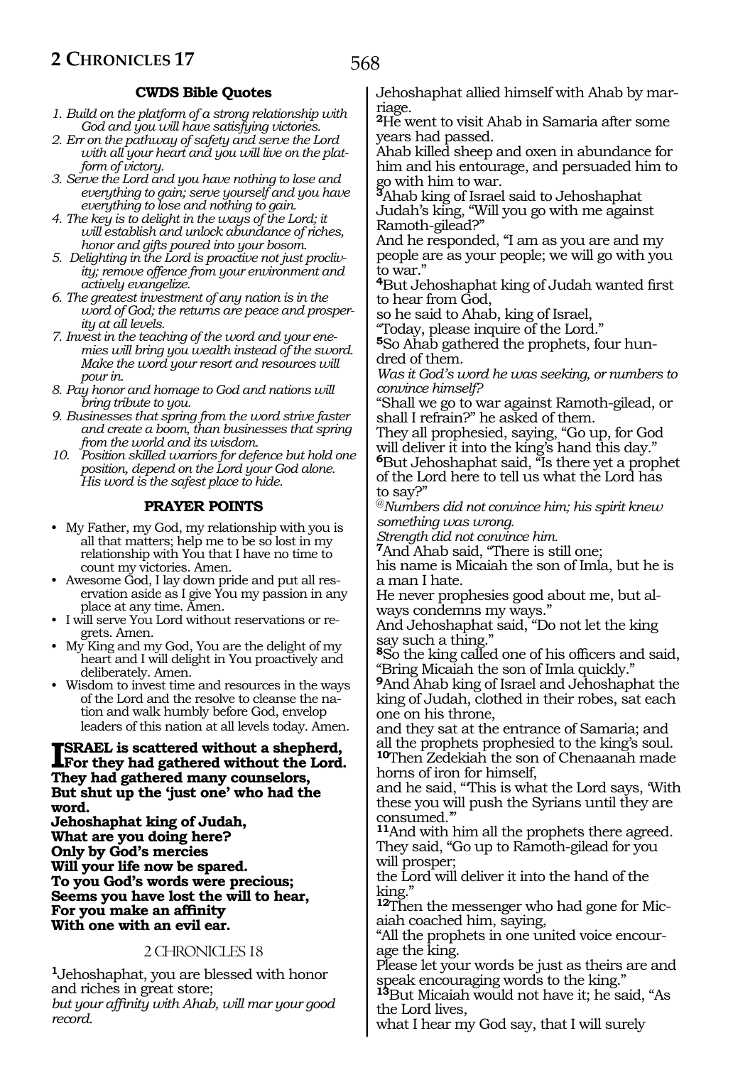### CWDS Bible Quotes

1. *Build on the platform of a strong relationship with God and you will have satisfying victories.*
2. *Err on the pathway of safety and serve the Lord with all your heart and you will live on the platform of victory.*
3. *Serve the Lord and you have nothing to lose and everything to gain; serve yourself and you have everything to lose and nothing to gain.*
4. *The key is to delight in the ways of the Lord; it will establish and unlock abundance of riches, honor and gifts poured into your bosom.*
5. *Delighting in the Lord is proactive not just proclivity; remove offence from your environment and actively evangelize.*
6. *The greatest investment of any nation is in the word of God; the returns are peace and prosperity at all levels.*
7. *Invest in the teaching of the word and your enemies will bring you wealth instead of the sword. Make the word your resort and resources will pour in.*
8. *Pay honor and homage to God and nations will bring tribute to you.*
9. *Businesses that spring from the word strive faster and create a boom, than businesses that spring from the world and its wisdom.*
10. *Position skilled warriors for defence but hold one position, depend on the Lord your God alone. His word is the safest place to hide.*

### PRAYER POINTS

- My Father, my God, my relationship with you is all that matters; help me to be so lost in my relationship with You that I have no time to count my victories. Amen.
- Awesome God, I lay down pride and put all reservation aside as I give You my passion in any place at any time. Amen.
- I will serve You Lord without reservations or regrets. Amen.
- My King and my God, You are the delight of my heart and I will delight in You proactively and deliberately. Amen.
- Wisdom to invest time and resources in the ways of the Lord and the resolve to cleanse the nation and walk humbly before God, envelop leaders of this nation at all levels today. Amen.

**ISRAEL is scattered without a shepherd,**
**For they had gathered without the Lord.**
**They had gathered many counselors,**
**But shut up the 'just one' who had the word.**
**Jehoshaphat king of Judah,**
**What are you doing here?**
**Only by God's mercies**
**Will your life now be spared.**
**To you God's words were precious;**
**Seems you have lost the will to hear,**
**For you make an affinity**
**With one with an evil ear.**

## 2 CHRONICLES 18

**1**Jehoshaphat, you are blessed with honor and riches in great store;
*but your affinity with Ahab, will mar your good record.*
Jehoshaphat allied himself with Ahab by marriage.
**2**He went to visit Ahab in Samaria after some years had passed.
Ahab killed sheep and oxen in abundance for him and his entourage, and persuaded him to go with him to war.
**3**Ahab king of Israel said to Jehoshaphat Judah's king, "Will you go with me against Ramoth-gilead?"
And he responded, "I am as you are and my people are as your people; we will go with you to war."
**4**But Jehoshaphat king of Judah wanted first to hear from God,
so he said to Ahab, king of Israel,
"Today, please inquire of the Lord."
**5**So Ahab gathered the prophets, four hundred of them.
*Was it God's word he was seeking, or numbers to convince himself?*
"Shall we go to war against Ramoth-gilead, or shall I refrain?" he asked of them.
They all prophesied, saying, "Go up, for God will deliver it into the king's hand this day."
**6**But Jehoshaphat said, "Is there yet a prophet of the Lord here to tell us what the Lord has to say?"
*@Numbers did not convince him; his spirit knew something was wrong.*
*Strength did not convince him.*
**7**And Ahab said, "There is still one;
his name is Micaiah the son of Imla, but he is a man I hate.
He never prophesies good about me, but always condemns my ways."
And Jehoshaphat said, "Do not let the king say such a thing."
**8**So the king called one of his officers and said, "Bring Micaiah the son of Imla quickly."
**9**And Ahab king of Israel and Jehoshaphat the king of Judah, clothed in their robes, sat each one on his throne,
and they sat at the entrance of Samaria; and all the prophets prophesied to the king's soul.
**10**Then Zedekiah the son of Chenaanah made horns of iron for himself,
and he said, "'This is what the Lord says, 'With these you will push the Syrians until they are consumed.'"
**11**And with him all the prophets there agreed. They said, "Go up to Ramoth-gilead for you will prosper;
the Lord will deliver it into the hand of the king."
**12**Then the messenger who had gone for Micaiah coached him, saying,
"All the prophets in one united voice encourage the king.
Please let your words be just as theirs are and speak encouraging words to the king."
**13**But Micaiah would not have it; he said, "As the Lord lives,
what I hear my God say, that I will surely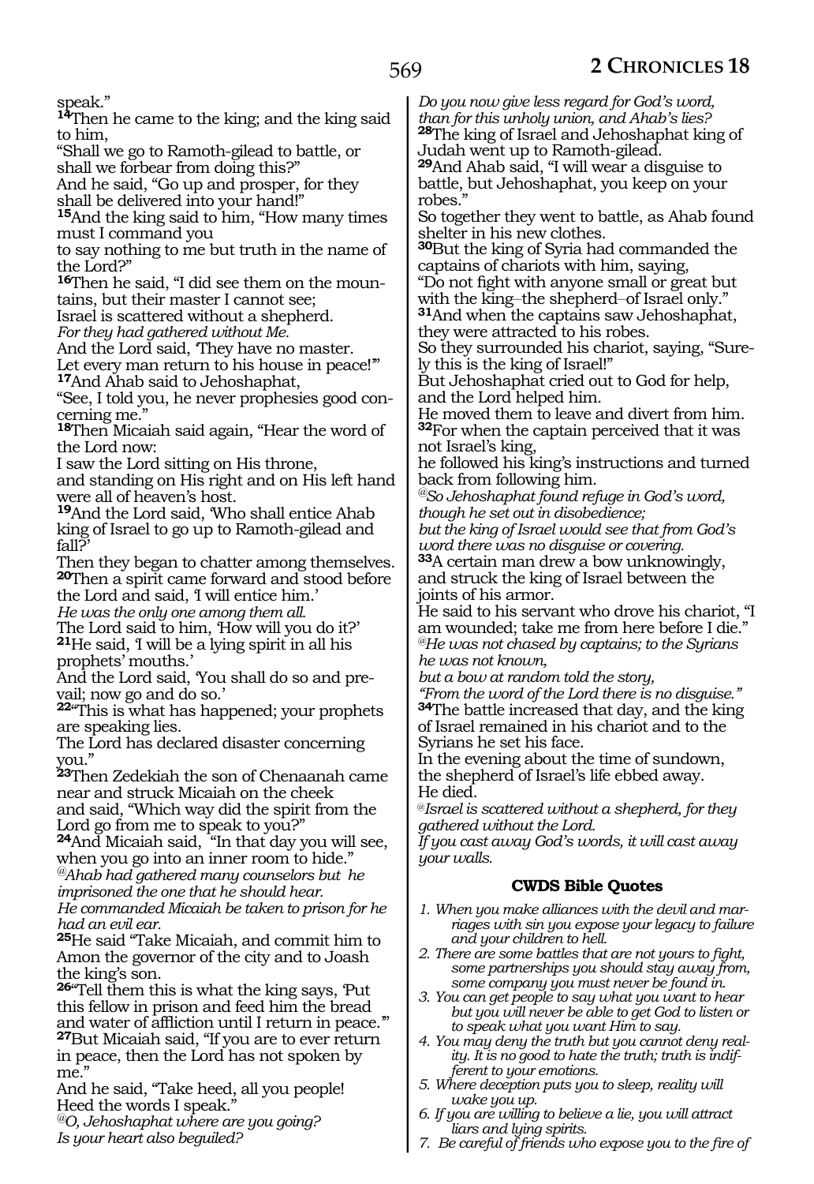speak."

**14**Then he came to the king; and the king said to him,
"Shall we go to Ramoth-gilead to battle, or shall we forbear from doing this?"
And he said, "Go up and prosper, for they shall be delivered into your hand!"

**15**And the king said to him, "How many times must I command you
to say nothing to me but truth in the name of the Lord?"

**16**Then he said, "I did see them on the mountains, but their master I cannot see;
Israel is scattered without a shepherd.
*For they had gathered without Me.*
And the Lord said, 'They have no master.
Let every man return to his house in peace!'"

**17**And Ahab said to Jehoshaphat,
"See, I told you, he never prophesies good concerning me."

**18**Then Micaiah said again, "Hear the word of the Lord now:
I saw the Lord sitting on His throne,
and standing on His right and on His left hand were all of heaven's host.

**19**And the Lord said, 'Who shall entice Ahab king of Israel to go up to Ramoth-gilead and fall?'
Then they began to chatter among themselves.

**20**Then a spirit came forward and stood before the Lord and said, 'I will entice him.'
*He was the only one among them all.*
The Lord said to him, 'How will you do it?'

**21**He said, 'I will be a lying spirit in all his prophets' mouths.'
And the Lord said, 'You shall do so and prevail; now go and do so.'

**22**"This is what has happened; your prophets are speaking lies.
The Lord has declared disaster concerning you."

**23**Then Zedekiah the son of Chenaanah came near and struck Micaiah on the cheek
and said, "Which way did the spirit from the Lord go from me to speak to you?"

**24**And Micaiah said, "In that day you will see, when you go into an inner room to hide."
*@Ahab had gathered many counselors but he imprisoned the one that he should hear.*
*He commanded Micaiah be taken to prison for he had an evil ear.*

**25**He said "Take Micaiah, and commit him to Amon the governor of the city and to Joash the king's son.

**26**"Tell them this is what the king says, 'Put this fellow in prison and feed him the bread and water of affliction until I return in peace.'"

**27**But Micaiah said, "If you are to ever return in peace, then the Lord has not spoken by me."
And he said, "Take heed, all you people!
Heed the words I speak."
*@O, Jehoshaphat where are you going?*
*Is your heart also beguiled?*
*Do you now give less regard for God's word, than for this unholy union, and Ahab's lies?*

**28**The king of Israel and Jehoshaphat king of Judah went up to Ramoth-gilead.

**29**And Ahab said, "I will wear a disguise to battle, but Jehoshaphat, you keep on your robes."
So together they went to battle, as Ahab found shelter in his new clothes.

**30**But the king of Syria had commanded the captains of chariots with him, saying,
"Do not fight with anyone small or great but with the king–the shepherd–of Israel only."

**31**And when the captains saw Jehoshaphat, they were attracted to his robes.
So they surrounded his chariot, saying, "Surely this is the king of Israel!"
But Jehoshaphat cried out to God for help, and the Lord helped him.
He moved them to leave and divert from him.

**32**For when the captain perceived that it was not Israel's king,
he followed his king's instructions and turned back from following him.
*@So Jehoshaphat found refuge in God's word, though he set out in disobedience;*
*but the king of Israel would see that from God's word there was no disguise or covering.*

**33**A certain man drew a bow unknowingly, and struck the king of Israel between the joints of his armor.
He said to his servant who drove his chariot, "I am wounded; take me from here before I die."
*@He was not chased by captains; to the Syrians he was not known,*
*but a bow at random told the story,*
*"From the word of the Lord there is no disguise."*

**34**The battle increased that day, and the king of Israel remained in his chariot and to the Syrians he set his face.
In the evening about the time of sundown, the shepherd of Israel's life ebbed away.
He died.
*@Israel is scattered without a shepherd, for they gathered without the Lord.*
*If you cast away God's words, it will cast away your walls.*

### CWDS Bible Quotes

1. *When you make alliances with the devil and marriages with sin you expose your legacy to failure and your children to hell.*
2. *There are some battles that are not yours to fight, some partnerships you should stay away from, some company you must never be found in.*
3. *You can get people to say what you want to hear but you will never be able to get God to listen or to speak what you want Him to say.*
4. *You may deny the truth but you cannot deny reality. It is no good to hate the truth; truth is indifferent to your emotions.*
5. *Where deception puts you to sleep, reality will wake you up.*
6. *If you are willing to believe a lie, you will attract liars and lying spirits.*
7. *Be careful of friends who expose you to the fire of*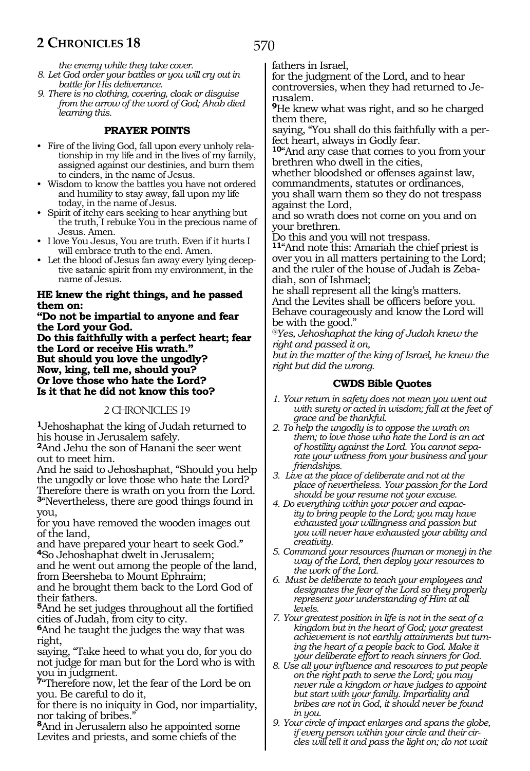*the enemy while they take cover.*

8. *Let God order your battles or you will cry out in battle for His deliverance.*
9. *There is no clothing, covering, cloak or disguise from the arrow of the word of God; Ahab died learning this.*

### PRAYER POINTS

- Fire of the living God, fall upon every unholy relationship in my life and in the lives of my family, assigned against our destinies, and burn them to cinders, in the name of Jesus.
- Wisdom to know the battles you have not ordered and humility to stay away, fall upon my life today, in the name of Jesus.
- Spirit of itchy ears seeking to hear anything but the truth, I rebuke You in the precious name of Jesus. Amen.
- I love You Jesus, You are truth. Even if it hurts I will embrace truth to the end. Amen.
- Let the blood of Jesus fan away every lying deceptive satanic spirit from my environment, in the name of Jesus.

**HE knew the right things, and he passed them on:**
**"Do not be impartial to anyone and fear the Lord your God.**
**Do this faithfully with a perfect heart; fear the Lord or receive His wrath."**
**But should you love the ungodly?**
**Now, king, tell me, should you?**
**Or love those who hate the Lord?**
**Is it that he did not know this too?**

## 2 CHRONICLES 19

**1**Jehoshaphat the king of Judah returned to his house in Jerusalem safely.
**2**And Jehu the son of Hanani the seer went out to meet him.
And he said to Jehoshaphat, "Should you help the ungodly or love those who hate the Lord?
Therefore there is wrath on you from the Lord.
**3**"Nevertheless, there are good things found in you,
for you have removed the wooden images out of the land,
and have prepared your heart to seek God."
**4**So Jehoshaphat dwelt in Jerusalem;
and he went out among the people of the land, from Beersheba to Mount Ephraim;
and he brought them back to the Lord God of their fathers.
**5**And he set judges throughout all the fortified cities of Judah, from city to city.
**6**And he taught the judges the way that was right,
saying, "Take heed to what you do, for you do not judge for man but for the Lord who is with you in judgment.
**7**"Therefore now, let the fear of the Lord be on you. Be careful to do it,
for there is no iniquity in God, nor impartiality, nor taking of bribes."
**8**And in Jerusalem also he appointed some Levites and priests, and some chiefs of the fathers in Israel,
for the judgment of the Lord, and to hear controversies, when they had returned to Jerusalem.
**9**He knew what was right, and so he charged them there,
saying, "You shall do this faithfully with a perfect heart, always in Godly fear.
**10**"And any case that comes to you from your brethren who dwell in the cities,
whether bloodshed or offenses against law, commandments, statutes or ordinances,
you shall warn them so they do not trespass against the Lord,
and so wrath does not come on you and on your brethren.
Do this and you will not trespass.
**11**"And note this: Amariah the chief priest is over you in all matters pertaining to the Lord;
and the ruler of the house of Judah is Zebadiah, son of Ishmael;
he shall represent all the king's matters.
And the Levites shall be officers before you.
Behave courageously and know the Lord will be with the good."

*@Yes, Jehoshaphat the king of Judah knew the right and passed it on,*
*but in the matter of the king of Israel, he knew the right but did the wrong.*

### CWDS Bible Quotes

1. *Your return in safety does not mean you went out with surety or acted in wisdom; fall at the feet of grace and be thankful.*
2. *To help the ungodly is to oppose the wrath on them; to love those who hate the Lord is an act of hostility against the Lord. You cannot separate your witness from your business and your friendships.*
3. *Live at the place of deliberate and not at the place of nevertheless. Your passion for the Lord should be your resume not your excuse.*
4. *Do everything within your power and capacity to bring people to the Lord; you may have exhausted your willingness and passion but you will never have exhausted your ability and creativity.*
5. *Command your resources (human or money) in the way of the Lord, then deploy your resources to the work of the Lord.*
6. *Must be deliberate to teach your employees and designates the fear of the Lord so they properly represent your understanding of Him at all levels.*
7. *Your greatest position in life is not in the seat of a kingdom but in the heart of God; your greatest achievement is not earthly attainments but turning the heart of a people back to God. Make it your deliberate effort to reach sinners for God.*
8. *Use all your influence and resources to put people on the right path to serve the Lord; you may never rule a kingdom or have judges to appoint but start with your family. Impartiality and bribes are not in God, it should never be found in you.*
9. *Your circle of impact enlarges and spans the globe, if every person within your circle and their circles will tell it and pass the light on; do not wait*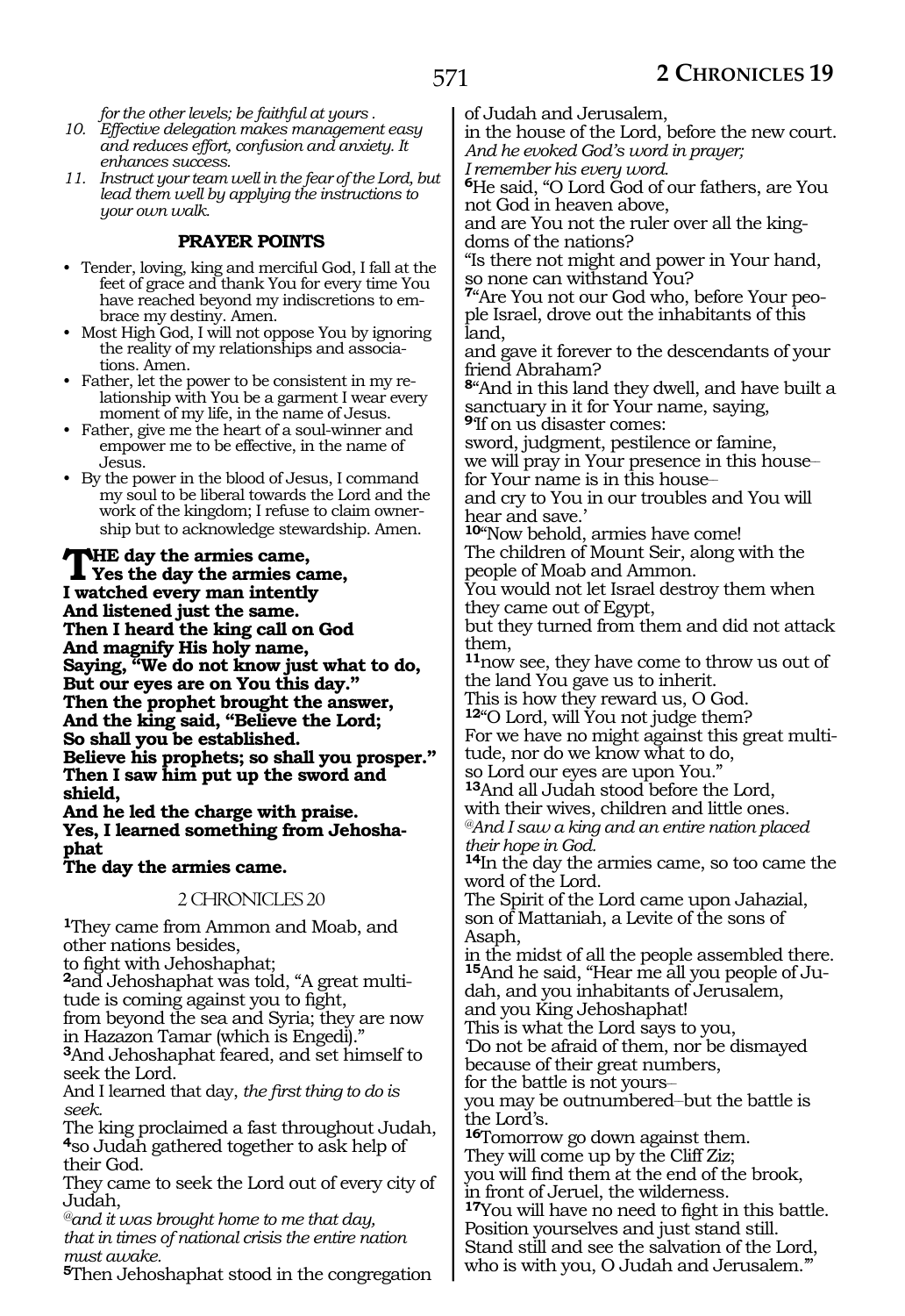*for the other levels; be faithful at yours .*

10. *Effective delegation makes management easy and reduces effort, confusion and anxiety. It enhances success.*
11. *Instruct your team well in the fear of the Lord, but lead them well by applying the instructions to your own walk.*

### PRAYER POINTS

- Tender, loving, king and merciful God, I fall at the feet of grace and thank You for every time You have reached beyond my indiscretions to embrace my destiny. Amen.
- Most High God, I will not oppose You by ignoring the reality of my relationships and associations. Amen.
- Father, let the power to be consistent in my relationship with You be a garment I wear every moment of my life, in the name of Jesus.
- Father, give me the heart of a soul-winner and empower me to be effective, in the name of Jesus.
- By the power in the blood of Jesus, I command my soul to be liberal towards the Lord and the work of the kingdom; I refuse to claim ownership but to acknowledge stewardship. Amen.

**THE day the armies came,**
**Yes the day the armies came,**
**I watched every man intently**
**And listened just the same.**
**Then I heard the king call on God**
**And magnify His holy name,**
**Saying, "We do not know just what to do,**
**But our eyes are on You this day."**
**Then the prophet brought the answer,**
**And the king said, "Believe the Lord;**
**So shall you be established.**
**Believe his prophets; so shall you prosper."**
**Then I saw him put up the sword and shield,**
**And he led the charge with praise.**
**Yes, I learned something from Jehoshaphat**
**The day the armies came.**

## 2 CHRONICLES 20

**1**They came from Ammon and Moab, and other nations besides,
to fight with Jehoshaphat;
**2**and Jehoshaphat was told, "A great multitude is coming against you to fight,
from beyond the sea and Syria; they are now in Hazazon Tamar (which is Engedi)."
**3**And Jehoshaphat feared, and set himself to seek the Lord.
And I learned that day, *the first thing to do is seek.*
The king proclaimed a fast throughout Judah,
**4**so Judah gathered together to ask help of their God.
They came to seek the Lord out of every city of Judah,
*@and it was brought home to me that day, that in times of national crisis the entire nation must awake.*
**5**Then Jehoshaphat stood in the congregation of Judah and Jerusalem,
in the house of the Lord, before the new court.
*And he evoked God's word in prayer;*
*I remember his every word.*
**6**He said, "O Lord God of our fathers, are You not God in heaven above,
and are You not the ruler over all the kingdoms of the nations?
"Is there not might and power in Your hand, so none can withstand You?
**7**"Are You not our God who, before Your people Israel, drove out the inhabitants of this land,
and gave it forever to the descendants of your friend Abraham?
**8**"And in this land they dwell, and have built a sanctuary in it for Your name, saying,
**9**'If on us disaster comes:
sword, judgment, pestilence or famine,
we will pray in Your presence in this house–
for Your name is in this house–
and cry to You in our troubles and You will hear and save.'
**10**"Now behold, armies have come!
The children of Mount Seir, along with the people of Moab and Ammon.
You would not let Israel destroy them when they came out of Egypt,
but they turned from them and did not attack them,
**11**now see, they have come to throw us out of the land You gave us to inherit.
This is how they reward us, O God.
**12**"O Lord, will You not judge them?
For we have no might against this great multitude, nor do we know what to do,
so Lord our eyes are upon You."
**13**And all Judah stood before the Lord,
with their wives, children and little ones.
*@And I saw a king and an entire nation placed their hope in God.*
**14**In the day the armies came, so too came the word of the Lord.
The Spirit of the Lord came upon Jahazial, son of Mattaniah, a Levite of the sons of Asaph,
in the midst of all the people assembled there.
**15**And he said, "Hear me all you people of Judah, and you inhabitants of Jerusalem,
and you King Jehoshaphat!
This is what the Lord says to you,
'Do not be afraid of them, nor be dismayed because of their great numbers,
for the battle is not yours–
you may be outnumbered–but the battle is the Lord's.
**16**Tomorrow go down against them.
They will come up by the Cliff Ziz;
you will find them at the end of the brook,
in front of Jeruel, the wilderness.
**17**You will have no need to fight in this battle.
Position yourselves and just stand still.
Stand still and see the salvation of the Lord,
who is with you, O Judah and Jerusalem.'"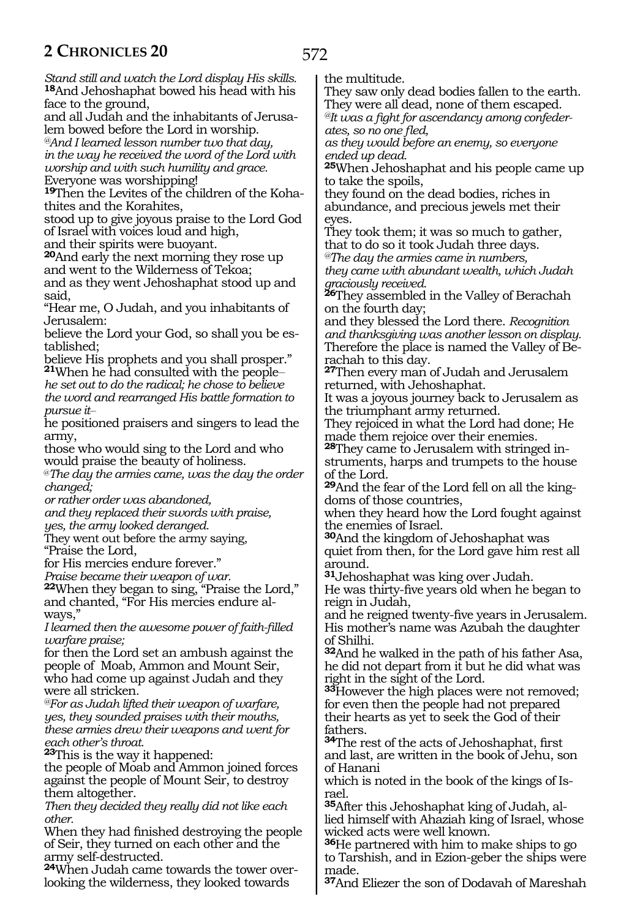*Stand still and watch the Lord display His skills.*
**18**And Jehoshaphat bowed his head with his face to the ground,
and all Judah and the inhabitants of Jerusalem bowed before the Lord in worship.
*@And I learned lesson number two that day, in the way he received the word of the Lord with worship and with such humility and grace.*
Everyone was worshipping!
**19**Then the Levites of the children of the Kohathites and the Korahites,
stood up to give joyous praise to the Lord God of Israel with voices loud and high,
and their spirits were buoyant.
**20**And early the next morning they rose up and went to the Wilderness of Tekoa;
and as they went Jehoshaphat stood up and said,
"Hear me, O Judah, and you inhabitants of Jerusalem:
believe the Lord your God, so shall you be established;
believe His prophets and you shall prosper."
**21**When he had consulted with the people–
*he set out to do the radical; he chose to believe the word and rearranged His battle formation to pursue it–*
he positioned praisers and singers to lead the army,
those who would sing to the Lord and who would praise the beauty of holiness.
*@The day the armies came, was the day the order changed;*
*or rather order was abandoned,*
*and they replaced their swords with praise,*
*yes, the army looked deranged.*
They went out before the army saying,
"Praise the Lord,
for His mercies endure forever."
*Praise became their weapon of war.*
**22**When they began to sing, "Praise the Lord," and chanted, "For His mercies endure always,"
*I learned then the awesome power of faith-filled warfare praise;*
for then the Lord set an ambush against the people of Moab, Ammon and Mount Seir, who had come up against Judah and they were all stricken.
*@For as Judah lifted their weapon of warfare,*
*yes, they sounded praises with their mouths,*
*these armies drew their weapons and went for each other's throat.*
**23**This is the way it happened:
the people of Moab and Ammon joined forces against the people of Mount Seir, to destroy them altogether.
*Then they decided they really did not like each other.*
When they had finished destroying the people of Seir, they turned on each other and the army self-destructed.
**24**When Judah came towards the tower overlooking the wilderness, they looked towards the multitude.
They saw only dead bodies fallen to the earth.
They were all dead, none of them escaped.
*@It was a fight for ascendancy among confederates, so no one fled,*
*as they would before an enemy, so everyone ended up dead.*
**25**When Jehoshaphat and his people came up to take the spoils,
they found on the dead bodies, riches in abundance, and precious jewels met their eyes.
They took them; it was so much to gather, that to do so it took Judah three days.
*@The day the armies came in numbers,*
*they came with abundant wealth, which Judah graciously received.*
**26**They assembled in the Valley of Berachah on the fourth day;
and they blessed the Lord there. *Recognition and thanksgiving was another lesson on display.*
Therefore the place is named the Valley of Berachah to this day.
**27**Then every man of Judah and Jerusalem returned, with Jehoshaphat.
It was a joyous journey back to Jerusalem as the triumphant army returned.
They rejoiced in what the Lord had done; He made them rejoice over their enemies.
**28**They came to Jerusalem with stringed instruments, harps and trumpets to the house of the Lord.
**29**And the fear of the Lord fell on all the kingdoms of those countries,
when they heard how the Lord fought against the enemies of Israel.
**30**And the kingdom of Jehoshaphat was quiet from then, for the Lord gave him rest all around.
**31**Jehoshaphat was king over Judah.
He was thirty-five years old when he began to reign in Judah,
and he reigned twenty-five years in Jerusalem.
His mother's name was Azubah the daughter of Shilhi.
**32**And he walked in the path of his father Asa, he did not depart from it but he did what was right in the sight of the Lord.
**33**However the high places were not removed; for even then the people had not prepared their hearts as yet to seek the God of their fathers.
**34**The rest of the acts of Jehoshaphat, first and last, are written in the book of Jehu, son of Hanani
which is noted in the book of the kings of Israel.
**35**After this Jehoshaphat king of Judah, allied himself with Ahaziah king of Israel, whose wicked acts were well known.
**36**He partnered with him to make ships to go to Tarshish, and in Ezion-geber the ships were made.
**37**And Eliezer the son of Dodavah of Mareshah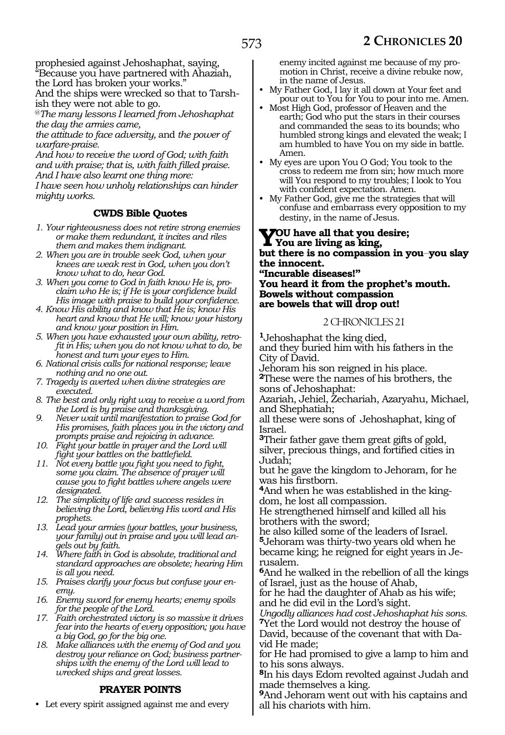prophesied against Jehoshaphat, saying, "Because you have partnered with Ahaziah, the Lord has broken your works."
And the ships were wrecked so that to Tarshish they were not able to go.

@*The many lessons I learned from Jehoshaphat the day the armies came,*
*the attitude to face adversity,* and *the power of warfare-praise.*
*And how to receive the word of God; with faith and with praise; that is, with faith filled praise.*
*And I have also learnt one thing more:*
*I have seen how unholy relationships can hinder mighty works.*

### CWDS Bible Quotes

1. *Your righteousness does not retire strong enemies or make them redundant, it incites and riles them and makes them indignant.*
2. *When you are in trouble seek God, when your knees are weak rest in God, when you don't know what to do, hear God.*
3. *When you come to God in faith know He is, proclaim who He is; if He is your confidence build His image with praise to build your confidence.*
4. *Know His ability and know that He is; know His heart and know that He will; know your history and know your position in Him.*
5. *When you have exhausted your own ability, retrofit in His; when you do not know what to do, be honest and turn your eyes to Him.*
6. *National crisis calls for national response; leave nothing and no one out.*
7. *Tragedy is averted when divine strategies are executed.*
8. *The best and only right way to receive a word from the Lord is by praise and thanksgiving.*
9. *Never wait until manifestation to praise God for His promises, faith places you in the victory and prompts praise and rejoicing in advance.*
10. *Fight your battle in prayer and the Lord will fight your battles on the battlefield.*
11. *Not every battle you fight you need to fight, some you claim. The absence of prayer will cause you to fight battles where angels were designated.*
12. *The simplicity of life and success resides in believing the Lord, believing His word and His prophets.*
13. *Lead your armies (your battles, your business, your family) out in praise and you will lead angels out by faith.*
14. *Where faith in God is absolute, traditional and standard approaches are obsolete; hearing Him is all you need.*
15. *Praises clarify your focus but confuse your enemy.*
16. *Enemy sword for enemy hearts; enemy spoils for the people of the Lord.*
17. *Faith orchestrated victory is so massive it drives fear into the hearts of every opposition; you have a big God, go for the big one.*
18. *Make alliances with the enemy of God and you destroy your reliance on God; business partnerships with the enemy of the Lord will lead to wrecked ships and great losses.*

### PRAYER POINTS

- Let every spirit assigned against me and every enemy incited against me because of my promotion in Christ, receive a divine rebuke now, in the name of Jesus.
- My Father God, I lay it all down at Your feet and pour out to You for You to pour into me. Amen.
- Most High God, professor of Heaven and the earth; God who put the stars in their courses and commanded the seas to its bounds; who humbled strong kings and elevated the weak; I am humbled to have You on my side in battle. Amen.
- My eyes are upon You O God; You took to the cross to redeem me from sin; how much more will You respond to my troubles; I look to You with confident expectation. Amen.
- My Father God, give me the strategies that will confuse and embarrass every opposition to my destiny, in the name of Jesus.

**YOU have all that you desire;**
**You are living as king,**
**but there is no compassion in you–you slay the innocent.**
**"Incurable diseases!"**
**You heard it from the prophet's mouth.**
**Bowels without compassion**
**are bowels that will drop out!**

## 2 CHRONICLES 21

[1]Jehoshaphat the king died,
and they buried him with his fathers in the City of David.
Jehoram his son reigned in his place.
[2]These were the names of his brothers, the sons of Jehoshaphat:
Azariah, Jehiel, Zechariah, Azaryahu, Michael, and Shephatiah;
all these were sons of Jehoshaphat, king of Israel.
[3]Their father gave them great gifts of gold, silver, precious things, and fortified cities in Judah;
but he gave the kingdom to Jehoram, for he was his firstborn.
[4]And when he was established in the kingdom, he lost all compassion.
He strengthened himself and killed all his brothers with the sword;
he also killed some of the leaders of Israel.
[5]Jehoram was thirty-two years old when he became king; he reigned for eight years in Jerusalem.
[6]And he walked in the rebellion of all the kings of Israel, just as the house of Ahab,
for he had the daughter of Ahab as his wife;
and he did evil in the Lord's sight.
*Ungodly alliances had cost Jehoshaphat his sons.*
[7]Yet the Lord would not destroy the house of David, because of the covenant that with David He made;
for He had promised to give a lamp to him and to his sons always.
[8]In his days Edom revolted against Judah and made themselves a king.
[9]And Jehoram went out with his captains and all his chariots with him.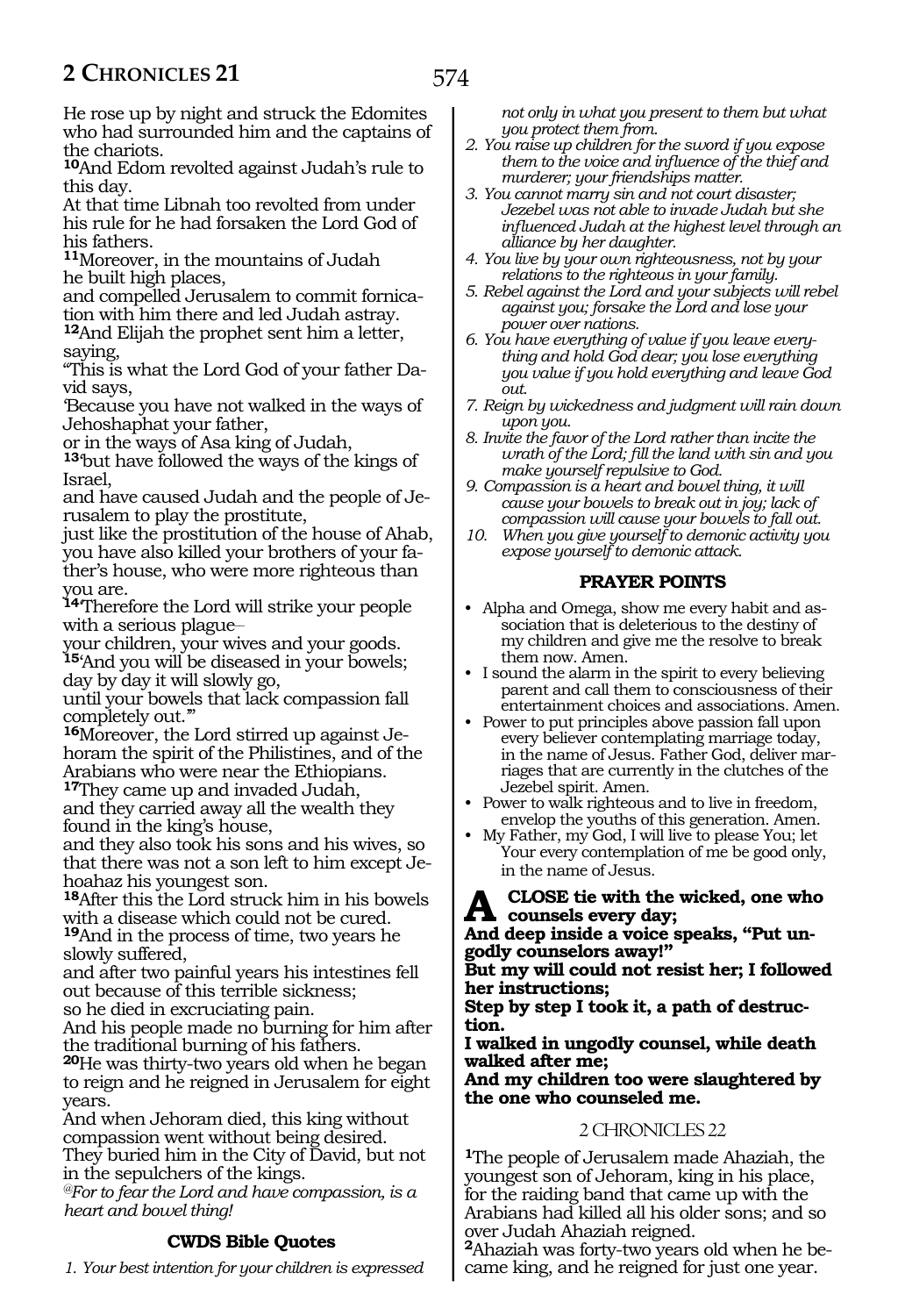He rose up by night and struck the Edomites who had surrounded him and the captains of the chariots.

**10**And Edom revolted against Judah's rule to this day.

At that time Libnah too revolted from under his rule for he had forsaken the Lord God of his fathers.

**11**Moreover, in the mountains of Judah he built high places,

and compelled Jerusalem to commit fornication with him there and led Judah astray.

**12**And Elijah the prophet sent him a letter, saying,

"This is what the Lord God of your father David says,

'Because you have not walked in the ways of Jehoshaphat your father,

or in the ways of Asa king of Judah,

**13**'but have followed the ways of the kings of Israel,

and have caused Judah and the people of Jerusalem to play the prostitute,

just like the prostitution of the house of Ahab, you have also killed your brothers of your father's house, who were more righteous than you are.

**14**'Therefore the Lord will strike your people with a serious plague–

your children, your wives and your goods.

**15**'And you will be diseased in your bowels; day by day it will slowly go,

until your bowels that lack compassion fall completely out.'"

**16**Moreover, the Lord stirred up against Jehoram the spirit of the Philistines, and of the Arabians who were near the Ethiopians.

**17**They came up and invaded Judah,

and they carried away all the wealth they found in the king's house,

and they also took his sons and his wives, so that there was not a son left to him except Jehoahaz his youngest son.

**18**After this the Lord struck him in his bowels with a disease which could not be cured.

**19**And in the process of time, two years he slowly suffered,

and after two painful years his intestines fell out because of this terrible sickness;

so he died in excruciating pain.

And his people made no burning for him after the traditional burning of his fathers.

**20**He was thirty-two years old when he began to reign and he reigned in Jerusalem for eight years.

And when Jehoram died, this king without compassion went without being desired.

They buried him in the City of David, but not in the sepulchers of the kings.

*@For to fear the Lord and have compassion, is a heart and bowel thing!*

#### CWDS Bible Quotes

1. *Your best intention for your children is expressed not only in what you present to them but what you protect them from.*
2. *You raise up children for the sword if you expose them to the voice and influence of the thief and murderer; your friendships matter.*
3. *You cannot marry sin and not court disaster; Jezebel was not able to invade Judah but she influenced Judah at the highest level through an alliance by her daughter.*
4. *You live by your own righteousness, not by your relations to the righteous in your family.*
5. *Rebel against the Lord and your subjects will rebel against you; forsake the Lord and lose your power over nations.*
6. *You have everything of value if you leave everything and hold God dear; you lose everything you value if you hold everything and leave God out.*
7. *Reign by wickedness and judgment will rain down upon you.*
8. *Invite the favor of the Lord rather than incite the wrath of the Lord; fill the land with sin and you make yourself repulsive to God.*
9. *Compassion is a heart and bowel thing, it will cause your bowels to break out in joy; lack of compassion will cause your bowels to fall out.*
10. *When you give yourself to demonic activity you expose yourself to demonic attack.*

#### PRAYER POINTS

- Alpha and Omega, show me every habit and association that is deleterious to the destiny of my children and give me the resolve to break them now. Amen.
- I sound the alarm in the spirit to every believing parent and call them to consciousness of their entertainment choices and associations. Amen.
- Power to put principles above passion fall upon every believer contemplating marriage today, in the name of Jesus. Father God, deliver marriages that are currently in the clutches of the Jezebel spirit. Amen.
- Power to walk righteous and to live in freedom, envelop the youths of this generation. Amen.
- My Father, my God, I will live to please You; let Your every contemplation of me be good only, in the name of Jesus.

**A CLOSE tie with the wicked, one who counsels every day;**
**And deep inside a voice speaks, "Put ungodly counselors away!"**
**But my will could not resist her; I followed her instructions;**
**Step by step I took it, a path of destruction.**
**I walked in ungodly counsel, while death walked after me;**
**And my children too were slaughtered by the one who counseled me.**

## 2 CHRONICLES 22

**1**The people of Jerusalem made Ahaziah, the youngest son of Jehoram, king in his place, for the raiding band that came up with the Arabians had killed all his older sons; and so over Judah Ahaziah reigned.

**2**Ahaziah was forty-two years old when he became king, and he reigned for just one year.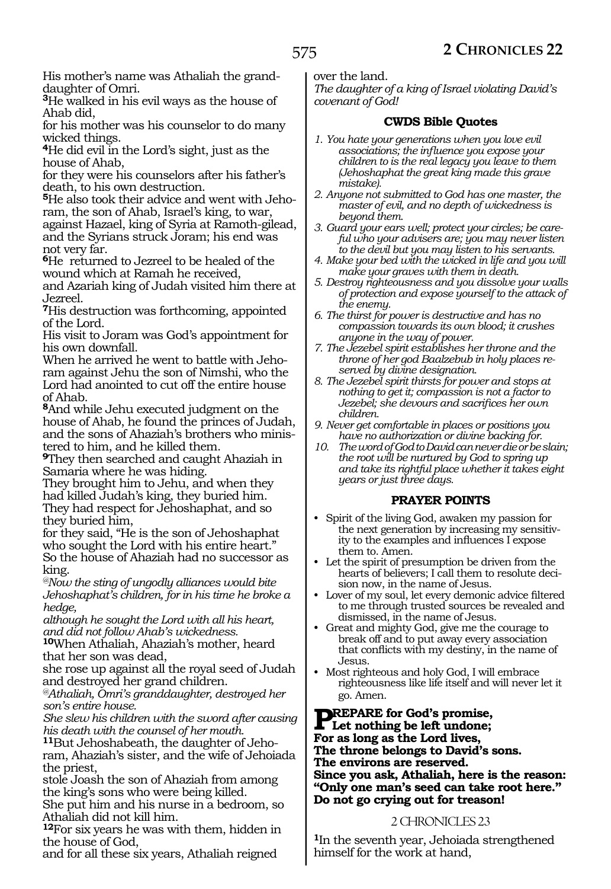His mother's name was Athaliah the granddaughter of Omri.

**3**He walked in his evil ways as the house of Ahab did,
for his mother was his counselor to do many wicked things.

**4**He did evil in the Lord's sight, just as the house of Ahab,
for they were his counselors after his father's death, to his own destruction.

**5**He also took their advice and went with Jehoram, the son of Ahab, Israel's king, to war, against Hazael, king of Syria at Ramoth-gilead, and the Syrians struck Joram; his end was not very far.

**6**He returned to Jezreel to be healed of the wound which at Ramah he received,
and Azariah king of Judah visited him there at Jezreel.

**7**His destruction was forthcoming, appointed of the Lord.
His visit to Joram was God's appointment for his own downfall.
When he arrived he went to battle with Jehoram against Jehu the son of Nimshi, who the Lord had anointed to cut off the entire house of Ahab.

**8**And while Jehu executed judgment on the house of Ahab, he found the princes of Judah, and the sons of Ahaziah's brothers who ministered to him, and he killed them.

**9**They then searched and caught Ahaziah in Samaria where he was hiding.
They brought him to Jehu, and when they had killed Judah's king, they buried him.
They had respect for Jehoshaphat, and so they buried him,
for they said, "He is the son of Jehoshaphat who sought the Lord with his entire heart."
So the house of Ahaziah had no successor as king.

*@Now the sting of ungodly alliances would bite Jehoshaphat's children, for in his time he broke a hedge,*
*although he sought the Lord with all his heart, and did not follow Ahab's wickedness.*

**10**When Athaliah, Ahaziah's mother, heard that her son was dead,
she rose up against all the royal seed of Judah and destroyed her grand children.

*@Athaliah, Omri's granddaughter, destroyed her son's entire house.*
*She slew his children with the sword after causing his death with the counsel of her mouth.*

**11**But Jehoshabeath, the daughter of Jehoram, Ahaziah's sister, and the wife of Jehoiada the priest,
stole Joash the son of Ahaziah from among the king's sons who were being killed.
She put him and his nurse in a bedroom, so Athaliah did not kill him.

**12**For six years he was with them, hidden in the house of God,
and for all these six years, Athaliah reigned over the land.

*The daughter of a king of Israel violating David's covenant of God!*

### CWDS Bible Quotes

1. *You hate your generations when you love evil associations; the influence you expose your children to is the real legacy you leave to them (Jehoshaphat the great king made this grave mistake).*
2. *Anyone not submitted to God has one master, the master of evil, and no depth of wickedness is beyond them.*
3. *Guard your ears well; protect your circles; be careful who your advisers are; you may never listen to the devil but you may listen to his servants.*
4. *Make your bed with the wicked in life and you will make your graves with them in death.*
5. *Destroy righteousness and you dissolve your walls of protection and expose yourself to the attack of the enemy.*
6. *The thirst for power is destructive and has no compassion towards its own blood; it crushes anyone in the way of power.*
7. *The Jezebel spirit establishes her throne and the throne of her god Baalzebub in holy places reserved by divine designation.*
8. *The Jezebel spirit thirsts for power and stops at nothing to get it; compassion is not a factor to Jezebel; she devours and sacrifices her own children.*
9. *Never get comfortable in places or positions you have no authorization or divine backing for.*
10. *The word of God to David can never die or be slain; the root will be nurtured by God to spring up and take its rightful place whether it takes eight years or just three days.*

### PRAYER POINTS

- Spirit of the living God, awaken my passion for the next generation by increasing my sensitivity to the examples and influences I expose them to. Amen.
- Let the spirit of presumption be driven from the hearts of believers; I call them to resolute decision now, in the name of Jesus.
- Lover of my soul, let every demonic advice filtered to me through trusted sources be revealed and dismissed, in the name of Jesus.
- Great and mighty God, give me the courage to break off and to put away every association that conflicts with my destiny, in the name of Jesus.
- Most righteous and holy God, I will embrace righteousness like life itself and will never let it go. Amen.

**PREPARE for God's promise,**
**Let nothing be left undone;**
**For as long as the Lord lives,**
**The throne belongs to David's sons.**
**The environs are reserved.**
**Since you ask, Athaliah, here is the reason:**
**"Only one man's seed can take root here."**
**Do not go crying out for treason!**

## 2 CHRONICLES 23

**1**In the seventh year, Jehoiada strengthened himself for the work at hand,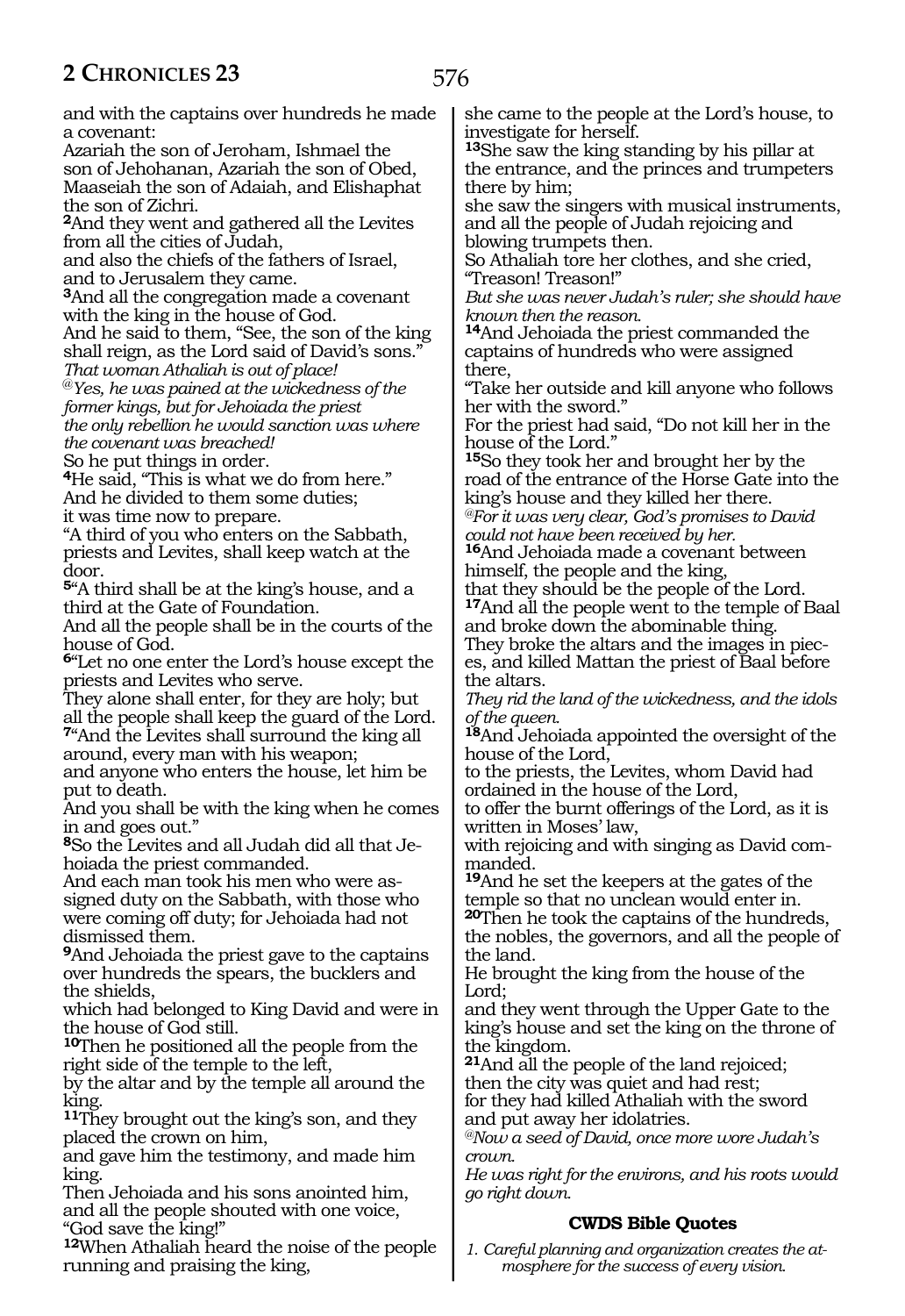and with the captains over hundreds he made a covenant:
Azariah the son of Jeroham, Ishmael the son of Jehohanan, Azariah the son of Obed, Maaseiah the son of Adaiah, and Elishaphat the son of Zichri.
**2**And they went and gathered all the Levites from all the cities of Judah,
and also the chiefs of the fathers of Israel, and to Jerusalem they came.
**3**And all the congregation made a covenant with the king in the house of God.
And he said to them, "See, the son of the king shall reign, as the Lord said of David's sons."
*That woman Athaliah is out of place!*
*@Yes, he was pained at the wickedness of the former kings, but for Jehoiada the priest the only rebellion he would sanction was where the covenant was breached!*
So he put things in order.
**4**He said, "This is what we do from here."
And he divided to them some duties;
it was time now to prepare.
"A third of you who enters on the Sabbath, priests and Levites, shall keep watch at the door.
**5**"A third shall be at the king's house, and a third at the Gate of Foundation.
And all the people shall be in the courts of the house of God.
**6**"Let no one enter the Lord's house except the priests and Levites who serve.
They alone shall enter, for they are holy; but all the people shall keep the guard of the Lord.
**7**"And the Levites shall surround the king all around, every man with his weapon;
and anyone who enters the house, let him be put to death.
And you shall be with the king when he comes in and goes out."
**8**So the Levites and all Judah did all that Jehoiada the priest commanded.
And each man took his men who were assigned duty on the Sabbath, with those who were coming off duty; for Jehoiada had not dismissed them.
**9**And Jehoiada the priest gave to the captains over hundreds the spears, the bucklers and the shields,
which had belonged to King David and were in the house of God still.
**10**Then he positioned all the people from the right side of the temple to the left,
by the altar and by the temple all around the king.
**11**They brought out the king's son, and they placed the crown on him,
and gave him the testimony, and made him king.
Then Jehoiada and his sons anointed him, and all the people shouted with one voice, "God save the king!"
**12**When Athaliah heard the noise of the people running and praising the king,
she came to the people at the Lord's house, to investigate for herself.
**13**She saw the king standing by his pillar at the entrance, and the princes and trumpeters there by him;
she saw the singers with musical instruments, and all the people of Judah rejoicing and blowing trumpets then.
So Athaliah tore her clothes, and she cried, "Treason! Treason!"
*But she was never Judah's ruler; she should have known then the reason.*
**14**And Jehoiada the priest commanded the captains of hundreds who were assigned there,
"Take her outside and kill anyone who follows her with the sword."
For the priest had said, "Do not kill her in the house of the Lord."
**15**So they took her and brought her by the road of the entrance of the Horse Gate into the king's house and they killed her there.
*@For it was very clear, God's promises to David could not have been received by her.*
**16**And Jehoiada made a covenant between himself, the people and the king,
that they should be the people of the Lord.
**17**And all the people went to the temple of Baal and broke down the abominable thing.
They broke the altars and the images in pieces, and killed Mattan the priest of Baal before the altars.
*They rid the land of the wickedness, and the idols of the queen.*
**18**And Jehoiada appointed the oversight of the house of the Lord,
to the priests, the Levites, whom David had ordained in the house of the Lord,
to offer the burnt offerings of the Lord, as it is written in Moses' law,
with rejoicing and with singing as David commanded.
**19**And he set the keepers at the gates of the temple so that no unclean would enter in.
**20**Then he took the captains of the hundreds, the nobles, the governors, and all the people of the land.
He brought the king from the house of the Lord;
and they went through the Upper Gate to the king's house and set the king on the throne of the kingdom.
**21**And all the people of the land rejoiced;
then the city was quiet and had rest;
for they had killed Athaliah with the sword and put away her idolatries.
*@Now a seed of David, once more wore Judah's crown.*
*He was right for the environs, and his roots would go right down.*

### CWDS Bible Quotes

*1. Careful planning and organization creates the atmosphere for the success of every vision.*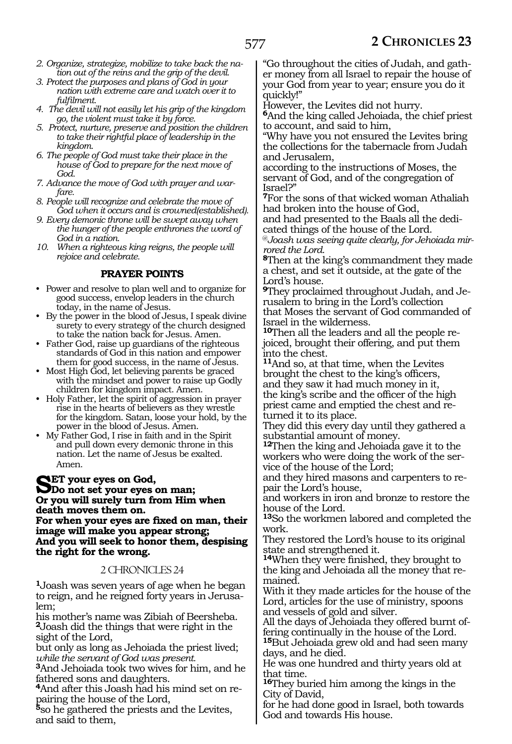*2. Organize, strategize, mobilize to take back the nation out of the reins and the grip of the devil.*
*3. Protect the purposes and plans of God in your nation with extreme care and watch over it to fulfilment.*
*4. The devil will not easily let his grip of the kingdom go, the violent must take it by force.*
*5. Protect, nurture, preserve and position the children to take their rightful place of leadership in the kingdom.*
*6. The people of God must take their place in the house of God to prepare for the next move of God.*
*7. Advance the move of God with prayer and warfare.*
*8. People will recognize and celebrate the move of God when it occurs and is crowned(established).*
*9. Every demonic throne will be swept away when the hunger of the people enthrones the word of God in a nation.*
*10. When a righteous king reigns, the people will rejoice and celebrate.*

### PRAYER POINTS

- Power and resolve to plan well and to organize for good success, envelop leaders in the church today, in the name of Jesus.
- By the power in the blood of Jesus, I speak divine surety to every strategy of the church designed to take the nation back for Jesus. Amen.
- Father God, raise up guardians of the righteous standards of God in this nation and empower them for good success, in the name of Jesus.
- Most High God, let believing parents be graced with the mindset and power to raise up Godly children for kingdom impact. Amen.
- Holy Father, let the spirit of aggression in prayer rise in the hearts of believers as they wrestle for the kingdom. Satan, loose your hold, by the power in the blood of Jesus. Amen.
- My Father God, I rise in faith and in the Spirit and pull down every demonic throne in this nation. Let the name of Jesus be exalted. Amen.

**SET your eyes on God,**
**Do not set your eyes on man;**
**Or you will surely turn from Him when death moves them on.**
**For when your eyes are fixed on man, their image will make you appear strong;**
**And you will seek to honor them, despising the right for the wrong.**

## 2 CHRONICLES 24

**1**Joash was seven years of age when he began to reign, and he reigned forty years in Jerusalem;
his mother's name was Zibiah of Beersheba.
**2**Joash did the things that were right in the sight of the Lord,
but only as long as Jehoiada the priest lived;
*while the servant of God was present.*
**3**And Jehoiada took two wives for him, and he fathered sons and daughters.
**4**And after this Joash had his mind set on repairing the house of the Lord,
**5**so he gathered the priests and the Levites, and said to them,
"Go throughout the cities of Judah, and gather money from all Israel to repair the house of your God from year to year; ensure you do it quickly!"
However, the Levites did not hurry.
**6**And the king called Jehoiada, the chief priest to account, and said to him,
"Why have you not ensured the Levites bring the collections for the tabernacle from Judah and Jerusalem,
according to the instructions of Moses, the servant of God, and of the congregation of Israel?"
**7**For the sons of that wicked woman Athaliah had broken into the house of God,
and had presented to the Baals all the dedicated things of the house of the Lord.
*@Joash was seeing quite clearly, for Jehoiada mirrored the Lord.*
**8**Then at the king's commandment they made a chest, and set it outside, at the gate of the Lord's house.
**9**They proclaimed throughout Judah, and Jerusalem to bring in the Lord's collection
that Moses the servant of God commanded of Israel in the wilderness.
**10**Then all the leaders and all the people rejoiced, brought their offering, and put them into the chest.
**11**And so, at that time, when the Levites brought the chest to the king's officers,
and they saw it had much money in it,
the king's scribe and the officer of the high priest came and emptied the chest and returned it to its place.
They did this every day until they gathered a substantial amount of money.
**12**Then the king and Jehoiada gave it to the workers who were doing the work of the service of the house of the Lord;
and they hired masons and carpenters to repair the Lord's house,
and workers in iron and bronze to restore the house of the Lord.
**13**So the workmen labored and completed the work.
They restored the Lord's house to its original state and strengthened it.
**14**When they were finished, they brought to the king and Jehoiada all the money that remained.
With it they made articles for the house of the Lord, articles for the use of ministry, spoons and vessels of gold and silver.
All the days of Jehoiada they offered burnt offering continually in the house of the Lord.
**15**But Jehoiada grew old and had seen many days, and he died.
He was one hundred and thirty years old at that time.
**16**They buried him among the kings in the City of David,
for he had done good in Israel, both towards God and towards His house.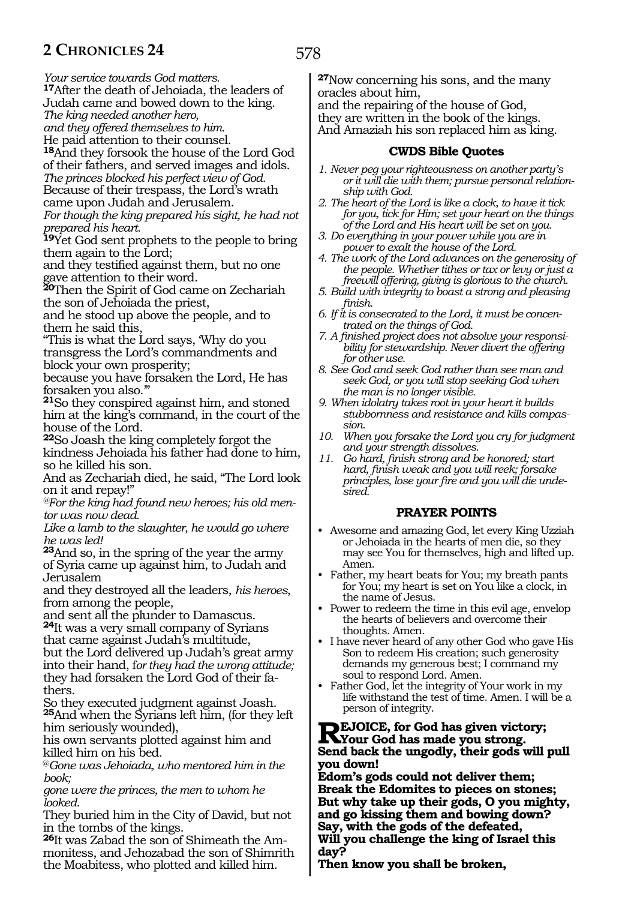*Your service towards God matters.*

**17**After the death of Jehoiada, the leaders of Judah came and bowed down to the king.
*The king needed another hero,*
*and they offered themselves to him.*
He paid attention to their counsel.

**18**And they forsook the house of the Lord God of their fathers, and served images and idols.
*The princes blocked his perfect view of God.*
Because of their trespass, the Lord's wrath came upon Judah and Jerusalem.
*For though the king prepared his sight, he had not prepared his heart.*

**19**Yet God sent prophets to the people to bring them again to the Lord;
and they testified against them, but no one gave attention to their word.

**20**Then the Spirit of God came on Zechariah the son of Jehoiada the priest,
and he stood up above the people, and to them he said this,
"This is what the Lord says, 'Why do you transgress the Lord's commandments and block your own prosperity;
because you have forsaken the Lord, He has forsaken you also.'"

**21**So they conspired against him, and stoned him at the king's command, in the court of the house of the Lord.

**22**So Joash the king completely forgot the kindness Jehoiada his father had done to him, so he killed his son.
And as Zechariah died, he said, "The Lord look on it and repay!"
*@For the king had found new heroes; his old mentor was now dead.*
*Like a lamb to the slaughter, he would go where he was led!*

**23**And so, in the spring of the year the army of Syria came up against him, to Judah and Jerusalem
and they destroyed all the leaders, *his heroes*, from among the people,
and sent all the plunder to Damascus.

**24**It was a very small company of Syrians that came against Judah's multitude,
but the Lord delivered up Judah's great army into their hand, f*or they had the wrong attitude;* they had forsaken the Lord God of their fathers.
So they executed judgment against Joash.

**25**And when the Syrians left him, (for they left him seriously wounded),
his own servants plotted against him and killed him on his bed.
*@Gone was Jehoiada, who mentored him in the book;*
*gone were the princes, the men to whom he looked.*
They buried him in the City of David, but not in the tombs of the kings.

**26**It was Zabad the son of Shimeath the Ammonitess, and Jehozabad the son of Shimrith the Moabitess, who plotted and killed him.

**27**Now concerning his sons, and the many oracles about him,
and the repairing of the house of God,
they are written in the book of the kings.
And Amaziah his son replaced him as king.

### CWDS Bible Quotes

1. *Never peg your righteousness on another party's or it will die with them; pursue personal relationship with God.*
2. *The heart of the Lord is like a clock, to have it tick for you, tick for Him; set your heart on the things of the Lord and His heart will be set on you.*
3. *Do everything in your power while you are in power to exalt the house of the Lord.*
4. *The work of the Lord advances on the generosity of the people. Whether tithes or tax or levy or just a freewill offering, giving is glorious to the church.*
5. *Build with integrity to boast a strong and pleasing finish.*
6. *If it is consecrated to the Lord, it must be concentrated on the things of God.*
7. *A finished project does not absolve your responsibility for stewardship. Never divert the offering for other use.*
8. *See God and seek God rather than see man and seek God, or you will stop seeking God when the man is no longer visible.*
9. *When idolatry takes root in your heart it builds stubbornness and resistance and kills compassion.*
10. *When you forsake the Lord you cry for judgment and your strength dissolves.*
11. *Go hard, finish strong and be honored; start hard, finish weak and you will reek; forsake principles, lose your fire and you will die undesired.*

### PRAYER POINTS

- Awesome and amazing God, let every King Uzziah or Jehoiada in the hearts of men die, so they may see You for themselves, high and lifted up. Amen.
- Father, my heart beats for You; my breath pants for You; my heart is set on You like a clock, in the name of Jesus.
- Power to redeem the time in this evil age, envelop the hearts of believers and overcome their thoughts. Amen.
- I have never heard of any other God who gave His Son to redeem His creation; such generosity demands my generous best; I command my soul to respond Lord. Amen.
- Father God, let the integrity of Your work in my life withstand the test of time. Amen. I will be a person of integrity.

**REJOICE, for God has given victory;**
**Your God has made you strong.**
**Send back the ungodly, their gods will pull you down!**
**Edom's gods could not deliver them;**
**Break the Edomites to pieces on stones;**
**But why take up their gods, O you mighty, and go kissing them and bowing down?**
**Say, with the gods of the defeated,**
**Will you challenge the king of Israel this day?**
**Then know you shall be broken,**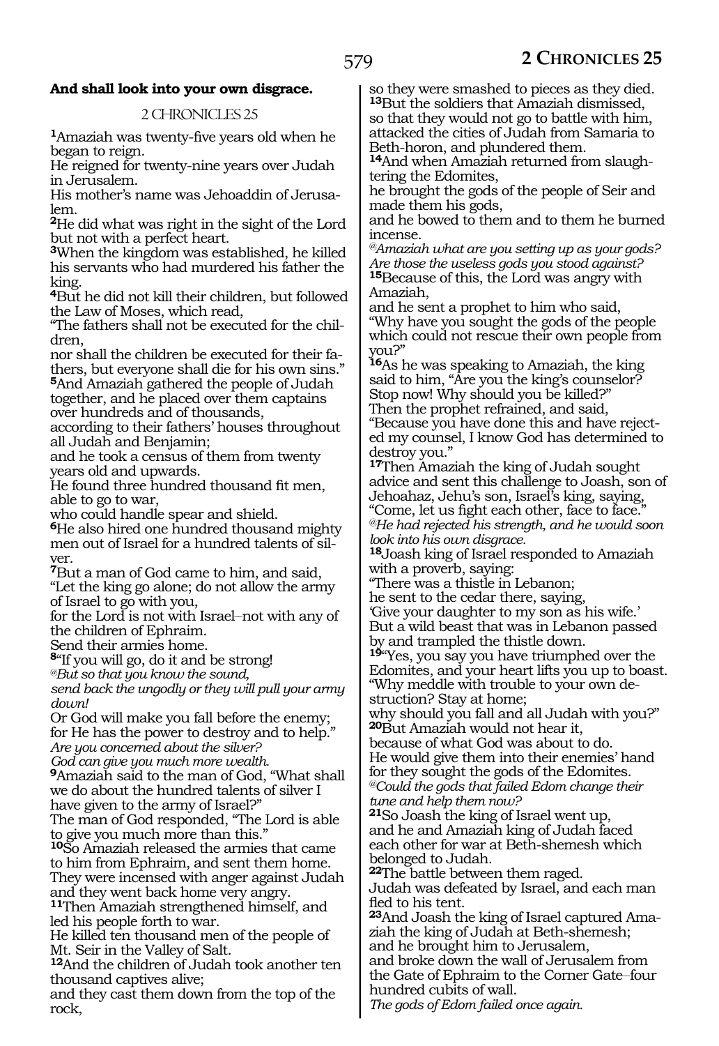**And shall look into your own disgrace.**

## 2 CHRONICLES 25

**1**Amaziah was twenty-five years old when he began to reign.
He reigned for twenty-nine years over Judah in Jerusalem.
His mother's name was Jehoaddin of Jerusalem.
**2**He did what was right in the sight of the Lord but not with a perfect heart.
**3**When the kingdom was established, he killed his servants who had murdered his father the king.
**4**But he did not kill their children, but followed the Law of Moses, which read,
"The fathers shall not be executed for the children,
nor shall the children be executed for their fathers, but everyone shall die for his own sins."
**5**And Amaziah gathered the people of Judah together, and he placed over them captains over hundreds and of thousands,
according to their fathers' houses throughout all Judah and Benjamin;
and he took a census of them from twenty years old and upwards.
He found three hundred thousand fit men, able to go to war,
who could handle spear and shield.
**6**He also hired one hundred thousand mighty men out of Israel for a hundred talents of silver.
**7**But a man of God came to him, and said,
"Let the king go alone; do not allow the army of Israel to go with you,
for the Lord is not with Israel–not with any of the children of Ephraim.
Send their armies home.
**8**"If you will go, do it and be strong!
*@But so that you know the sound,*
*send back the ungodly or they will pull your army down!*
Or God will make you fall before the enemy;
for He has the power to destroy and to help."
*Are you concerned about the silver?*
*God can give you much more wealth.*
**9**Amaziah said to the man of God, "What shall we do about the hundred talents of silver I have given to the army of Israel?"
The man of God responded, "The Lord is able to give you much more than this."
**10**So Amaziah released the armies that came to him from Ephraim, and sent them home.
They were incensed with anger against Judah and they went back home very angry.
**11**Then Amaziah strengthened himself, and led his people forth to war.
He killed ten thousand men of the people of Mt. Seir in the Valley of Salt.
**12**And the children of Judah took another ten thousand captives alive;
and they cast them down from the top of the rock,
so they were smashed to pieces as they died.
**13**But the soldiers that Amaziah dismissed, so that they would not go to battle with him, attacked the cities of Judah from Samaria to Beth-horon, and plundered them.
**14**And when Amaziah returned from slaughtering the Edomites,
he brought the gods of the people of Seir and made them his gods,
and he bowed to them and to them he burned incense.
*@Amaziah what are you setting up as your gods?*
*Are those the useless gods you stood against?*
**15**Because of this, the Lord was angry with Amaziah,
and he sent a prophet to him who said,
"Why have you sought the gods of the people which could not rescue their own people from you?"
**16**As he was speaking to Amaziah, the king said to him, "Are you the king's counselor?
Stop now! Why should you be killed?"
Then the prophet refrained, and said,
"Because you have done this and have rejected my counsel, I know God has determined to destroy you."
**17**Then Amaziah the king of Judah sought advice and sent this challenge to Joash, son of Jehoahaz, Jehu's son, Israel's king, saying,
"Come, let us fight each other, face to face."
*@He had rejected his strength, and he would soon look into his own disgrace.*
**18**Joash king of Israel responded to Amaziah with a proverb, saying:
"There was a thistle in Lebanon;
he sent to the cedar there, saying,
'Give your daughter to my son as his wife.'
But a wild beast that was in Lebanon passed by and trampled the thistle down.
**19**"Yes, you say you have triumphed over the Edomites, and your heart lifts you up to boast.
"Why meddle with trouble to your own destruction? Stay at home;
why should you fall and all Judah with you?"
**20**But Amaziah would not hear it,
because of what God was about to do.
He would give them into their enemies' hand
for they sought the gods of the Edomites.
*@Could the gods that failed Edom change their tune and help them now?*
**21**So Joash the king of Israel went up,
and he and Amaziah king of Judah faced each other for war at Beth-shemesh which belonged to Judah.
**22**The battle between them raged.
Judah was defeated by Israel, and each man fled to his tent.
**23**And Joash the king of Israel captured Amaziah the king of Judah at Beth-shemesh;
and he brought him to Jerusalem,
and broke down the wall of Jerusalem from the Gate of Ephraim to the Corner Gate–four hundred cubits of wall.
*The gods of Edom failed once again.*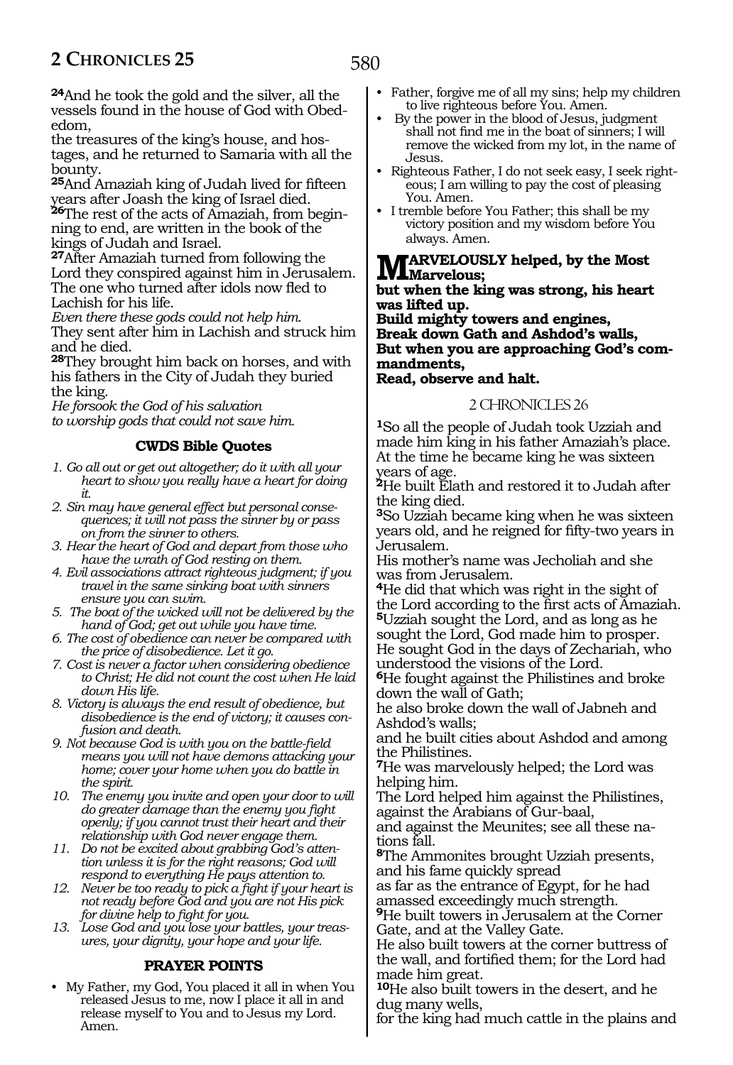**24**And he took the gold and the silver, all the vessels found in the house of God with Obed-edom,
the treasures of the king's house, and hostages, and he returned to Samaria with all the bounty.
**25**And Amaziah king of Judah lived for fifteen years after Joash the king of Israel died.
**26**The rest of the acts of Amaziah, from beginning to end, are written in the book of the kings of Judah and Israel.
**27**After Amaziah turned from following the Lord they conspired against him in Jerusalem.
The one who turned after idols now fled to Lachish for his life.
*Even there these gods could not help him.*
They sent after him in Lachish and struck him and he died.
**28**They brought him back on horses, and with his fathers in the City of Judah they buried the king.
*He forsook the God of his salvation*
*to worship gods that could not save him.*

### CWDS Bible Quotes

1. *Go all out or get out altogether; do it with all your heart to show you really have a heart for doing it.*
2. *Sin may have general effect but personal consequences; it will not pass the sinner by or pass on from the sinner to others.*
3. *Hear the heart of God and depart from those who have the wrath of God resting on them.*
4. *Evil associations attract righteous judgment; if you travel in the same sinking boat with sinners ensure you can swim.*
5. *The boat of the wicked will not be delivered by the hand of God; get out while you have time.*
6. *The cost of obedience can never be compared with the price of disobedience. Let it go.*
7. *Cost is never a factor when considering obedience to Christ; He did not count the cost when He laid down His life.*
8. *Victory is always the end result of obedience, but disobedience is the end of victory; it causes confusion and death.*
9. *Not because God is with you on the battle-field means you will not have demons attacking your home; cover your home when you do battle in the spirit.*
10. *The enemy you invite and open your door to will do greater damage than the enemy you fight openly; if you cannot trust their heart and their relationship with God never engage them.*
11. *Do not be excited about grabbing God's attention unless it is for the right reasons; God will respond to everything He pays attention to.*
12. *Never be too ready to pick a fight if your heart is not ready before God and you are not His pick for divine help to fight for you.*
13. *Lose God and you lose your battles, your treasures, your dignity, your hope and your life.*

### PRAYER POINTS

- My Father, my God, You placed it all in when You released Jesus to me, now I place it all in and release myself to You and to Jesus my Lord. Amen.
- Father, forgive me of all my sins; help my children to live righteous before You. Amen.
- By the power in the blood of Jesus, judgment shall not find me in the boat of sinners; I will remove the wicked from my lot, in the name of Jesus.
- Righteous Father, I do not seek easy, I seek righteous; I am willing to pay the cost of pleasing You. Amen.
- I tremble before You Father; this shall be my victory position and my wisdom before You always. Amen.

**MARVELOUSLY helped, by the Most Marvelous;**
**but when the king was strong, his heart was lifted up.**
**Build mighty towers and engines,**
**Break down Gath and Ashdod's walls,**
**But when you are approaching God's commandments,**
**Read, observe and halt.**

## 2 CHRONICLES 26

**1**So all the people of Judah took Uzziah and made him king in his father Amaziah's place.
At the time he became king he was sixteen years of age.
**2**He built Elath and restored it to Judah after the king died.
**3**So Uzziah became king when he was sixteen years old, and he reigned for fifty-two years in Jerusalem.
His mother's name was Jecholiah and she was from Jerusalem.
**4**He did that which was right in the sight of the Lord according to the first acts of Amaziah.
**5**Uzziah sought the Lord, and as long as he sought the Lord, God made him to prosper.
He sought God in the days of Zechariah, who understood the visions of the Lord.
**6**He fought against the Philistines and broke down the wall of Gath;
he also broke down the wall of Jabneh and Ashdod's walls;
and he built cities about Ashdod and among the Philistines.
**7**He was marvelously helped; the Lord was helping him.
The Lord helped him against the Philistines, against the Arabians of Gur-baal,
and against the Meunites; see all these nations fall.
**8**The Ammonites brought Uzziah presents, and his fame quickly spread
as far as the entrance of Egypt, for he had amassed exceedingly much strength.
**9**He built towers in Jerusalem at the Corner Gate, and at the Valley Gate.
He also built towers at the corner buttress of the wall, and fortified them; for the Lord had made him great.
**10**He also built towers in the desert, and he dug many wells,
for the king had much cattle in the plains and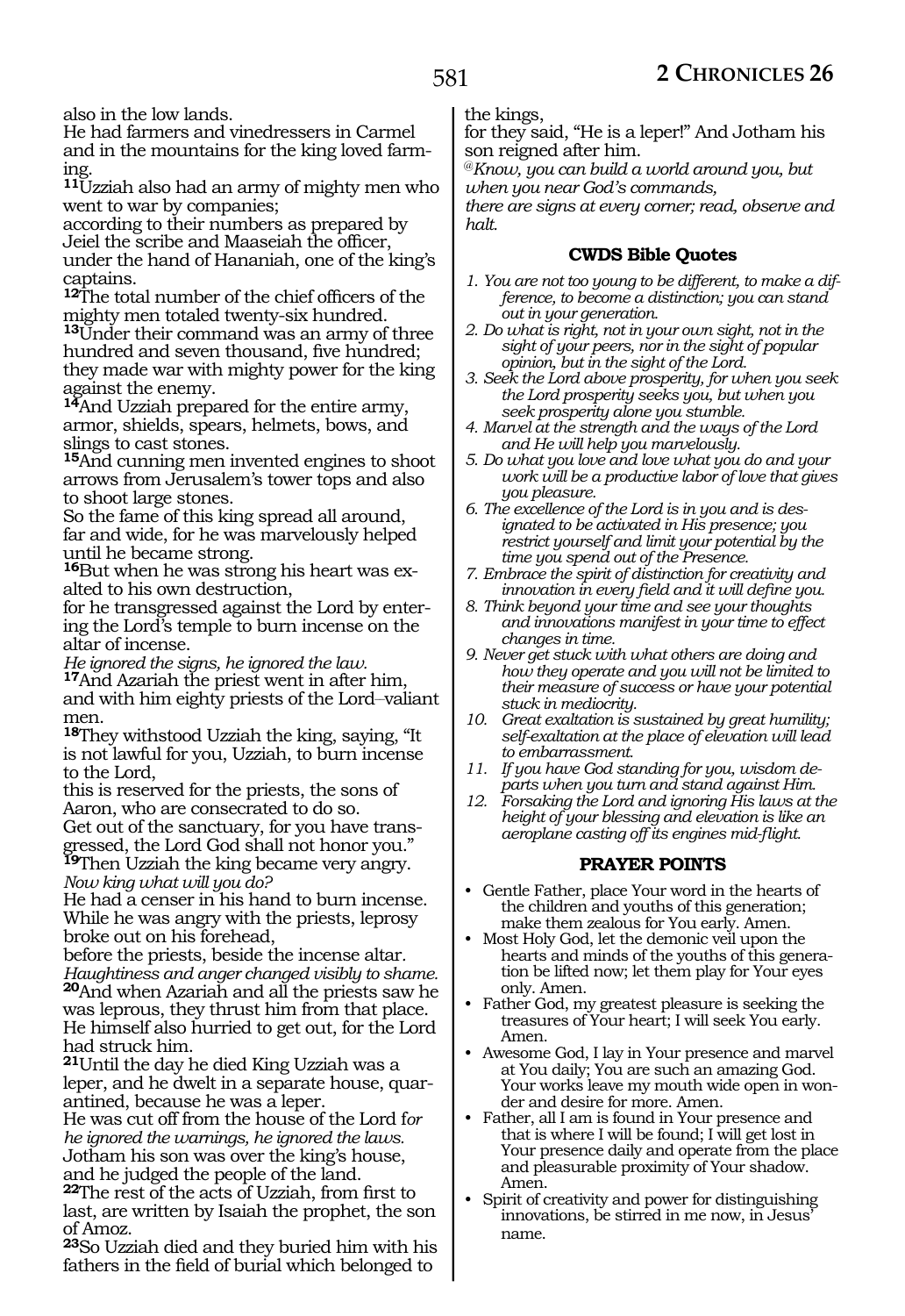also in the low lands.
He had farmers and vinedressers in Carmel and in the mountains for the king loved farming.
**11**Uzziah also had an army of mighty men who went to war by companies;
according to their numbers as prepared by Jeiel the scribe and Maaseiah the officer, under the hand of Hananiah, one of the king's captains.
**12**The total number of the chief officers of the mighty men totaled twenty-six hundred.
**13**Under their command was an army of three hundred and seven thousand, five hundred; they made war with mighty power for the king against the enemy.
**14**And Uzziah prepared for the entire army, armor, shields, spears, helmets, bows, and slings to cast stones.
**15**And cunning men invented engines to shoot arrows from Jerusalem's tower tops and also to shoot large stones.
So the fame of this king spread all around, far and wide, for he was marvelously helped until he became strong.
**16**But when he was strong his heart was exalted to his own destruction,
for he transgressed against the Lord by entering the Lord's temple to burn incense on the altar of incense.
*He ignored the signs, he ignored the law.*
**17**And Azariah the priest went in after him, and with him eighty priests of the Lord–valiant men.
**18**They withstood Uzziah the king, saying, "It is not lawful for you, Uzziah, to burn incense to the Lord,
this is reserved for the priests, the sons of Aaron, who are consecrated to do so.
Get out of the sanctuary, for you have transgressed, the Lord God shall not honor you."
**19**Then Uzziah the king became very angry.
*Now king what will you do?*
He had a censer in his hand to burn incense. While he was angry with the priests, leprosy broke out on his forehead,
before the priests, beside the incense altar.
*Haughtiness and anger changed visibly to shame.*
**20**And when Azariah and all the priests saw he was leprous, they thrust him from that place. He himself also hurried to get out, for the Lord had struck him.
**21**Until the day he died King Uzziah was a leper, and he dwelt in a separate house, quarantined, because he was a leper.
He was cut off from the house of the Lord f*or he ignored the warnings, he ignored the laws.*
Jotham his son was over the king's house, and he judged the people of the land.
**22**The rest of the acts of Uzziah, from first to last, are written by Isaiah the prophet, the son of Amoz.
**23**So Uzziah died and they buried him with his fathers in the field of burial which belonged to the kings,
for they said, "He is a leper!" And Jotham his son reigned after him.
*@Know, you can build a world around you, but when you near God's commands,*
*there are signs at every corner; read, observe and halt.*

### CWDS Bible Quotes

1. *You are not too young to be different, to make a difference, to become a distinction; you can stand out in your generation.*
2. *Do what is right, not in your own sight, not in the sight of your peers, nor in the sight of popular opinion, but in the sight of the Lord.*
3. *Seek the Lord above prosperity, for when you seek the Lord prosperity seeks you, but when you seek prosperity alone you stumble.*
4. *Marvel at the strength and the ways of the Lord and He will help you marvelously.*
5. *Do what you love and love what you do and your work will be a productive labor of love that gives you pleasure.*
6. *The excellence of the Lord is in you and is designated to be activated in His presence; you restrict yourself and limit your potential by the time you spend out of the Presence.*
7. *Embrace the spirit of distinction for creativity and innovation in every field and it will define you.*
8. *Think beyond your time and see your thoughts and innovations manifest in your time to effect changes in time.*
9. *Never get stuck with what others are doing and how they operate and you will not be limited to their measure of success or have your potential stuck in mediocrity.*
10. *Great exaltation is sustained by great humility; self-exaltation at the place of elevation will lead to embarrassment.*
11. *If you have God standing for you, wisdom departs when you turn and stand against Him.*
12. *Forsaking the Lord and ignoring His laws at the height of your blessing and elevation is like an aeroplane casting off its engines mid-flight.*

### PRAYER POINTS

- Gentle Father, place Your word in the hearts of the children and youths of this generation; make them zealous for You early. Amen.
- Most Holy God, let the demonic veil upon the hearts and minds of the youths of this generation be lifted now; let them play for Your eyes only. Amen.
- Father God, my greatest pleasure is seeking the treasures of Your heart; I will seek You early. Amen.
- Awesome God, I lay in Your presence and marvel at You daily; You are such an amazing God. Your works leave my mouth wide open in wonder and desire for more. Amen.
- Father, all I am is found in Your presence and that is where I will be found; I will get lost in Your presence daily and operate from the place and pleasurable proximity of Your shadow. Amen.
- Spirit of creativity and power for distinguishing innovations, be stirred in me now, in Jesus' name.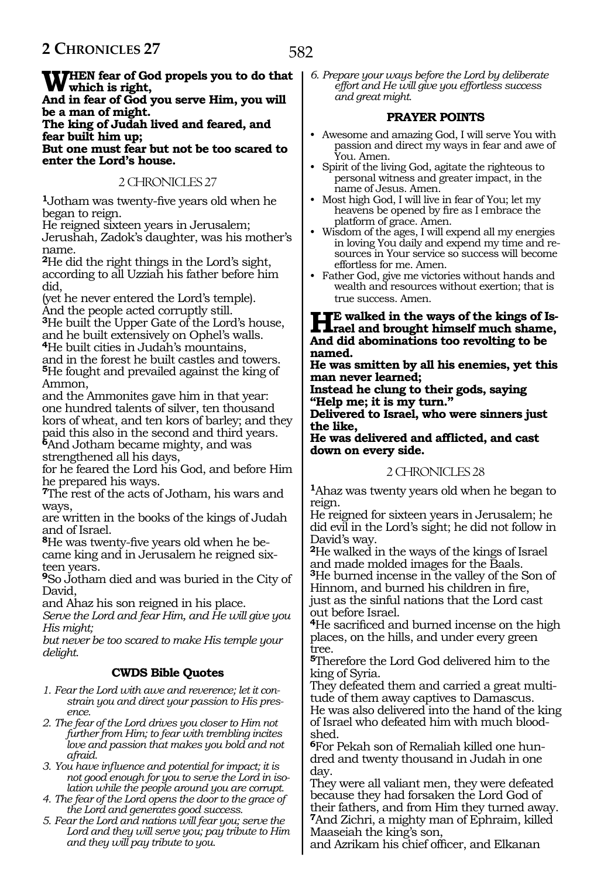**When fear of God propels you to do that which is right,**
**And in fear of God you serve Him, you will be a man of might.**
**The king of Judah lived and feared, and fear built him up;**
**But one must fear but not be too scared to enter the Lord's house.**

## 2 CHRONICLES 27

**1**Jotham was twenty-five years old when he began to reign.
He reigned sixteen years in Jerusalem; Jerushah, Zadok's daughter, was his mother's name.
**2**He did the right things in the Lord's sight, according to all Uzziah his father before him did,
(yet he never entered the Lord's temple).
And the people acted corruptly still.
**3**He built the Upper Gate of the Lord's house, and he built extensively on Ophel's walls.
**4**He built cities in Judah's mountains,
and in the forest he built castles and towers.
**5**He fought and prevailed against the king of Ammon,
and the Ammonites gave him in that year:
one hundred talents of silver, ten thousand kors of wheat, and ten kors of barley; and they paid this also in the second and third years.
**6**And Jotham became mighty, and was strengthened all his days,
for he feared the Lord his God, and before Him he prepared his ways.
**7**The rest of the acts of Jotham, his wars and ways,
are written in the books of the kings of Judah and of Israel.
**8**He was twenty-five years old when he became king and in Jerusalem he reigned sixteen years.
**9**So Jotham died and was buried in the City of David,
and Ahaz his son reigned in his place.
*Serve the Lord and fear Him, and He will give you His might;*
*but never be too scared to make His temple your delight.*

### CWDS Bible Quotes

1. *Fear the Lord with awe and reverence; let it constrain you and direct your passion to His presence.*
2. *The fear of the Lord drives you closer to Him not further from Him; to fear with trembling incites love and passion that makes you bold and not afraid.*
3. *You have influence and potential for impact; it is not good enough for you to serve the Lord in isolation while the people around you are corrupt.*
4. *The fear of the Lord opens the door to the grace of the Lord and generates good success.*
5. *Fear the Lord and nations will fear you; serve the Lord and they will serve you; pay tribute to Him and they will pay tribute to you.*
6. *Prepare your ways before the Lord by deliberate effort and He will give you effortless success and great might.*

### PRAYER POINTS

- Awesome and amazing God, I will serve You with passion and direct my ways in fear and awe of You. Amen.
- Spirit of the living God, agitate the righteous to personal witness and greater impact, in the name of Jesus. Amen.
- Most high God, I will live in fear of You; let my heavens be opened by fire as I embrace the platform of grace. Amen.
- Wisdom of the ages, I will expend all my energies in loving You daily and expend my time and resources in Your service so success will become effortless for me. Amen.
- Father God, give me victories without hands and wealth and resources without exertion; that is true success. Amen.

**He walked in the ways of the kings of Israel and brought himself much shame,**
**And did abominations too revolting to be named.**
**He was smitten by all his enemies, yet this man never learned;**
**Instead he clung to their gods, saying "Help me; it is my turn."**
**Delivered to Israel, who were sinners just the like,**
**He was delivered and afflicted, and cast down on every side.**

## 2 CHRONICLES 28

**1**Ahaz was twenty years old when he began to reign.
He reigned for sixteen years in Jerusalem; he did evil in the Lord's sight; he did not follow in David's way.
**2**He walked in the ways of the kings of Israel and made molded images for the Baals.
**3**He burned incense in the valley of the Son of Hinnom, and burned his children in fire,
just as the sinful nations that the Lord cast out before Israel.
**4**He sacrificed and burned incense on the high places, on the hills, and under every green tree.
**5**Therefore the Lord God delivered him to the king of Syria.
They defeated them and carried a great multitude of them away captives to Damascus.
He was also delivered into the hand of the king of Israel who defeated him with much bloodshed.
**6**For Pekah son of Remaliah killed one hundred and twenty thousand in Judah in one day.
They were all valiant men, they were defeated because they had forsaken the Lord God of their fathers, and from Him they turned away.
**7**And Zichri, a mighty man of Ephraim, killed Maaseiah the king's son,
and Azrikam his chief officer, and Elkanan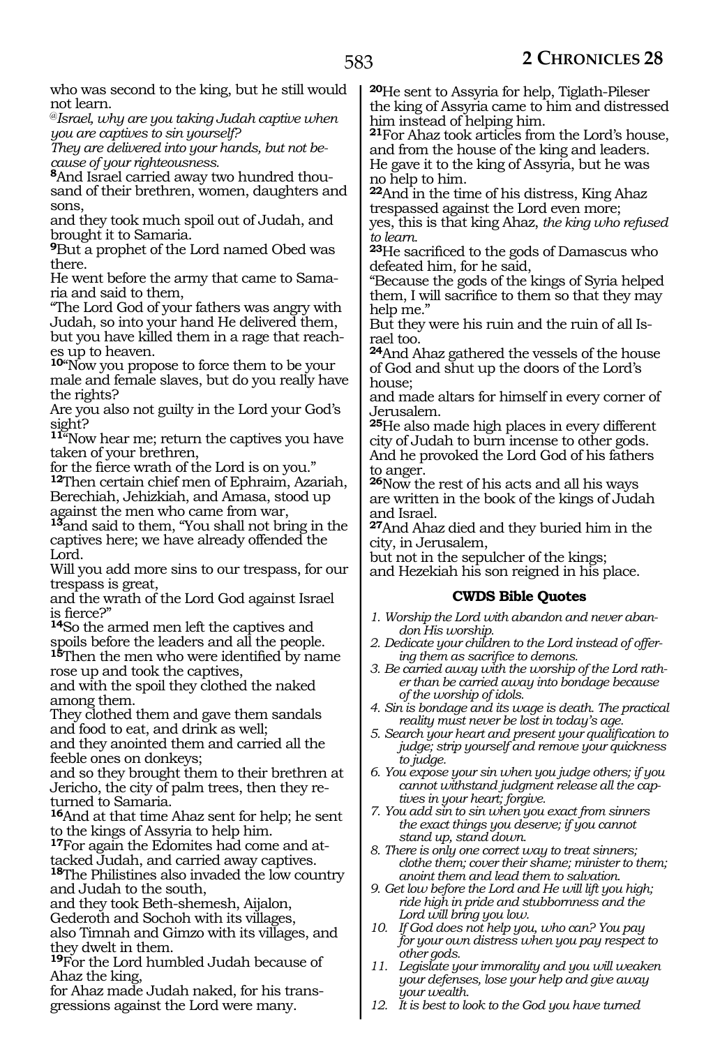who was second to the king, but he still would not learn.

*@Israel, why are you taking Judah captive when you are captives to sin yourself?*
*They are delivered into your hands, but not because of your righteousness.*

**8**And Israel carried away two hundred thousand of their brethren, women, daughters and sons,
and they took much spoil out of Judah, and brought it to Samaria.

**9**But a prophet of the Lord named Obed was there.
He went before the army that came to Samaria and said to them,
"The Lord God of your fathers was angry with Judah, so into your hand He delivered them, but you have killed them in a rage that reaches up to heaven.

**10**"Now you propose to force them to be your male and female slaves, but do you really have the rights?
Are you also not guilty in the Lord your God's sight?

**11**"Now hear me; return the captives you have taken of your brethren,
for the fierce wrath of the Lord is on you."

**12**Then certain chief men of Ephraim, Azariah, Berechiah, Jehizkiah, and Amasa, stood up against the men who came from war,

**13**and said to them, "You shall not bring in the captives here; we have already offended the Lord.
Will you add more sins to our trespass, for our trespass is great,
and the wrath of the Lord God against Israel is fierce?"

**14**So the armed men left the captives and spoils before the leaders and all the people.

**15**Then the men who were identified by name rose up and took the captives,
and with the spoil they clothed the naked among them.
They clothed them and gave them sandals and food to eat, and drink as well;
and they anointed them and carried all the feeble ones on donkeys;
and so they brought them to their brethren at Jericho, the city of palm trees, then they returned to Samaria.

**16**And at that time Ahaz sent for help; he sent to the kings of Assyria to help him.

**17**For again the Edomites had come and attacked Judah, and carried away captives.

**18**The Philistines also invaded the low country and Judah to the south,
and they took Beth-shemesh, Aijalon, Gederoth and Sochoh with its villages,
also Timnah and Gimzo with its villages, and they dwelt in them.

**19**For the Lord humbled Judah because of Ahaz the king,
for Ahaz made Judah naked, for his transgressions against the Lord were many.

**20**He sent to Assyria for help, Tiglath-Pileser the king of Assyria came to him and distressed him instead of helping him.

**21**For Ahaz took articles from the Lord's house, and from the house of the king and leaders.
He gave it to the king of Assyria, but he was no help to him.

**22**And in the time of his distress, King Ahaz trespassed against the Lord even more;
yes, this is that king Ahaz, *the king who refused to learn.*

**23**He sacrificed to the gods of Damascus who defeated him, for he said,
"Because the gods of the kings of Syria helped them, I will sacrifice to them so that they may help me."
But they were his ruin and the ruin of all Israel too.

**24**And Ahaz gathered the vessels of the house of God and shut up the doors of the Lord's house;
and made altars for himself in every corner of Jerusalem.

**25**He also made high places in every different city of Judah to burn incense to other gods.
And he provoked the Lord God of his fathers to anger.

**26**Now the rest of his acts and all his ways are written in the book of the kings of Judah and Israel.

**27**And Ahaz died and they buried him in the city, in Jerusalem,
but not in the sepulcher of the kings;
and Hezekiah his son reigned in his place.

### CWDS Bible Quotes

1. *Worship the Lord with abandon and never abandon His worship.*
2. *Dedicate your children to the Lord instead of offering them as sacrifice to demons.*
3. *Be carried away with the worship of the Lord rather than be carried away into bondage because of the worship of idols.*
4. *Sin is bondage and its wage is death. The practical reality must never be lost in today's age.*
5. *Search your heart and present your qualification to judge; strip yourself and remove your quickness to judge.*
6. *You expose your sin when you judge others; if you cannot withstand judgment release all the captives in your heart; forgive.*
7. *You add sin to sin when you exact from sinners the exact things you deserve; if you cannot stand up, stand down.*
8. *There is only one correct way to treat sinners; clothe them; cover their shame; minister to them; anoint them and lead them to salvation.*
9. *Get low before the Lord and He will lift you high; ride high in pride and stubbornness and the Lord will bring you low.*
10. *If God does not help you, who can? You pay for your own distress when you pay respect to other gods.*
11. *Legislate your immorality and you will weaken your defenses, lose your help and give away your wealth.*
12. *It is best to look to the God you have turned*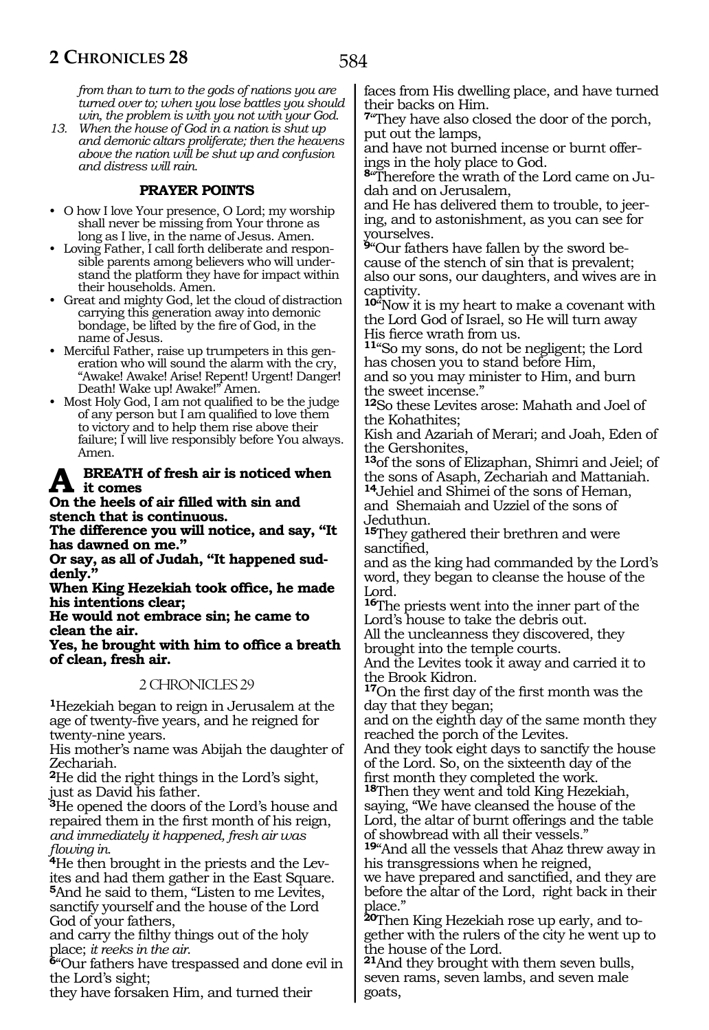*from than to turn to the gods of nations you are turned over to; when you lose battles you should win, the problem is with you not with your God.*

13. *When the house of God in a nation is shut up and demonic altars proliferate; then the heavens above the nation will be shut up and confusion and distress will rain.*

**PRAYER POINTS**

- O how I love Your presence, O Lord; my worship shall never be missing from Your throne as long as I live, in the name of Jesus. Amen.
- Loving Father, I call forth deliberate and responsible parents among believers who will understand the platform they have for impact within their households. Amen.
- Great and mighty God, let the cloud of distraction carrying this generation away into demonic bondage, be lifted by the fire of God, in the name of Jesus.
- Merciful Father, raise up trumpeters in this generation who will sound the alarm with the cry, "Awake! Awake! Arise! Repent! Urgent! Danger! Death! Wake up! Awake!" Amen.
- Most Holy God, I am not qualified to be the judge of any person but I am qualified to love them to victory and to help them rise above their failure; I will live responsibly before You always. Amen.

**A BREATH of fresh air is noticed when it comes**
**On the heels of air filled with sin and stench that is continuous.**
**The difference you will notice, and say, "It has dawned on me."**
**Or say, as all of Judah, "It happened suddenly."**
**When King Hezekiah took office, he made his intentions clear;**
**He would not embrace sin; he came to clean the air.**
**Yes, he brought with him to office a breath of clean, fresh air.**

## 2 CHRONICLES 29

**1**Hezekiah began to reign in Jerusalem at the age of twenty-five years, and he reigned for twenty-nine years.
His mother's name was Abijah the daughter of Zechariah.
**2**He did the right things in the Lord's sight, just as David his father.
**3**He opened the doors of the Lord's house and repaired them in the first month of his reign, *and immediately it happened, fresh air was flowing in.*
**4**He then brought in the priests and the Levites and had them gather in the East Square.
**5**And he said to them, "Listen to me Levites, sanctify yourself and the house of the Lord God of your fathers,
and carry the filthy things out of the holy place; *it reeks in the air.*
**6**"Our fathers have trespassed and done evil in the Lord's sight;
they have forsaken Him, and turned their faces from His dwelling place, and have turned their backs on Him.
**7**"They have also closed the door of the porch, put out the lamps,
and have not burned incense or burnt offerings in the holy place to God.
**8**"Therefore the wrath of the Lord came on Judah and on Jerusalem,
and He has delivered them to trouble, to jeering, and to astonishment, as you can see for yourselves.
**9**"Our fathers have fallen by the sword because of the stench of sin that is prevalent; also our sons, our daughters, and wives are in captivity.
**10**"Now it is my heart to make a covenant with the Lord God of Israel, so He will turn away His fierce wrath from us.
**11**"So my sons, do not be negligent; the Lord has chosen you to stand before Him,
and so you may minister to Him, and burn the sweet incense."
**12**So these Levites arose: Mahath and Joel of the Kohathites;
Kish and Azariah of Merari; and Joah, Eden of the Gershonites,
**13**of the sons of Elizaphan, Shimri and Jeiel; of the sons of Asaph, Zechariah and Mattaniah.
**14**Jehiel and Shimei of the sons of Heman, and Shemaiah and Uzziel of the sons of Jeduthun.
**15**They gathered their brethren and were sanctified,
and as the king had commanded by the Lord's word, they began to cleanse the house of the Lord.
**16**The priests went into the inner part of the Lord's house to take the debris out.
All the uncleanness they discovered, they brought into the temple courts.
And the Levites took it away and carried it to the Brook Kidron.
**17**On the first day of the first month was the day that they began;
and on the eighth day of the same month they reached the porch of the Levites.
And they took eight days to sanctify the house of the Lord. So, on the sixteenth day of the first month they completed the work.
**18**Then they went and told King Hezekiah, saying, "We have cleansed the house of the Lord, the altar of burnt offerings and the table of showbread with all their vessels."
**19**"And all the vessels that Ahaz threw away in his transgressions when he reigned,
we have prepared and sanctified, and they are before the altar of the Lord, right back in their place."
**20**Then King Hezekiah rose up early, and together with the rulers of the city he went up to the house of the Lord.
**21**And they brought with them seven bulls, seven rams, seven lambs, and seven male goats,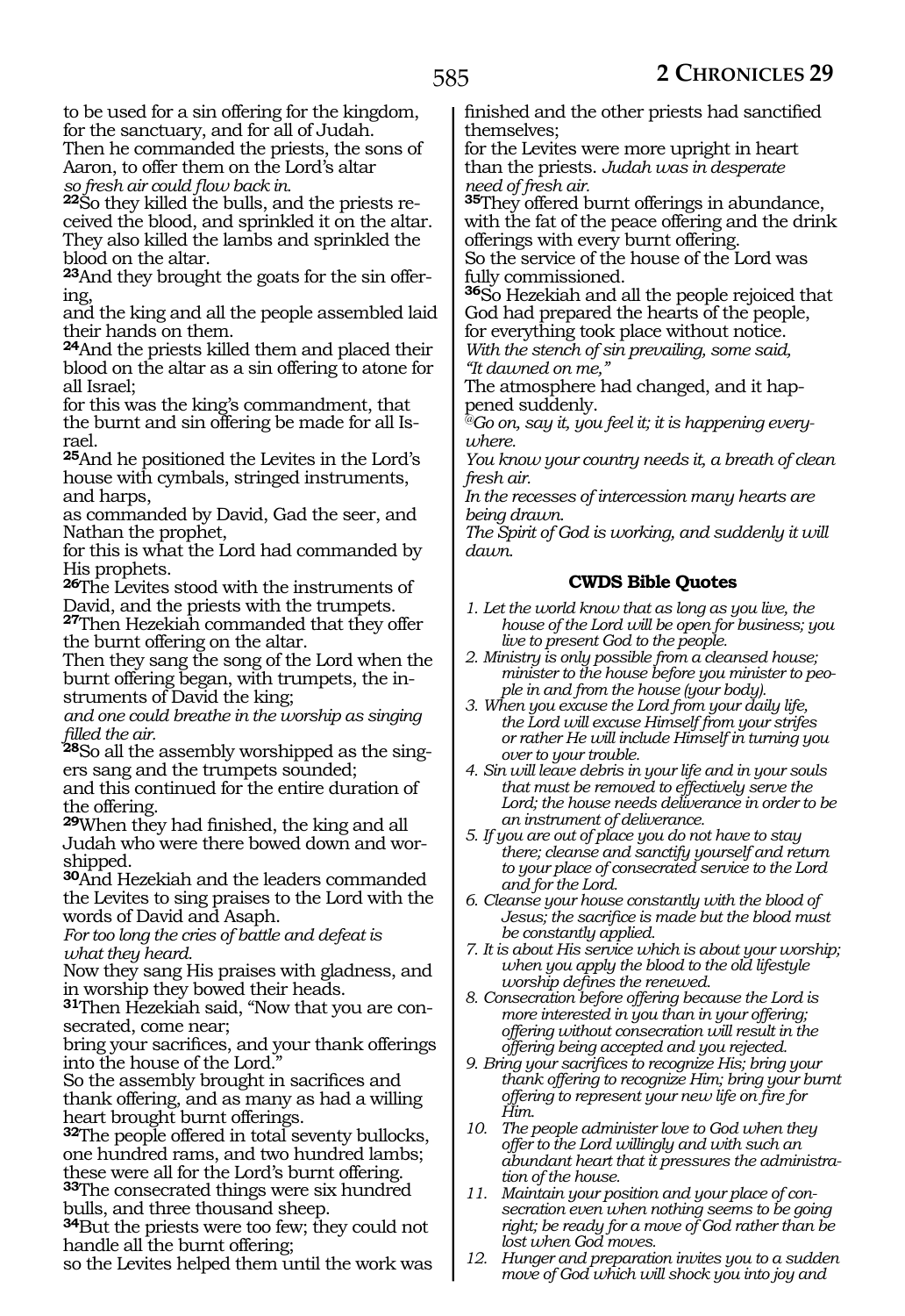to be used for a sin offering for the kingdom, for the sanctuary, and for all of Judah.
Then he commanded the priests, the sons of Aaron, to offer them on the Lord's altar
*so fresh air could flow back in.*

**22**So they killed the bulls, and the priests received the blood, and sprinkled it on the altar. They also killed the lambs and sprinkled the blood on the altar.

**23**And they brought the goats for the sin offering,
and the king and all the people assembled laid their hands on them.

**24**And the priests killed them and placed their blood on the altar as a sin offering to atone for all Israel;
for this was the king's commandment, that the burnt and sin offering be made for all Israel.

**25**And he positioned the Levites in the Lord's house with cymbals, stringed instruments, and harps,
as commanded by David, Gad the seer, and Nathan the prophet,
for this is what the Lord had commanded by His prophets.

**26**The Levites stood with the instruments of David, and the priests with the trumpets.

**27**Then Hezekiah commanded that they offer the burnt offering on the altar.
Then they sang the song of the Lord when the burnt offering began, with trumpets, the instruments of David the king;
*and one could breathe in the worship as singing filled the air.*

**28**So all the assembly worshipped as the singers sang and the trumpets sounded;
and this continued for the entire duration of the offering.

**29**When they had finished, the king and all Judah who were there bowed down and worshipped.

**30**And Hezekiah and the leaders commanded the Levites to sing praises to the Lord with the words of David and Asaph.
*For too long the cries of battle and defeat is what they heard.*
Now they sang His praises with gladness, and in worship they bowed their heads.

**31**Then Hezekiah said, "Now that you are consecrated, come near;
bring your sacrifices, and your thank offerings into the house of the Lord."
So the assembly brought in sacrifices and thank offering, and as many as had a willing heart brought burnt offerings.

**32**The people offered in total seventy bullocks, one hundred rams, and two hundred lambs; these were all for the Lord's burnt offering.

**33**The consecrated things were six hundred bulls, and three thousand sheep.

**34**But the priests were too few; they could not handle all the burnt offering;
so the Levites helped them until the work was finished and the other priests had sanctified themselves;
for the Levites were more upright in heart than the priests. *Judah was in desperate need of fresh air.*

**35**They offered burnt offerings in abundance, with the fat of the peace offering and the drink offerings with every burnt offering.
So the service of the house of the Lord was fully commissioned.

**36**So Hezekiah and all the people rejoiced that God had prepared the hearts of the people, for everything took place without notice.
*With the stench of sin prevailing, some said, "It dawned on me,"*
The atmosphere had changed, and it happened suddenly.

*@Go on, say it, you feel it; it is happening everywhere.*
*You know your country needs it, a breath of clean fresh air.*
*In the recesses of intercession many hearts are being drawn.*
*The Spirit of God is working, and suddenly it will dawn.*

### CWDS Bible Quotes

1. *Let the world know that as long as you live, the house of the Lord will be open for business; you live to present God to the people.*
2. *Ministry is only possible from a cleansed house; minister to the house before you minister to people in and from the house (your body).*
3. *When you excuse the Lord from your daily life, the Lord will excuse Himself from your strifes or rather He will include Himself in turning you over to your trouble.*
4. *Sin will leave debris in your life and in your souls that must be removed to effectively serve the Lord; the house needs deliverance in order to be an instrument of deliverance.*
5. *If you are out of place you do not have to stay there; cleanse and sanctify yourself and return to your place of consecrated service to the Lord and for the Lord.*
6. *Cleanse your house constantly with the blood of Jesus; the sacrifice is made but the blood must be constantly applied.*
7. *It is about His service which is about your worship; when you apply the blood to the old lifestyle worship defines the renewed.*
8. *Consecration before offering because the Lord is more interested in you than in your offering; offering without consecration will result in the offering being accepted and you rejected.*
9. *Bring your sacrifices to recognize His; bring your thank offering to recognize Him; bring your burnt offering to represent your new life on fire for Him.*
10. *The people administer love to God when they offer to the Lord willingly and with such an abundant heart that it pressures the administration of the house.*
11. *Maintain your position and your place of consecration even when nothing seems to be going right; be ready for a move of God rather than be lost when God moves.*
12. *Hunger and preparation invites you to a sudden move of God which will shock you into joy and*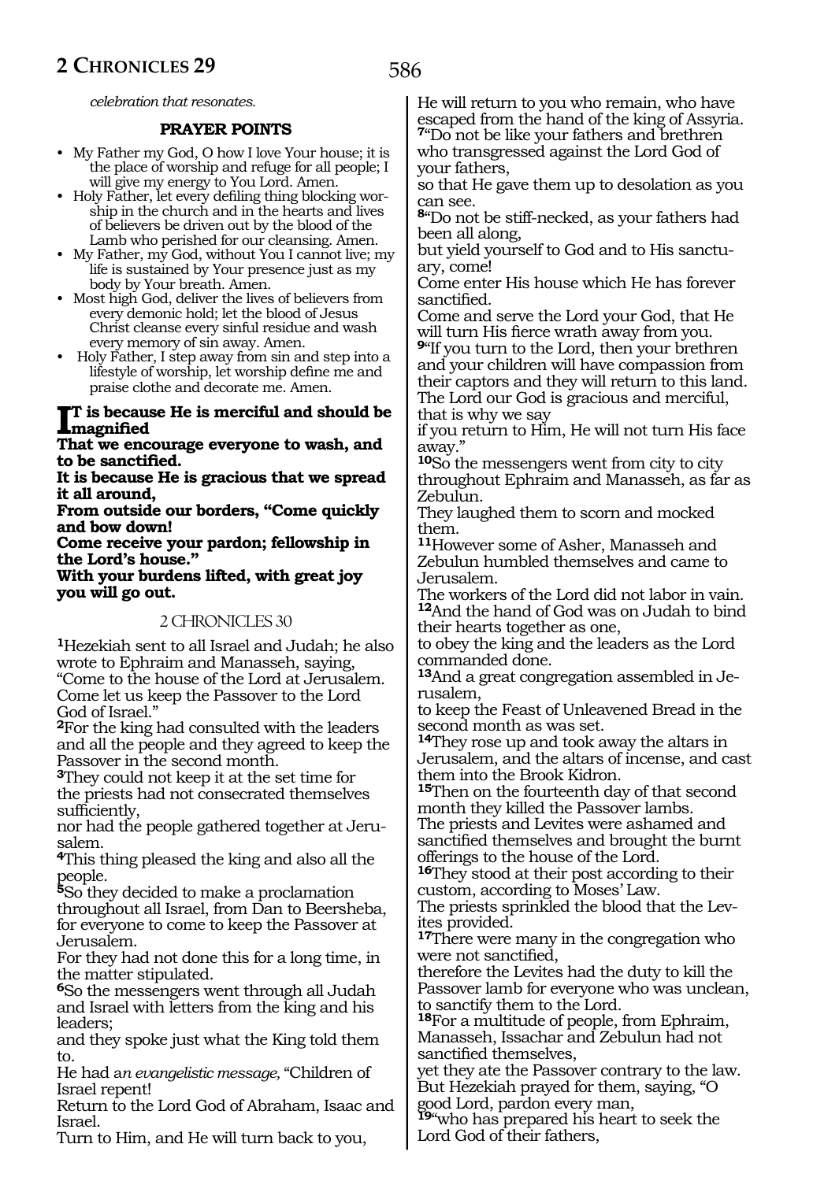*celebration that resonates.*

**PRAYER POINTS**

- My Father my God, O how I love Your house; it is the place of worship and refuge for all people; I will give my energy to You Lord. Amen.
- Holy Father, let every defiling thing blocking worship in the church and in the hearts and lives of believers be driven out by the blood of the Lamb who perished for our cleansing. Amen.
- My Father, my God, without You I cannot live; my life is sustained by Your presence just as my body by Your breath. Amen.
- Most high God, deliver the lives of believers from every demonic hold; let the blood of Jesus Christ cleanse every sinful residue and wash every memory of sin away. Amen.
- Holy Father, I step away from sin and step into a lifestyle of worship, let worship define me and praise clothe and decorate me. Amen.

**IT is because He is merciful and should be magnified**
**That we encourage everyone to wash, and to be sanctified.**
**It is because He is gracious that we spread it all around,**
**From outside our borders, "Come quickly and bow down!**
**Come receive your pardon; fellowship in the Lord's house."**
**With your burdens lifted, with great joy you will go out.**

## 2 CHRONICLES 30

**1**Hezekiah sent to all Israel and Judah; he also wrote to Ephraim and Manasseh, saying, "Come to the house of the Lord at Jerusalem. Come let us keep the Passover to the Lord God of Israel."
**2**For the king had consulted with the leaders and all the people and they agreed to keep the Passover in the second month.
**3**They could not keep it at the set time for the priests had not consecrated themselves sufficiently,
nor had the people gathered together at Jerusalem.
**4**This thing pleased the king and also all the people.
**5**So they decided to make a proclamation throughout all Israel, from Dan to Beersheba, for everyone to come to keep the Passover at Jerusalem.
For they had not done this for a long time, in the matter stipulated.
**6**So the messengers went through all Judah and Israel with letters from the king and his leaders;
and they spoke just what the King told them to.
He had a*n evangelistic message,* "Children of Israel repent!
Return to the Lord God of Abraham, Isaac and Israel.
Turn to Him, and He will turn back to you,
He will return to you who remain, who have escaped from the hand of the king of Assyria.
**7**"Do not be like your fathers and brethren who transgressed against the Lord God of your fathers,
so that He gave them up to desolation as you can see.
**8**"Do not be stiff-necked, as your fathers had been all along,
but yield yourself to God and to His sanctuary, come!
Come enter His house which He has forever sanctified.
Come and serve the Lord your God, that He will turn His fierce wrath away from you.
**9**"If you turn to the Lord, then your brethren and your children will have compassion from their captors and they will return to this land.
The Lord our God is gracious and merciful, that is why we say
if you return to Him, He will not turn His face away."
**10**So the messengers went from city to city throughout Ephraim and Manasseh, as far as Zebulun.
They laughed them to scorn and mocked them.
**11**However some of Asher, Manasseh and Zebulun humbled themselves and came to Jerusalem.
The workers of the Lord did not labor in vain.
**12**And the hand of God was on Judah to bind their hearts together as one,
to obey the king and the leaders as the Lord commanded done.
**13**And a great congregation assembled in Jerusalem,
to keep the Feast of Unleavened Bread in the second month as was set.
**14**They rose up and took away the altars in Jerusalem, and the altars of incense, and cast them into the Brook Kidron.
**15**Then on the fourteenth day of that second month they killed the Passover lambs.
The priests and Levites were ashamed and sanctified themselves and brought the burnt offerings to the house of the Lord.
**16**They stood at their post according to their custom, according to Moses' Law.
The priests sprinkled the blood that the Levites provided.
**17**There were many in the congregation who were not sanctified,
therefore the Levites had the duty to kill the Passover lamb for everyone who was unclean, to sanctify them to the Lord.
**18**For a multitude of people, from Ephraim, Manasseh, Issachar and Zebulun had not sanctified themselves,
yet they ate the Passover contrary to the law.
But Hezekiah prayed for them, saying, "O good Lord, pardon every man,
**19**"who has prepared his heart to seek the Lord God of their fathers,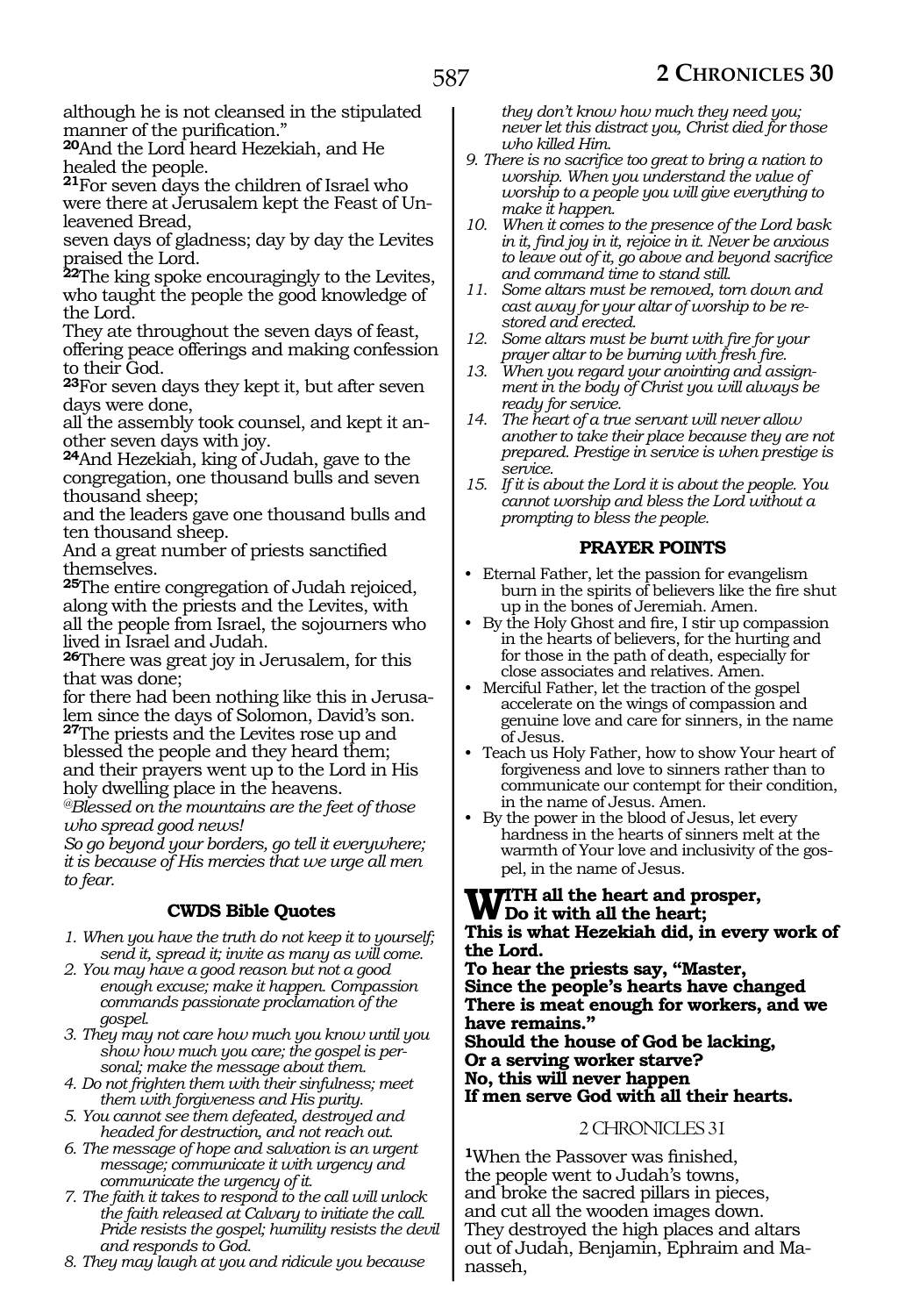although he is not cleansed in the stipulated manner of the purification."
**20**And the Lord heard Hezekiah, and He healed the people.
**21**For seven days the children of Israel who were there at Jerusalem kept the Feast of Unleavened Bread,
seven days of gladness; day by day the Levites praised the Lord.
**22**The king spoke encouragingly to the Levites, who taught the people the good knowledge of the Lord.
They ate throughout the seven days of feast, offering peace offerings and making confession to their God.
**23**For seven days they kept it, but after seven days were done,
all the assembly took counsel, and kept it another seven days with joy.
**24**And Hezekiah, king of Judah, gave to the congregation, one thousand bulls and seven thousand sheep;
and the leaders gave one thousand bulls and ten thousand sheep.
And a great number of priests sanctified themselves.
**25**The entire congregation of Judah rejoiced, along with the priests and the Levites, with all the people from Israel, the sojourners who lived in Israel and Judah.
**26**There was great joy in Jerusalem, for this that was done;
for there had been nothing like this in Jerusalem since the days of Solomon, David's son.
**27**The priests and the Levites rose up and blessed the people and they heard them;
and their prayers went up to the Lord in His holy dwelling place in the heavens.
*@Blessed on the mountains are the feet of those who spread good news!*
*So go beyond your borders, go tell it everywhere; it is because of His mercies that we urge all men to fear.*

### CWDS Bible Quotes

1. *When you have the truth do not keep it to yourself; send it, spread it; invite as many as will come.*
2. *You may have a good reason but not a good enough excuse; make it happen. Compassion commands passionate proclamation of the gospel.*
3. *They may not care how much you know until you show how much you care; the gospel is personal; make the message about them.*
4. *Do not frighten them with their sinfulness; meet them with forgiveness and His purity.*
5. *You cannot see them defeated, destroyed and headed for destruction, and not reach out.*
6. *The message of hope and salvation is an urgent message; communicate it with urgency and communicate the urgency of it.*
7. *The faith it takes to respond to the call will unlock the faith released at Calvary to initiate the call. Pride resists the gospel; humility resists the devil and responds to God.*
8. *They may laugh at you and ridicule you because they don't know how much they need you; never let this distract you, Christ died for those who killed Him.*
9. *There is no sacrifice too great to bring a nation to worship. When you understand the value of worship to a people you will give everything to make it happen.*
10. *When it comes to the presence of the Lord bask in it, find joy in it, rejoice in it. Never be anxious to leave out of it, go above and beyond sacrifice and command time to stand still.*
11. *Some altars must be removed, torn down and cast away for your altar of worship to be restored and erected.*
12. *Some altars must be burnt with fire for your prayer altar to be burning with fresh fire.*
13. *When you regard your anointing and assignment in the body of Christ you will always be ready for service.*
14. *The heart of a true servant will never allow another to take their place because they are not prepared. Prestige in service is when prestige is service.*
15. *If it is about the Lord it is about the people. You cannot worship and bless the Lord without a prompting to bless the people.*

### PRAYER POINTS

- Eternal Father, let the passion for evangelism burn in the spirits of believers like the fire shut up in the bones of Jeremiah. Amen.
- By the Holy Ghost and fire, I stir up compassion in the hearts of believers, for the hurting and for those in the path of death, especially for close associates and relatives. Amen.
- Merciful Father, let the traction of the gospel accelerate on the wings of compassion and genuine love and care for sinners, in the name of Jesus.
- Teach us Holy Father, how to show Your heart of forgiveness and love to sinners rather than to communicate our contempt for their condition, in the name of Jesus. Amen.
- By the power in the blood of Jesus, let every hardness in the hearts of sinners melt at the warmth of Your love and inclusivity of the gospel, in the name of Jesus.

**WITH all the heart and prosper,**
**Do it with all the heart;**
**This is what Hezekiah did, in every work of the Lord.**
**To hear the priests say, "Master,**
**Since the people's hearts have changed**
**There is meat enough for workers, and we have remains."**
**Should the house of God be lacking,**
**Or a serving worker starve?**
**No, this will never happen**
**If men serve God with all their hearts.**

## 2 CHRONICLES 31

**1**When the Passover was finished,
the people went to Judah's towns,
and broke the sacred pillars in pieces,
and cut all the wooden images down.
They destroyed the high places and altars out of Judah, Benjamin, Ephraim and Manasseh,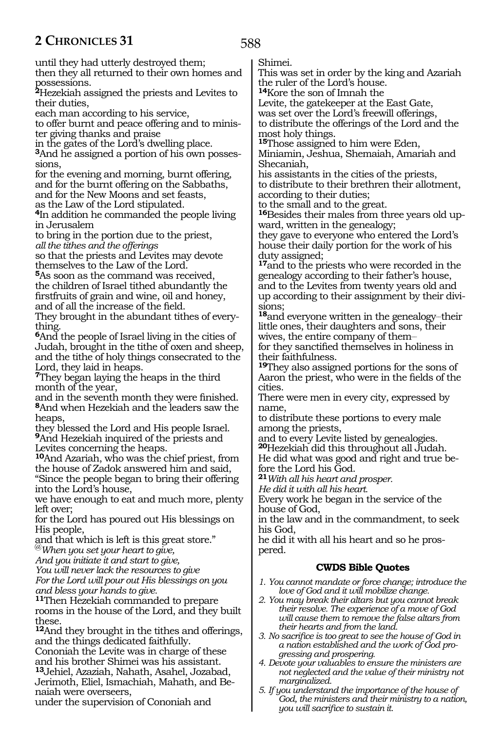until they had utterly destroyed them;
then they all returned to their own homes and possessions.

**2**Hezekiah assigned the priests and Levites to their duties,
each man according to his service,
to offer burnt and peace offering and to minister giving thanks and praise
in the gates of the Lord's dwelling place.

**3**And he assigned a portion of his own possessions,
for the evening and morning, burnt offering,
and for the burnt offering on the Sabbaths,
and for the New Moons and set feasts,
as the Law of the Lord stipulated.

**4**In addition he commanded the people living in Jerusalem
to bring in the portion due to the priest,
*all the tithes and the offerings*
so that the priests and Levites may devote themselves to the Law of the Lord.

**5**As soon as the command was received,
the children of Israel tithed abundantly the firstfruits of grain and wine, oil and honey,
and of all the increase of the field.
They brought in the abundant tithes of everything.

**6**And the people of Israel living in the cities of Judah, brought in the tithe of oxen and sheep,
and the tithe of holy things consecrated to the Lord, they laid in heaps.

**7**They began laying the heaps in the third month of the year,
and in the seventh month they were finished.

**8**And when Hezekiah and the leaders saw the heaps,
they blessed the Lord and His people Israel.

**9**And Hezekiah inquired of the priests and Levites concerning the heaps.

**10**And Azariah, who was the chief priest, from the house of Zadok answered him and said,
"Since the people began to bring their offering into the Lord's house,
we have enough to eat and much more, plenty left over;
for the Lord has poured out His blessings on His people,
and that which is left is this great store."

@*When you set your heart to give,*
*And you initiate it and start to give,*
*You will never lack the resources to give*
*For the Lord will pour out His blessings on you and bless your hands to give.*

**11**Then Hezekiah commanded to prepare rooms in the house of the Lord, and they built these.

**12**And they brought in the tithes and offerings, and the things dedicated faithfully.
Cononiah the Levite was in charge of these and his brother Shimei was his assistant.

**13**Jehiel, Azaziah, Nahath, Asahel, Jozabad, Jerimoth, Eliel, Ismachiah, Mahath, and Benaiah were overseers,
under the supervision of Cononiah and Shimei.
This was set in order by the king and Azariah the ruler of the Lord's house.

**14**Kore the son of Imnah the
Levite, the gatekeeper at the East Gate,
was set over the Lord's freewill offerings,
to distribute the offerings of the Lord and the most holy things.

**15**Those assigned to him were Eden,
Miniamin, Jeshua, Shemaiah, Amariah and Shecaniah,
his assistants in the cities of the priests,
to distribute to their brethren their allotment, according to their duties;
to the small and to the great.

**16**Besides their males from three years old upward, written in the genealogy;
they gave to everyone who entered the Lord's house their daily portion for the work of his duty assigned;

**17**and to the priests who were recorded in the genealogy according to their father's house,
and to the Levites from twenty years old and up according to their assignment by their divisions;

**18**and everyone written in the genealogy–their little ones, their daughters and sons, their wives, the entire company of them–
for they sanctified themselves in holiness in their faithfulness.

**19**They also assigned portions for the sons of Aaron the priest, who were in the fields of the cities.
There were men in every city, expressed by name,
to distribute these portions to every male among the priests,
and to every Levite listed by genealogies.

**20**Hezekiah did this throughout all Judah.
He did what was good and right and true before the Lord his God.

**21***With all his heart and prosper.*
*He did it with all his heart.*
Every work he began in the service of the house of God,
in the law and in the commandment, to seek his God,
he did it with all his heart and so he prospered.

### CWDS Bible Quotes

1. *You cannot mandate or force change; introduce the love of God and it will mobilize change.*
2. *You may break their altars but you cannot break their resolve. The experience of a move of God will cause them to remove the false altars from their hearts and from the land.*
3. *No sacrifice is too great to see the house of God in a nation established and the work of God progressing and prospering.*
4. *Devote your valuables to ensure the ministers are not neglected and the value of their ministry not marginalized.*
5. *If you understand the importance of the house of God, the ministers and their ministry to a nation, you will sacrifice to sustain it.*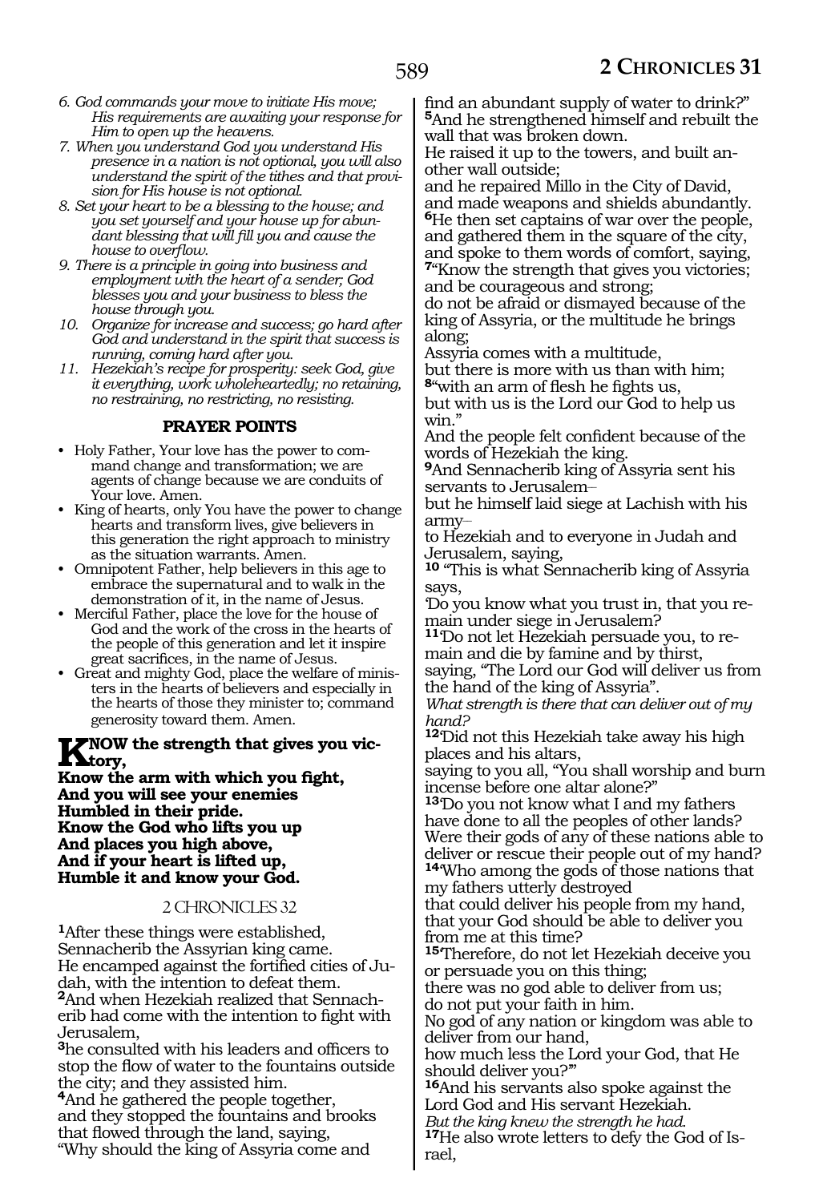6. *God commands your move to initiate His move; His requirements are awaiting your response for Him to open up the heavens.*
7. *When you understand God you understand His presence in a nation is not optional, you will also understand the spirit of the tithes and that provision for His house is not optional.*
8. *Set your heart to be a blessing to the house; and you set yourself and your house up for abundant blessing that will fill you and cause the house to overflow.*
9. *There is a principle in going into business and employment with the heart of a sender; God blesses you and your business to bless the house through you.*
10. *Organize for increase and success; go hard after God and understand in the spirit that success is running, coming hard after you.*
11. *Hezekiah's recipe for prosperity: seek God, give it everything, work wholeheartedly; no retaining, no restraining, no restricting, no resisting.*

### PRAYER POINTS

- Holy Father, Your love has the power to command change and transformation; we are agents of change because we are conduits of Your love. Amen.
- King of hearts, only You have the power to change hearts and transform lives, give believers in this generation the right approach to ministry as the situation warrants. Amen.
- Omnipotent Father, help believers in this age to embrace the supernatural and to walk in the demonstration of it, in the name of Jesus.
- Merciful Father, place the love for the house of God and the work of the cross in the hearts of the people of this generation and let it inspire great sacrifices, in the name of Jesus.
- Great and mighty God, place the welfare of ministers in the hearts of believers and especially in the hearts of those they minister to; command generosity toward them. Amen.

**KNOW the strength that gives you victory,**
**Know the arm with which you fight,**
**And you will see your enemies**
**Humbled in their pride.**
**Know the God who lifts you up**
**And places you high above,**
**And if your heart is lifted up,**
**Humble it and know your God.**

## 2 CHRONICLES 32

**1**After these things were established,
Sennacherib the Assyrian king came.
He encamped against the fortified cities of Judah, with the intention to defeat them.
**2**And when Hezekiah realized that Sennacherib had come with the intention to fight with Jerusalem,
**3**he consulted with his leaders and officers to stop the flow of water to the fountains outside the city; and they assisted him.
**4**And he gathered the people together,
and they stopped the fountains and brooks that flowed through the land, saying,
"Why should the king of Assyria come and find an abundant supply of water to drink?"
**5**And he strengthened himself and rebuilt the wall that was broken down.
He raised it up to the towers, and built another wall outside;
and he repaired Millo in the City of David,
and made weapons and shields abundantly.
**6**He then set captains of war over the people,
and gathered them in the square of the city,
and spoke to them words of comfort, saying,
**7**"Know the strength that gives you victories;
and be courageous and strong;
do not be afraid or dismayed because of the king of Assyria, or the multitude he brings along;
Assyria comes with a multitude,
but there is more with us than with him;
**8**"with an arm of flesh he fights us,
but with us is the Lord our God to help us win."
And the people felt confident because of the words of Hezekiah the king.
**9**And Sennacherib king of Assyria sent his servants to Jerusalem–
but he himself laid siege at Lachish with his army–
to Hezekiah and to everyone in Judah and Jerusalem, saying,
**10** "This is what Sennacherib king of Assyria says,
'Do you know what you trust in, that you remain under siege in Jerusalem?
**11**'Do not let Hezekiah persuade you, to remain and die by famine and by thirst,
saying, "The Lord our God will deliver us from the hand of the king of Assyria".
*What strength is there that can deliver out of my hand?*
**12**'Did not this Hezekiah take away his high places and his altars,
saying to you all, "You shall worship and burn incense before one altar alone?"
**13**'Do you not know what I and my fathers have done to all the peoples of other lands?
Were their gods of any of these nations able to deliver or rescue their people out of my hand?
**14**'Who among the gods of those nations that my fathers utterly destroyed
that could deliver his people from my hand,
that your God should be able to deliver you from me at this time?
**15**'Therefore, do not let Hezekiah deceive you or persuade you on this thing;
there was no god able to deliver from us;
do not put your faith in him.
No god of any nation or kingdom was able to deliver from our hand,
how much less the Lord your God, that He should deliver you?'"
**16**And his servants also spoke against the Lord God and His servant Hezekiah.
*But the king knew the strength he had.*
**17**He also wrote letters to defy the God of Israel,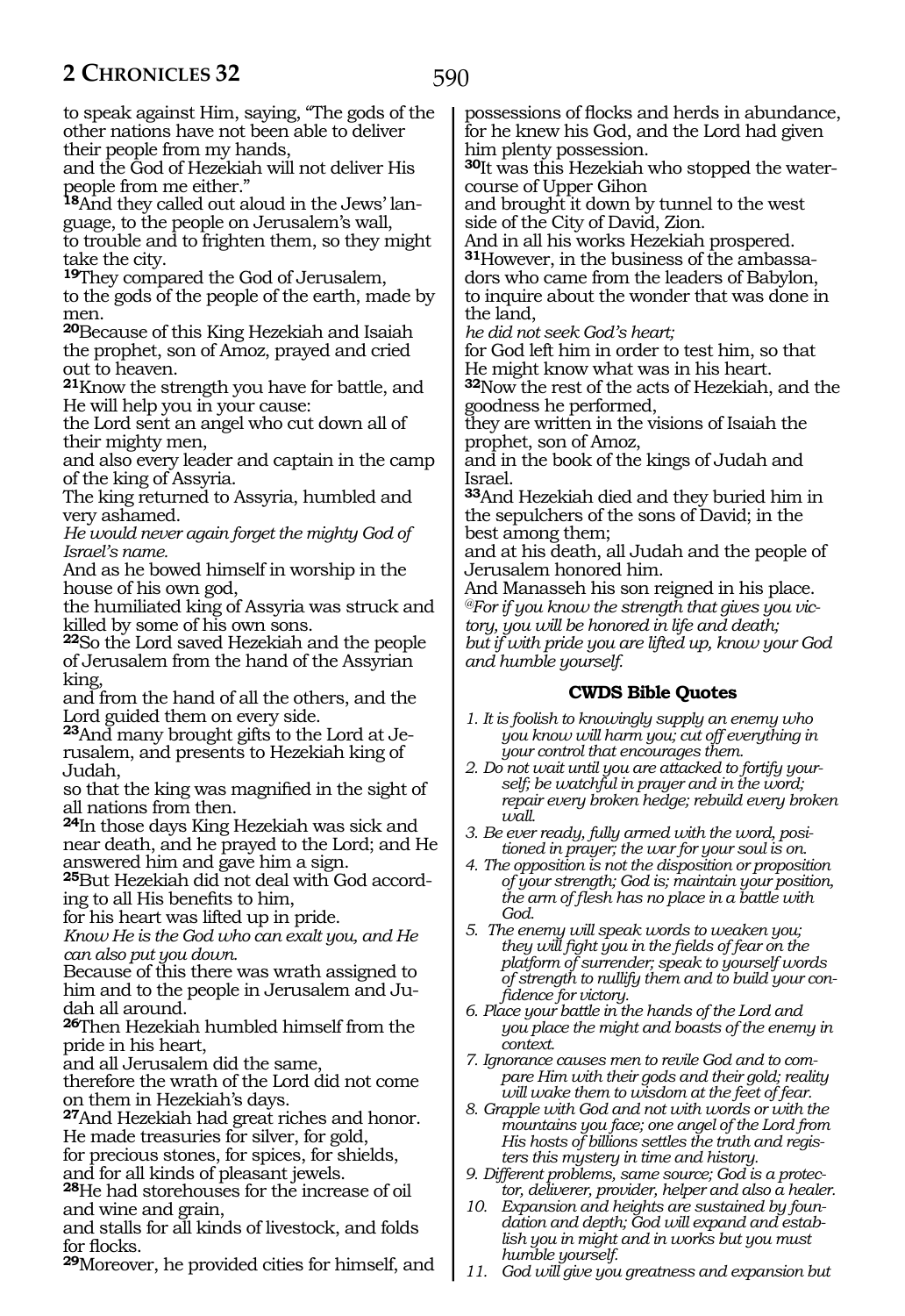to speak against Him, saying, "The gods of the other nations have not been able to deliver their people from my hands,
and the God of Hezekiah will not deliver His people from me either."
**18**And they called out aloud in the Jews' language, to the people on Jerusalem's wall,
to trouble and to frighten them, so they might take the city.
**19**They compared the God of Jerusalem,
to the gods of the people of the earth, made by men.
**20**Because of this King Hezekiah and Isaiah the prophet, son of Amoz, prayed and cried out to heaven.
**21**Know the strength you have for battle, and He will help you in your cause:
the Lord sent an angel who cut down all of their mighty men,
and also every leader and captain in the camp of the king of Assyria.
The king returned to Assyria, humbled and very ashamed.
*He would never again forget the mighty God of Israel's name.*
And as he bowed himself in worship in the house of his own god,
the humiliated king of Assyria was struck and killed by some of his own sons.
**22**So the Lord saved Hezekiah and the people of Jerusalem from the hand of the Assyrian king,
and from the hand of all the others, and the Lord guided them on every side.
**23**And many brought gifts to the Lord at Jerusalem, and presents to Hezekiah king of Judah,
so that the king was magnified in the sight of all nations from then.
**24**In those days King Hezekiah was sick and near death, and he prayed to the Lord; and He answered him and gave him a sign.
**25**But Hezekiah did not deal with God according to all His benefits to him,
for his heart was lifted up in pride.
*Know He is the God who can exalt you, and He can also put you down.*
Because of this there was wrath assigned to him and to the people in Jerusalem and Judah all around.
**26**Then Hezekiah humbled himself from the pride in his heart,
and all Jerusalem did the same,
therefore the wrath of the Lord did not come on them in Hezekiah's days.
**27**And Hezekiah had great riches and honor.
He made treasuries for silver, for gold,
for precious stones, for spices, for shields,
and for all kinds of pleasant jewels.
**28**He had storehouses for the increase of oil and wine and grain,
and stalls for all kinds of livestock, and folds for flocks.
**29**Moreover, he provided cities for himself, and possessions of flocks and herds in abundance,
for he knew his God, and the Lord had given him plenty possession.
**30**It was this Hezekiah who stopped the watercourse of Upper Gihon
and brought it down by tunnel to the west side of the City of David, Zion.
And in all his works Hezekiah prospered.
**31**However, in the business of the ambassadors who came from the leaders of Babylon,
to inquire about the wonder that was done in the land,
*he did not seek God's heart;*
for God left him in order to test him, so that He might know what was in his heart.
**32**Now the rest of the acts of Hezekiah, and the goodness he performed,
they are written in the visions of Isaiah the prophet, son of Amoz,
and in the book of the kings of Judah and Israel.
**33**And Hezekiah died and they buried him in the sepulchers of the sons of David; in the best among them;
and at his death, all Judah and the people of Jerusalem honored him.
And Manasseh his son reigned in his place.
*@For if you know the strength that gives you victory, you will be honored in life and death;*
*but if with pride you are lifted up, know your God and humble yourself.*

### CWDS Bible Quotes

*1. It is foolish to knowingly supply an enemy who you know will harm you; cut off everything in your control that encourages them.*
*2. Do not wait until you are attacked to fortify yourself; be watchful in prayer and in the word; repair every broken hedge; rebuild every broken wall.*
*3. Be ever ready, fully armed with the word, positioned in prayer; the war for your soul is on.*
*4. The opposition is not the disposition or proposition of your strength; God is; maintain your position, the arm of flesh has no place in a battle with God.*
*5. The enemy will speak words to weaken you; they will fight you in the fields of fear on the platform of surrender; speak to yourself words of strength to nullify them and to build your confidence for victory.*
*6. Place your battle in the hands of the Lord and you place the might and boasts of the enemy in context.*
*7. Ignorance causes men to revile God and to compare Him with their gods and their gold; reality will wake them to wisdom at the feet of fear.*
*8. Grapple with God and not with words or with the mountains you face; one angel of the Lord from His hosts of billions settles the truth and registers this mystery in time and history.*
*9. Different problems, same source; God is a protector, deliverer, provider, helper and also a healer.*
*10. Expansion and heights are sustained by foundation and depth; God will expand and establish you in might and in works but you must humble yourself.*
*11. God will give you greatness and expansion but*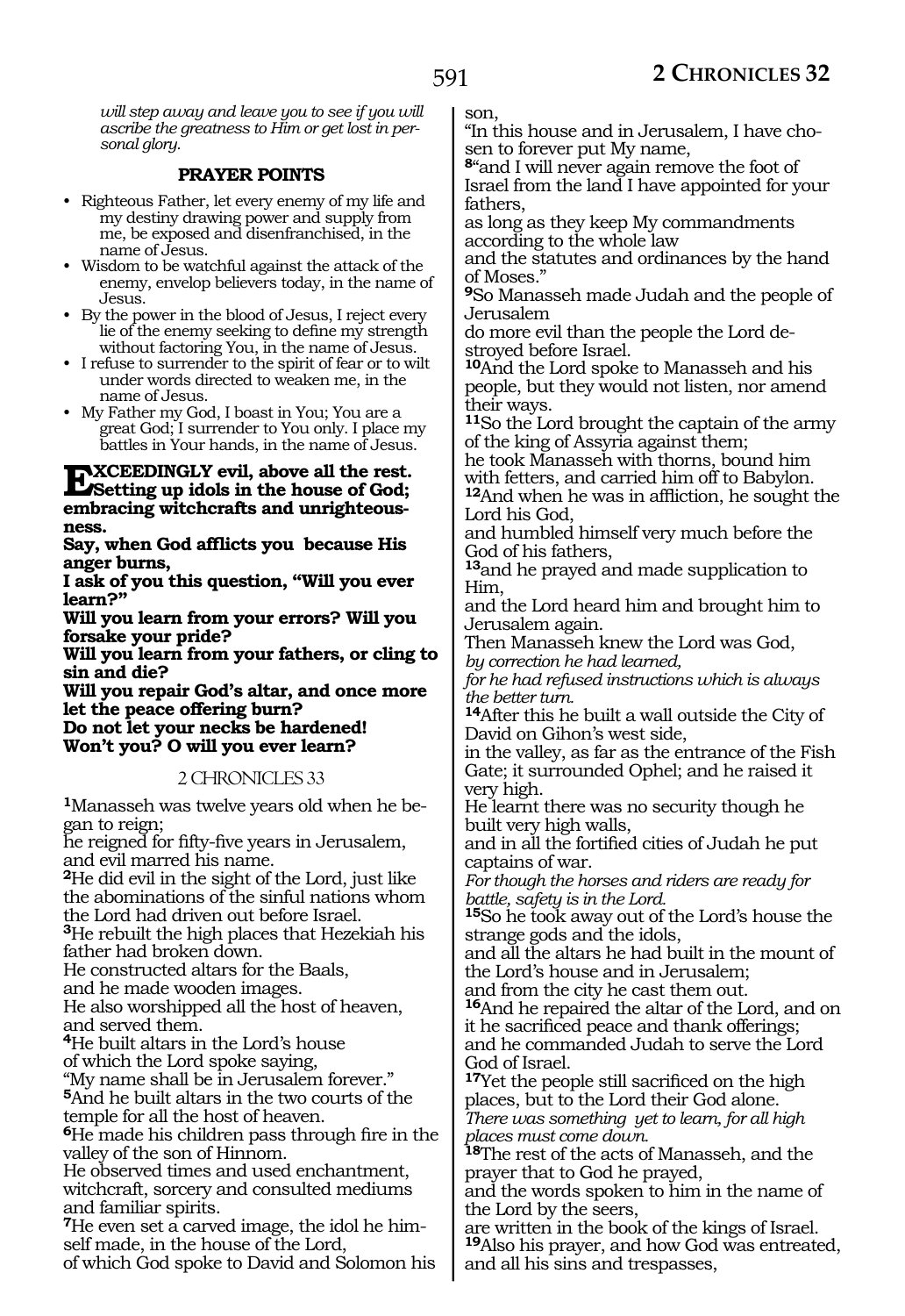*will step away and leave you to see if you will ascribe the greatness to Him or get lost in personal glory.*

**PRAYER POINTS**

- Righteous Father, let every enemy of my life and my destiny drawing power and supply from me, be exposed and disenfranchised, in the name of Jesus.
- Wisdom to be watchful against the attack of the enemy, envelop believers today, in the name of Jesus.
- By the power in the blood of Jesus, I reject every lie of the enemy seeking to define my strength without factoring You, in the name of Jesus.
- I refuse to surrender to the spirit of fear or to wilt under words directed to weaken me, in the name of Jesus.
- My Father my God, I boast in You; You are a great God; I surrender to You only. I place my battles in Your hands, in the name of Jesus.

**EXCEEDINGLY evil, above all the rest. Setting up idols in the house of God; embracing witchcrafts and unrighteousness.**
**Say, when God afflicts you because His anger burns,**
**I ask of you this question, "Will you ever learn?"**
**Will you learn from your errors? Will you forsake your pride?**
**Will you learn from your fathers, or cling to sin and die?**
**Will you repair God's altar, and once more let the peace offering burn?**
**Do not let your necks be hardened!**
**Won't you? O will you ever learn?**

## 2 CHRONICLES 33

**1**Manasseh was twelve years old when he began to reign;
he reigned for fifty-five years in Jerusalem, and evil marred his name.
**2**He did evil in the sight of the Lord, just like the abominations of the sinful nations whom the Lord had driven out before Israel.
**3**He rebuilt the high places that Hezekiah his father had broken down.
He constructed altars for the Baals,
and he made wooden images.
He also worshipped all the host of heaven, and served them.
**4**He built altars in the Lord's house
of which the Lord spoke saying,
"My name shall be in Jerusalem forever."
**5**And he built altars in the two courts of the temple for all the host of heaven.
**6**He made his children pass through fire in the valley of the son of Hinnom.
He observed times and used enchantment, witchcraft, sorcery and consulted mediums and familiar spirits.
**7**He even set a carved image, the idol he himself made, in the house of the Lord,
of which God spoke to David and Solomon his son,
"In this house and in Jerusalem, I have chosen to forever put My name,
**8**"and I will never again remove the foot of Israel from the land I have appointed for your fathers,
as long as they keep My commandments according to the whole law
and the statutes and ordinances by the hand of Moses."
**9**So Manasseh made Judah and the people of Jerusalem
do more evil than the people the Lord destroyed before Israel.
**10**And the Lord spoke to Manasseh and his people, but they would not listen, nor amend their ways.
**11**So the Lord brought the captain of the army of the king of Assyria against them;
he took Manasseh with thorns, bound him with fetters, and carried him off to Babylon.
**12**And when he was in affliction, he sought the Lord his God,
and humbled himself very much before the God of his fathers,
**13**and he prayed and made supplication to Him,
and the Lord heard him and brought him to Jerusalem again.
Then Manasseh knew the Lord was God,
*by correction he had learned,*
*for he had refused instructions which is always the better turn.*
**14**After this he built a wall outside the City of David on Gihon's west side,
in the valley, as far as the entrance of the Fish Gate; it surrounded Ophel; and he raised it very high.
He learnt there was no security though he built very high walls,
and in all the fortified cities of Judah he put captains of war.
*For though the horses and riders are ready for battle, safety is in the Lord.*
**15**So he took away out of the Lord's house the strange gods and the idols,
and all the altars he had built in the mount of the Lord's house and in Jerusalem;
and from the city he cast them out.
**16**And he repaired the altar of the Lord, and on it he sacrificed peace and thank offerings;
and he commanded Judah to serve the Lord God of Israel.
**17**Yet the people still sacrificed on the high places, but to the Lord their God alone.
*There was something yet to learn, for all high places must come down.*
**18**The rest of the acts of Manasseh, and the prayer that to God he prayed,
and the words spoken to him in the name of the Lord by the seers,
are written in the book of the kings of Israel.
**19**Also his prayer, and how God was entreated, and all his sins and trespasses,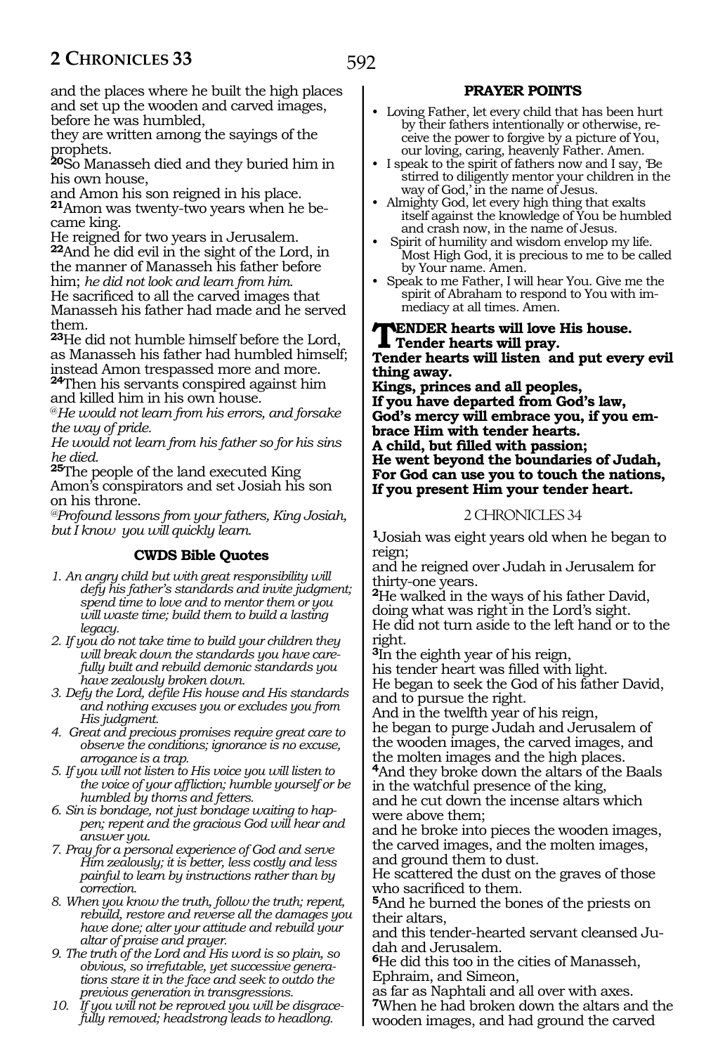and the places where he built the high places and set up the wooden and carved images, before he was humbled,
they are written among the sayings of the prophets.
**20**So Manasseh died and they buried him in his own house,
and Amon his son reigned in his place.
**21**Amon was twenty-two years when he became king.
He reigned for two years in Jerusalem.
**22**And he did evil in the sight of the Lord, in the manner of Manasseh his father before him; *he did not look and learn from him.*
He sacrificed to all the carved images that Manasseh his father had made and he served them.
**23**He did not humble himself before the Lord, as Manasseh his father had humbled himself; instead Amon trespassed more and more.
**24**Then his servants conspired against him and killed him in his own house.
*@He would not learn from his errors, and forsake the way of pride.*
*He would not learn from his father so for his sins he died.*
**25**The people of the land executed King Amon's conspirators and set Josiah his son on his throne.
*@Profound lessons from your fathers, King Josiah, but I know you will quickly learn.*

### CWDS Bible Quotes

1. *An angry child but with great responsibility will defy his father's standards and invite judgment; spend time to love and to mentor them or you will waste time; build them to build a lasting legacy.*
2. *If you do not take time to build your children they will break down the standards you have carefully built and rebuild demonic standards you have zealously broken down.*
3. *Defy the Lord, defile His house and His standards and nothing excuses you or excludes you from His judgment.*
4. *Great and precious promises require great care to observe the conditions; ignorance is no excuse, arrogance is a trap.*
5. *If you will not listen to His voice you will listen to the voice of your affliction; humble yourself or be humbled by thorns and fetters.*
6. *Sin is bondage, not just bondage waiting to happen; repent and the gracious God will hear and answer you.*
7. *Pray for a personal experience of God and serve Him zealously; it is better, less costly and less painful to learn by instructions rather than by correction.*
8. *When you know the truth, follow the truth; repent, rebuild, restore and reverse all the damages you have done; alter your attitude and rebuild your altar of praise and prayer.*
9. *The truth of the Lord and His word is so plain, so obvious, so irrefutable, yet successive generations stare it in the face and seek to outdo the previous generation in transgressions.*
10. *If you will not be reproved you will be disgracefully removed; headstrong leads to headlong.*

### PRAYER POINTS

- Loving Father, let every child that has been hurt by their fathers intentionally or otherwise, receive the power to forgive by a picture of You, our loving, caring, heavenly Father. Amen.
- I speak to the spirit of fathers now and I say, 'Be stirred to diligently mentor your children in the way of God,' in the name of Jesus.
- Almighty God, let every high thing that exalts itself against the knowledge of You be humbled and crash now, in the name of Jesus.
- Spirit of humility and wisdom envelop my life. Most High God, it is precious to me to be called by Your name. Amen.
- Speak to me Father, I will hear You. Give me the spirit of Abraham to respond to You with immediacy at all times. Amen.

**TENDER hearts will love His house.**
**Tender hearts will pray.**
**Tender hearts will listen and put every evil thing away.**
**Kings, princes and all peoples,**
**If you have departed from God's law,**
**God's mercy will embrace you, if you embrace Him with tender hearts.**
**A child, but filled with passion;**
**He went beyond the boundaries of Judah,**
**For God can use you to touch the nations,**
**If you present Him your tender heart.**

## 2 CHRONICLES 34

**1**Josiah was eight years old when he began to reign;
and he reigned over Judah in Jerusalem for thirty-one years.
**2**He walked in the ways of his father David, doing what was right in the Lord's sight.
He did not turn aside to the left hand or to the right.
**3**In the eighth year of his reign,
his tender heart was filled with light.
He began to seek the God of his father David, and to pursue the right.
And in the twelfth year of his reign,
he began to purge Judah and Jerusalem of the wooden images, the carved images, and the molten images and the high places.
**4**And they broke down the altars of the Baals in the watchful presence of the king,
and he cut down the incense altars which were above them;
and he broke into pieces the wooden images, the carved images, and the molten images, and ground them to dust.
He scattered the dust on the graves of those who sacrificed to them.
**5**And he burned the bones of the priests on their altars,
and this tender-hearted servant cleansed Judah and Jerusalem.
**6**He did this too in the cities of Manasseh, Ephraim, and Simeon,
as far as Naphtali and all over with axes.
**7**When he had broken down the altars and the wooden images, and had ground the carved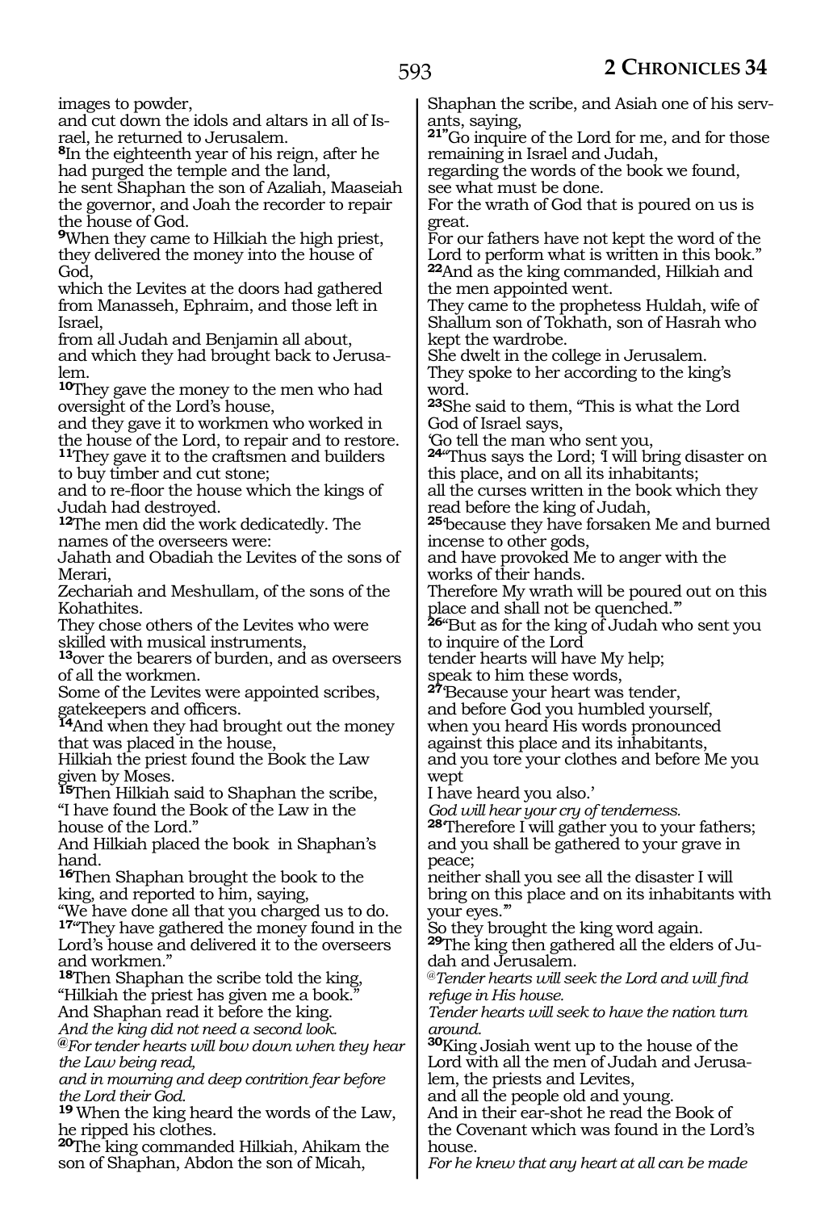images to powder,
and cut down the idols and altars in all of Israel, he returned to Jerusalem.

**8**In the eighteenth year of his reign, after he had purged the temple and the land,
he sent Shaphan the son of Azaliah, Maaseiah the governor, and Joah the recorder to repair the house of God.

**9**When they came to Hilkiah the high priest, they delivered the money into the house of God,
which the Levites at the doors had gathered from Manasseh, Ephraim, and those left in Israel,
from all Judah and Benjamin all about,
and which they had brought back to Jerusalem.

**10**They gave the money to the men who had oversight of the Lord's house,
and they gave it to workmen who worked in the house of the Lord, to repair and to restore.

**11**They gave it to the craftsmen and builders to buy timber and cut stone;
and to re-floor the house which the kings of Judah had destroyed.

**12**The men did the work dedicatedly. The names of the overseers were:
Jahath and Obadiah the Levites of the sons of Merari,
Zechariah and Meshullam, of the sons of the Kohathites.
They chose others of the Levites who were skilled with musical instruments,

**13**over the bearers of burden, and as overseers of all the workmen.
Some of the Levites were appointed scribes, gatekeepers and officers.

**14**And when they had brought out the money that was placed in the house,
Hilkiah the priest found the Book the Law given by Moses.

**15**Then Hilkiah said to Shaphan the scribe,
"I have found the Book of the Law in the house of the Lord."
And Hilkiah placed the book in Shaphan's hand.

**16**Then Shaphan brought the book to the king, and reported to him, saying,
"We have done all that you charged us to do.

**17**"They have gathered the money found in the Lord's house and delivered it to the overseers and workmen."

**18**Then Shaphan the scribe told the king,
"Hilkiah the priest has given me a book."
And Shaphan read it before the king.
*And the king did not need a second look.*
*@For tender hearts will bow down when they hear the Law being read,*
*and in mourning and deep contrition fear before the Lord their God.*

**19** When the king heard the words of the Law, he ripped his clothes.

**20**The king commanded Hilkiah, Ahikam the son of Shaphan, Abdon the son of Micah,
Shaphan the scribe, and Asiah one of his servants, saying,

**21**"Go inquire of the Lord for me, and for those remaining in Israel and Judah,
regarding the words of the book we found,
see what must be done.
For the wrath of God that is poured on us is great.
For our fathers have not kept the word of the Lord to perform what is written in this book."

**22**And as the king commanded, Hilkiah and the men appointed went.
They came to the prophetess Huldah, wife of Shallum son of Tokhath, son of Hasrah who kept the wardrobe.
She dwelt in the college in Jerusalem.
They spoke to her according to the king's word.

**23**She said to them, "This is what the Lord God of Israel says,
'Go tell the man who sent you,

**24**"Thus says the Lord; 'I will bring disaster on this place, and on all its inhabitants;
all the curses written in the book which they read before the king of Judah,

**25**'because they have forsaken Me and burned incense to other gods,
and have provoked Me to anger with the works of their hands.
Therefore My wrath will be poured out on this place and shall not be quenched."'

**26**"But as for the king of Judah who sent you to inquire of the Lord
tender hearts will have My help;
speak to him these words,

**27**'Because your heart was tender,
and before God you humbled yourself,
when you heard His words pronounced against this place and its inhabitants,
and you tore your clothes and before Me you wept
I have heard you also.'
*God will hear your cry of tenderness.*

**28**'Therefore I will gather you to your fathers;
and you shall be gathered to your grave in peace;
neither shall you see all the disaster I will bring on this place and on its inhabitants with your eyes."'
So they brought the king word again.

**29**The king then gathered all the elders of Judah and Jerusalem.
*@Tender hearts will seek the Lord and will find refuge in His house.*
*Tender hearts will seek to have the nation turn around.*

**30**King Josiah went up to the house of the Lord with all the men of Judah and Jerusalem, the priests and Levites,
and all the people old and young.
And in their ear-shot he read the Book of the Covenant which was found in the Lord's house.
*For he knew that any heart at all can be made*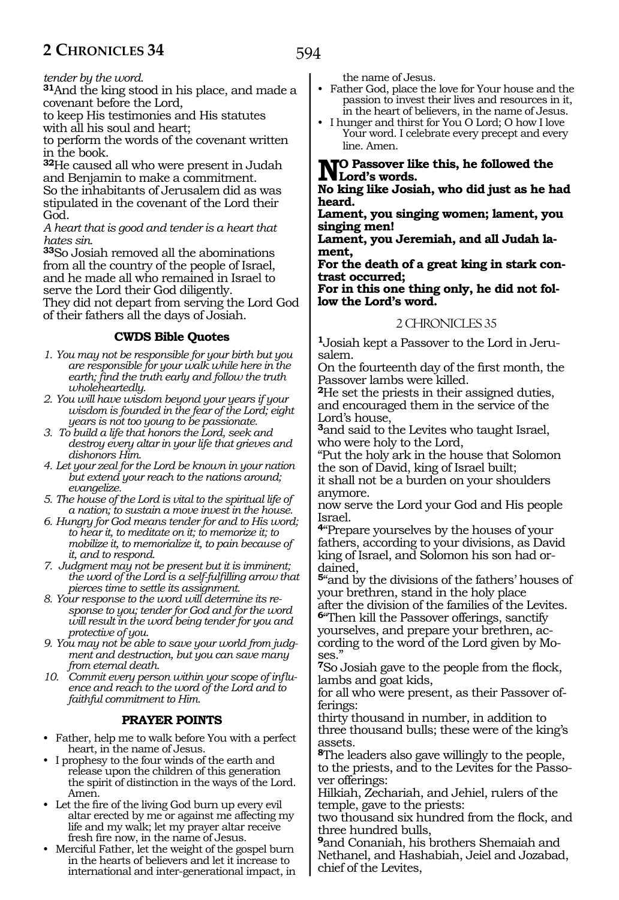*tender by the word.*

**31**And the king stood in his place, and made a covenant before the Lord,
to keep His testimonies and His statutes with all his soul and heart;
to perform the words of the covenant written in the book.

**32**He caused all who were present in Judah and Benjamin to make a commitment.
So the inhabitants of Jerusalem did as was stipulated in the covenant of the Lord their God.

*A heart that is good and tender is a heart that hates sin.*

**33**So Josiah removed all the abominations from all the country of the people of Israel, and he made all who remained in Israel to serve the Lord their God diligently.
They did not depart from serving the Lord God of their fathers all the days of Josiah.

### CWDS Bible Quotes

1. *You may not be responsible for your birth but you are responsible for your walk while here in the earth; find the truth early and follow the truth wholeheartedly.*
2. *You will have wisdom beyond your years if your wisdom is founded in the fear of the Lord; eight years is not too young to be passionate.*
3. *To build a life that honors the Lord, seek and destroy every altar in your life that grieves and dishonors Him.*
4. *Let your zeal for the Lord be known in your nation but extend your reach to the nations around; evangelize.*
5. *The house of the Lord is vital to the spiritual life of a nation; to sustain a move invest in the house.*
6. *Hungry for God means tender for and to His word; to hear it, to meditate on it; to memorize it; to mobilize it, to memorialize it, to pain because of it, and to respond.*
7. *Judgment may not be present but it is imminent; the word of the Lord is a self-fulfilling arrow that pierces time to settle its assignment.*
8. *Your response to the word will determine its response to you; tender for God and for the word will result in the word being tender for you and protective of you.*
9. *You may not be able to save your world from judgment and destruction, but you can save many from eternal death.*
10. *Commit every person within your scope of influence and reach to the word of the Lord and to faithful commitment to Him.*

### PRAYER POINTS

- Father, help me to walk before You with a perfect heart, in the name of Jesus.
- I prophesy to the four winds of the earth and release upon the children of this generation the spirit of distinction in the ways of the Lord. Amen.
- Let the fire of the living God burn up every evil altar erected by me or against me affecting my life and my walk; let my prayer altar receive fresh fire now, in the name of Jesus.
- Merciful Father, let the weight of the gospel burn in the hearts of believers and let it increase to international and inter-generational impact, in the name of Jesus.
- Father God, place the love for Your house and the passion to invest their lives and resources in it, in the heart of believers, in the name of Jesus.
- I hunger and thirst for You O Lord; O how I love Your word. I celebrate every precept and every line. Amen.

**NO Passover like this, he followed the Lord's words.**
**No king like Josiah, who did just as he had heard.**
**Lament, you singing women; lament, you singing men!**
**Lament, you Jeremiah, and all Judah lament,**
**For the death of a great king in stark contrast occurred;**
**For in this one thing only, he did not follow the Lord's word.**

## 2 CHRONICLES 35

**1**Josiah kept a Passover to the Lord in Jerusalem.
On the fourteenth day of the first month, the Passover lambs were killed.

**2**He set the priests in their assigned duties, and encouraged them in the service of the Lord's house,

**3**and said to the Levites who taught Israel, who were holy to the Lord,
"Put the holy ark in the house that Solomon the son of David, king of Israel built;
it shall not be a burden on your shoulders anymore.
now serve the Lord your God and His people Israel.

**4**"Prepare yourselves by the houses of your fathers, according to your divisions, as David king of Israel, and Solomon his son had ordained,

**5**"and by the divisions of the fathers' houses of your brethren, stand in the holy place
after the division of the families of the Levites.

**6**"Then kill the Passover offerings, sanctify yourselves, and prepare your brethren, according to the word of the Lord given by Moses."

**7**So Josiah gave to the people from the flock, lambs and goat kids,
for all who were present, as their Passover offerings:
thirty thousand in number, in addition to three thousand bulls; these were of the king's assets.

**8**The leaders also gave willingly to the people, to the priests, and to the Levites for the Passover offerings:
Hilkiah, Zechariah, and Jehiel, rulers of the temple, gave to the priests:
two thousand six hundred from the flock, and three hundred bulls,

**9**and Conaniah, his brothers Shemaiah and Nethanel, and Hashabiah, Jeiel and Jozabad, chief of the Levites,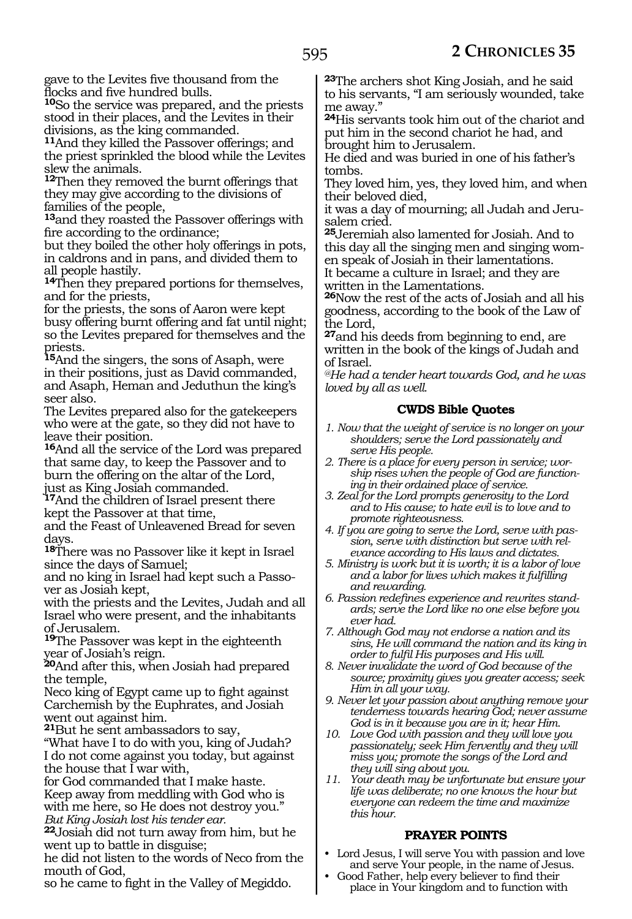gave to the Levites five thousand from the flocks and five hundred bulls.

**10**So the service was prepared, and the priests stood in their places, and the Levites in their divisions, as the king commanded.

**11**And they killed the Passover offerings; and the priest sprinkled the blood while the Levites slew the animals.

**12**Then they removed the burnt offerings that they may give according to the divisions of families of the people,

**13**and they roasted the Passover offerings with fire according to the ordinance;
but they boiled the other holy offerings in pots, in caldrons and in pans, and divided them to all people hastily.

**14**Then they prepared portions for themselves, and for the priests,
for the priests, the sons of Aaron were kept busy offering burnt offering and fat until night; so the Levites prepared for themselves and the priests.

**15**And the singers, the sons of Asaph, were in their positions, just as David commanded, and Asaph, Heman and Jeduthun the king's seer also.
The Levites prepared also for the gatekeepers who were at the gate, so they did not have to leave their position.

**16**And all the service of the Lord was prepared that same day, to keep the Passover and to burn the offering on the altar of the Lord, just as King Josiah commanded.

**17**And the children of Israel present there kept the Passover at that time,
and the Feast of Unleavened Bread for seven days.

**18**There was no Passover like it kept in Israel since the days of Samuel;
and no king in Israel had kept such a Passover as Josiah kept,
with the priests and the Levites, Judah and all Israel who were present, and the inhabitants of Jerusalem.

**19**The Passover was kept in the eighteenth year of Josiah's reign.

**20**And after this, when Josiah had prepared the temple,
Neco king of Egypt came up to fight against Carchemish by the Euphrates, and Josiah went out against him.

**21**But he sent ambassadors to say,
"What have I to do with you, king of Judah?
I do not come against you today, but against the house that I war with,
for God commanded that I make haste.
Keep away from meddling with God who is with me here, so He does not destroy you."
*But King Josiah lost his tender ear.*

**22**Josiah did not turn away from him, but he went up to battle in disguise;
he did not listen to the words of Neco from the mouth of God,
so he came to fight in the Valley of Megiddo.

**23**The archers shot King Josiah, and he said to his servants, "I am seriously wounded, take me away."

**24**His servants took him out of the chariot and put him in the second chariot he had, and brought him to Jerusalem.
He died and was buried in one of his father's tombs.
They loved him, yes, they loved him, and when their beloved died,
it was a day of mourning; all Judah and Jerusalem cried.

**25**Jeremiah also lamented for Josiah. And to this day all the singing men and singing women speak of Josiah in their lamentations.
It became a culture in Israel; and they are written in the Lamentations.

**26**Now the rest of the acts of Josiah and all his goodness, according to the book of the Law of the Lord,

**27**and his deeds from beginning to end, are written in the book of the kings of Judah and of Israel.

*@He had a tender heart towards God, and he was loved by all as well.*

### CWDS Bible Quotes

1. *Now that the weight of service is no longer on your shoulders; serve the Lord passionately and serve His people.*
2. *There is a place for every person in service; worship rises when the people of God are functioning in their ordained place of service.*
3. *Zeal for the Lord prompts generosity to the Lord and to His cause; to hate evil is to love and to promote righteousness.*
4. *If you are going to serve the Lord, serve with passion, serve with distinction but serve with relevance according to His laws and dictates.*
5. *Ministry is work but it is worth; it is a labor of love and a labor for lives which makes it fulfilling and rewarding.*
6. *Passion redefines experience and rewrites standards; serve the Lord like no one else before you ever had.*
7. *Although God may not endorse a nation and its sins, He will command the nation and its king in order to fulfil His purposes and His will.*
8. *Never invalidate the word of God because of the source; proximity gives you greater access; seek Him in all your way.*
9. *Never let your passion about anything remove your tenderness towards hearing God; never assume God is in it because you are in it; hear Him.*
10. *Love God with passion and they will love you passionately; seek Him fervently and they will miss you; promote the songs of the Lord and they will sing about you.*
11. *Your death may be unfortunate but ensure your life was deliberate; no one knows the hour but everyone can redeem the time and maximize this hour.*

### PRAYER POINTS

- Lord Jesus, I will serve You with passion and love and serve Your people, in the name of Jesus.
- Good Father, help every believer to find their place in Your kingdom and to function with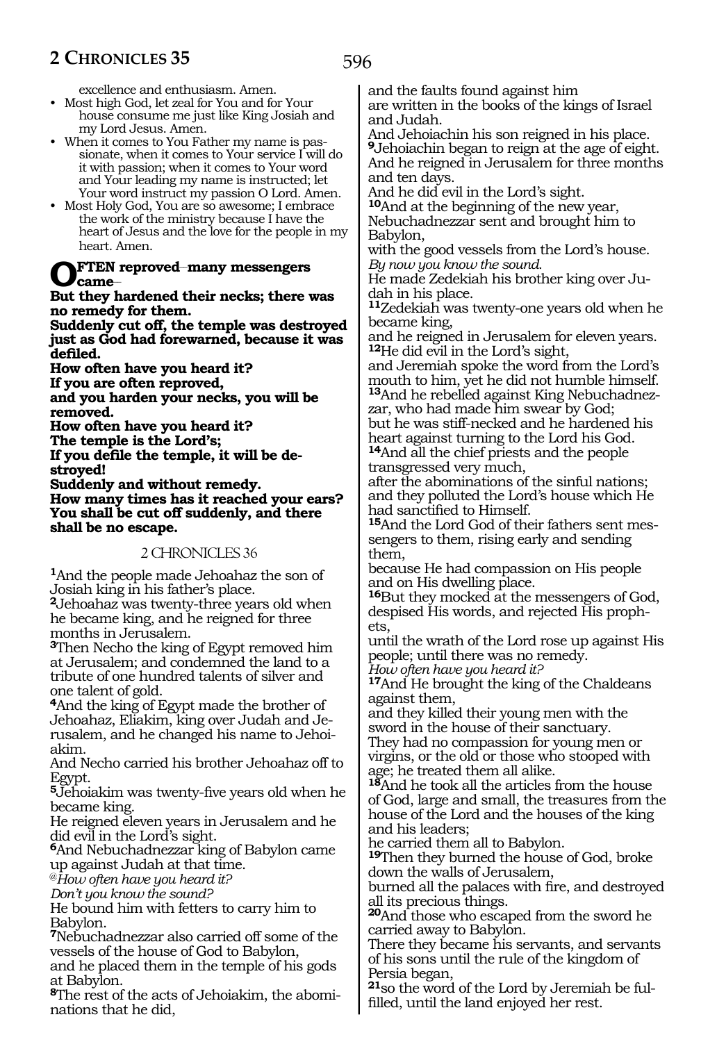excellence and enthusiasm. Amen.

- Most high God, let zeal for You and for Your house consume me just like King Josiah and my Lord Jesus. Amen.
- When it comes to You Father my name is passionate, when it comes to Your service I will do it with passion; when it comes to Your word and Your leading my name is instructed; let Your word instruct my passion O Lord. Amen.
- Most Holy God, You are so awesome; I embrace the work of the ministry because I have the heart of Jesus and the love for the people in my heart. Amen.

**OFTEN reproved–many messengers came–**
**But they hardened their necks; there was no remedy for them.**
**Suddenly cut off, the temple was destroyed just as God had forewarned, because it was defiled.**
**How often have you heard it?**
**If you are often reproved,**
**and you harden your necks, you will be removed.**
**How often have you heard it?**
**The temple is the Lord's;**
**If you defile the temple, it will be destroyed!**
**Suddenly and without remedy.**
**How many times has it reached your ears?**
**You shall be cut off suddenly, and there shall be no escape.**

## 2 CHRONICLES 36

**1**And the people made Jehoahaz the son of Josiah king in his father's place.
**2**Jehoahaz was twenty-three years old when he became king, and he reigned for three months in Jerusalem.
**3**Then Necho the king of Egypt removed him at Jerusalem; and condemned the land to a tribute of one hundred talents of silver and one talent of gold.
**4**And the king of Egypt made the brother of Jehoahaz, Eliakim, king over Judah and Jerusalem, and he changed his name to Jehoiakim.
And Necho carried his brother Jehoahaz off to Egypt.
**5**Jehoiakim was twenty-five years old when he became king.
He reigned eleven years in Jerusalem and he did evil in the Lord's sight.
**6**And Nebuchadnezzar king of Babylon came up against Judah at that time.
*@How often have you heard it?*
*Don't you know the sound?*
He bound him with fetters to carry him to Babylon.
**7**Nebuchadnezzar also carried off some of the vessels of the house of God to Babylon,
and he placed them in the temple of his gods at Babylon.
**8**The rest of the acts of Jehoiakim, the abominations that he did,
and the faults found against him
are written in the books of the kings of Israel and Judah.
And Jehoiachin his son reigned in his place.
**9**Jehoiachin began to reign at the age of eight.
And he reigned in Jerusalem for three months and ten days.
And he did evil in the Lord's sight.
**10**And at the beginning of the new year, Nebuchadnezzar sent and brought him to Babylon,
with the good vessels from the Lord's house.
*By now you know the sound.*
He made Zedekiah his brother king over Judah in his place.
**11**Zedekiah was twenty-one years old when he became king,
and he reigned in Jerusalem for eleven years.
**12**He did evil in the Lord's sight,
and Jeremiah spoke the word from the Lord's mouth to him, yet he did not humble himself.
**13**And he rebelled against King Nebuchadnezzar, who had made him swear by God;
but he was stiff-necked and he hardened his heart against turning to the Lord his God.
**14**And all the chief priests and the people transgressed very much,
after the abominations of the sinful nations;
and they polluted the Lord's house which He had sanctified to Himself.
**15**And the Lord God of their fathers sent messengers to them, rising early and sending them,
because He had compassion on His people and on His dwelling place.
**16**But they mocked at the messengers of God, despised His words, and rejected His prophets,
until the wrath of the Lord rose up against His people; until there was no remedy.
*How often have you heard it?*
**17**And He brought the king of the Chaldeans against them,
and they killed their young men with the sword in the house of their sanctuary.
They had no compassion for young men or virgins, or the old or those who stooped with age; he treated them all alike.
**18**And he took all the articles from the house of God, large and small, the treasures from the house of the Lord and the houses of the king and his leaders;
he carried them all to Babylon.
**19**Then they burned the house of God, broke down the walls of Jerusalem,
burned all the palaces with fire, and destroyed all its precious things.
**20**And those who escaped from the sword he carried away to Babylon.
There they became his servants, and servants of his sons until the rule of the kingdom of Persia began,
**21**so the word of the Lord by Jeremiah be fulfilled, until the land enjoyed her rest.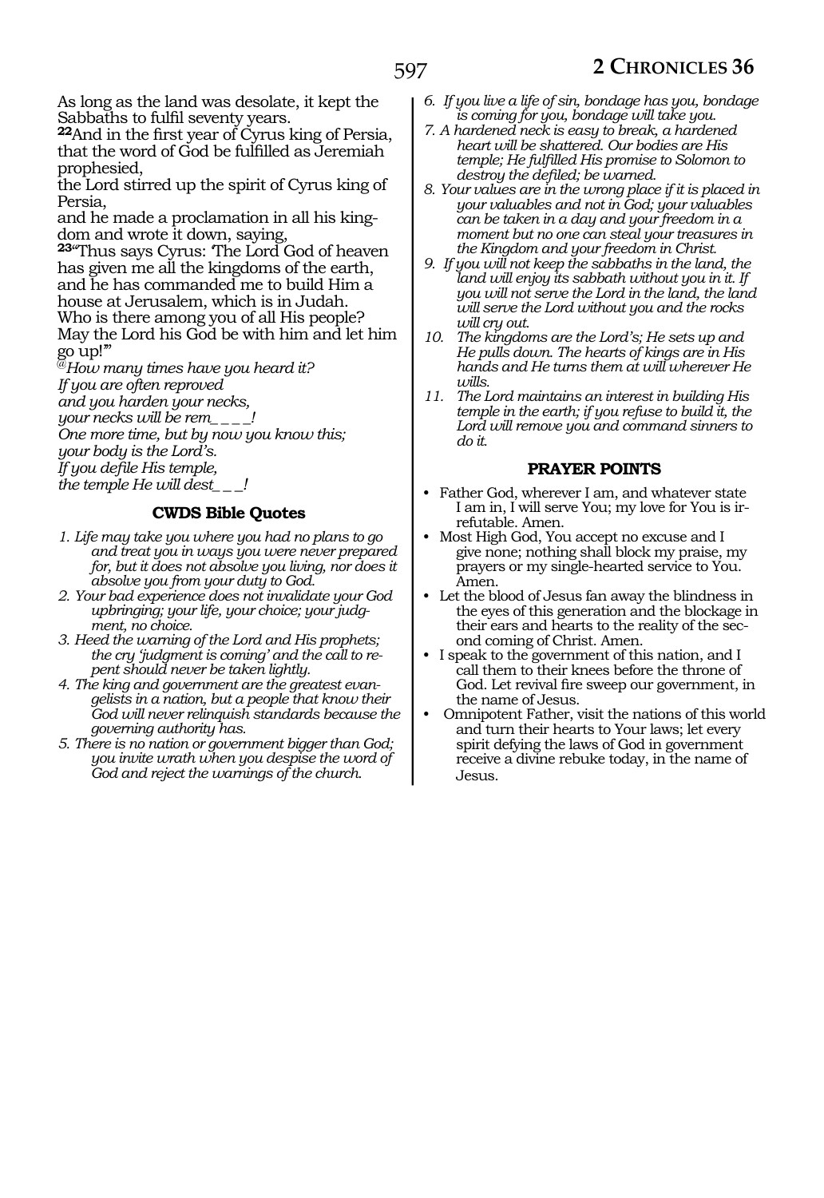As long as the land was desolate, it kept the Sabbaths to fulfil seventy years.

**22**And in the first year of Cyrus king of Persia, that the word of God be fulfilled as Jeremiah prophesied,

the Lord stirred up the spirit of Cyrus king of Persia,

and he made a proclamation in all his kingdom and wrote it down, saying,

**23**"Thus says Cyrus: 'The Lord God of heaven has given me all the kingdoms of the earth, and he has commanded me to build Him a house at Jerusalem, which is in Judah.

Who is there among you of all His people?

May the Lord his God be with him and let him go up!'"

@*How many times have you heard it?*
*If you are often reproved*
*and you harden your necks,*
*your necks will be rem_ _ _ _!*
*One more time, but by now you know this;*
*your body is the Lord's.*
*If you defile His temple,*
*the temple He will dest_ _ _!*

### CWDS Bible Quotes

1. *Life may take you where you had no plans to go and treat you in ways you were never prepared for, but it does not absolve you living, nor does it absolve you from your duty to God.*
2. *Your bad experience does not invalidate your God upbringing; your life, your choice; your judgment, no choice.*
3. *Heed the warning of the Lord and His prophets; the cry 'judgment is coming' and the call to repent should never be taken lightly.*
4. *The king and government are the greatest evangelists in a nation, but a people that know their God will never relinquish standards because the governing authority has.*
5. *There is no nation or government bigger than God; you invite wrath when you despise the word of God and reject the warnings of the church.*
6. *If you live a life of sin, bondage has you, bondage is coming for you, bondage will take you.*
7. *A hardened neck is easy to break, a hardened heart will be shattered. Our bodies are His temple; He fulfilled His promise to Solomon to destroy the defiled; be warned.*
8. *Your values are in the wrong place if it is placed in your valuables and not in God; your valuables can be taken in a day and your freedom in a moment but no one can steal your treasures in the Kingdom and your freedom in Christ.*
9. *If you will not keep the sabbaths in the land, the land will enjoy its sabbath without you in it. If you will not serve the Lord in the land, the land will serve the Lord without you and the rocks will cry out.*
10. *The kingdoms are the Lord's; He sets up and He pulls down. The hearts of kings are in His hands and He turns them at will wherever He wills.*
11. *The Lord maintains an interest in building His temple in the earth; if you refuse to build it, the Lord will remove you and command sinners to do it.*

### PRAYER POINTS

- Father God, wherever I am, and whatever state I am in, I will serve You; my love for You is irrefutable. Amen.
- Most High God, You accept no excuse and I give none; nothing shall block my praise, my prayers or my single-hearted service to You. Amen.
- Let the blood of Jesus fan away the blindness in the eyes of this generation and the blockage in their ears and hearts to the reality of the second coming of Christ. Amen.
- I speak to the government of this nation, and I call them to their knees before the throne of God. Let revival fire sweep our government, in the name of Jesus.
- Omnipotent Father, visit the nations of this world and turn their hearts to Your laws; let every spirit defying the laws of God in government receive a divine rebuke today, in the name of Jesus.